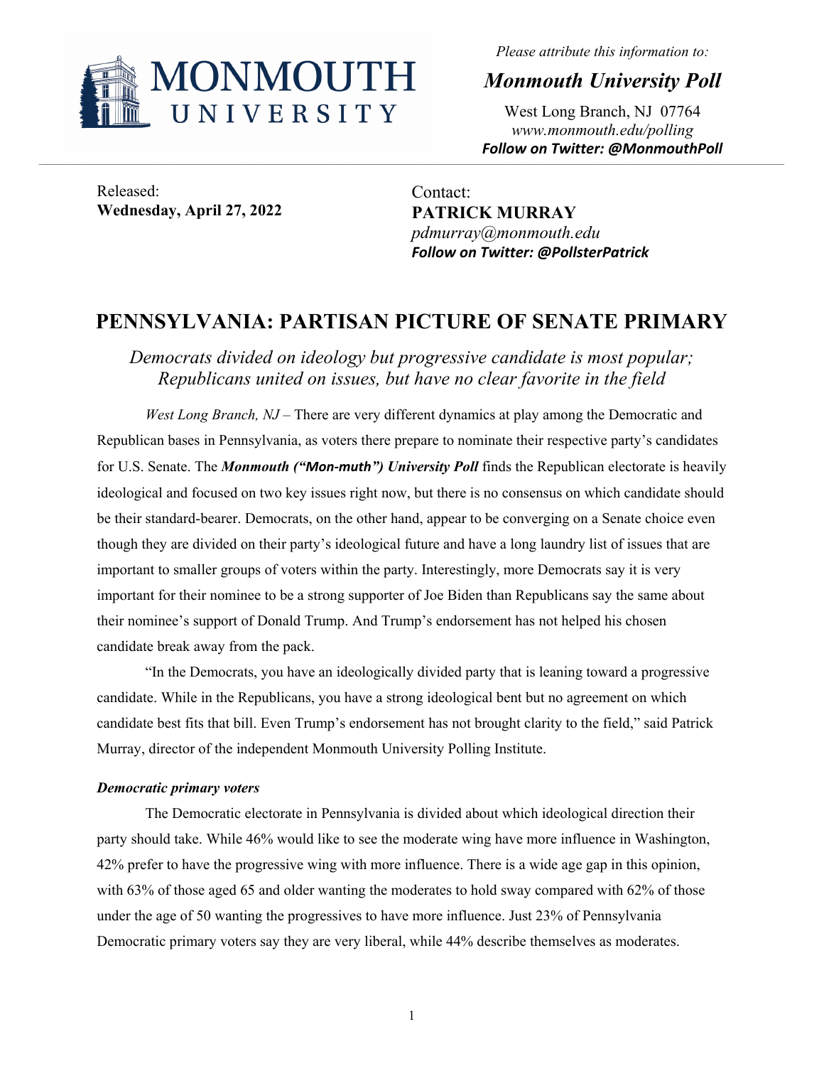MONMOUTH UNIVERSITY

*Please attribute this information to:*

***Monmouth University Poll***

West Long Branch, NJ 07764
*www.monmouth.edu/polling*
***Follow on Twitter: @MonmouthPoll***

Released:
**Wednesday, April 27, 2022**

Contact:
**PATRICK MURRAY**
*pdmurray@monmouth.edu*
***Follow on Twitter: @PollsterPatrick***

# PENNSYLVANIA: PARTISAN PICTURE OF SENATE PRIMARY

*Democrats divided on ideology but progressive candidate is most popular; Republicans united on issues, but have no clear favorite in the field*

*West Long Branch, NJ* – There are very different dynamics at play among the Democratic and Republican bases in Pennsylvania, as voters there prepare to nominate their respective party's candidates for U.S. Senate. The ***Monmouth ("Mon-muth") University Poll*** finds the Republican electorate is heavily ideological and focused on two key issues right now, but there is no consensus on which candidate should be their standard-bearer. Democrats, on the other hand, appear to be converging on a Senate choice even though they are divided on their party's ideological future and have a long laundry list of issues that are important to smaller groups of voters within the party. Interestingly, more Democrats say it is very important for their nominee to be a strong supporter of Joe Biden than Republicans say the same about their nominee's support of Donald Trump. And Trump's endorsement has not helped his chosen candidate break away from the pack.

"In the Democrats, you have an ideologically divided party that is leaning toward a progressive candidate. While in the Republicans, you have a strong ideological bent but no agreement on which candidate best fits that bill. Even Trump's endorsement has not brought clarity to the field," said Patrick Murray, director of the independent Monmouth University Polling Institute.

### *Democratic primary voters*

The Democratic electorate in Pennsylvania is divided about which ideological direction their party should take. While 46% would like to see the moderate wing have more influence in Washington, 42% prefer to have the progressive wing with more influence. There is a wide age gap in this opinion, with 63% of those aged 65 and older wanting the moderates to hold sway compared with 62% of those under the age of 50 wanting the progressives to have more influence. Just 23% of Pennsylvania Democratic primary voters say they are very liberal, while 44% describe themselves as moderates.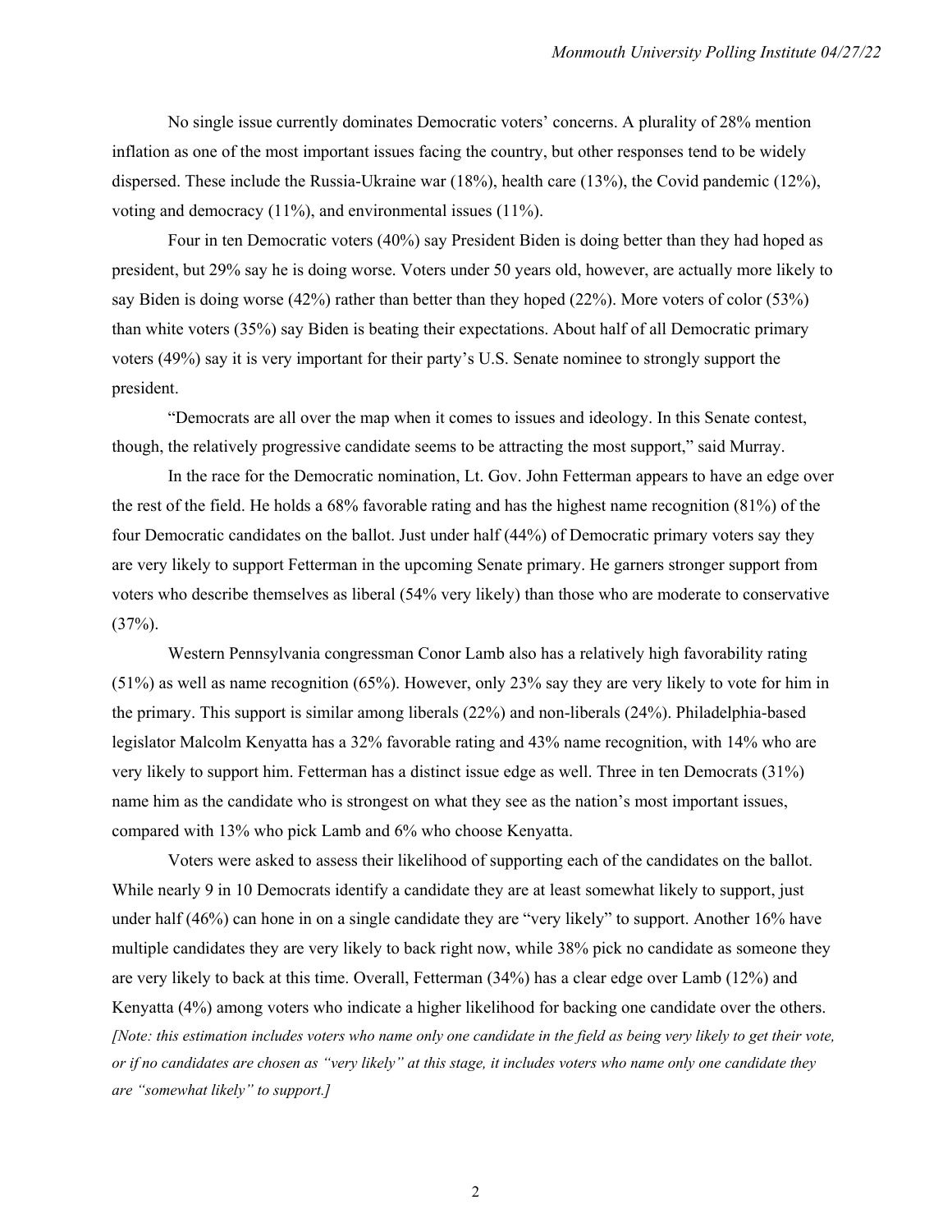No single issue currently dominates Democratic voters' concerns. A plurality of 28% mention inflation as one of the most important issues facing the country, but other responses tend to be widely dispersed. These include the Russia-Ukraine war (18%), health care (13%), the Covid pandemic (12%), voting and democracy (11%), and environmental issues (11%).

Four in ten Democratic voters (40%) say President Biden is doing better than they had hoped as president, but 29% say he is doing worse. Voters under 50 years old, however, are actually more likely to say Biden is doing worse (42%) rather than better than they hoped (22%). More voters of color (53%) than white voters (35%) say Biden is beating their expectations. About half of all Democratic primary voters (49%) say it is very important for their party's U.S. Senate nominee to strongly support the president.

"Democrats are all over the map when it comes to issues and ideology. In this Senate contest, though, the relatively progressive candidate seems to be attracting the most support," said Murray.

In the race for the Democratic nomination, Lt. Gov. John Fetterman appears to have an edge over the rest of the field. He holds a 68% favorable rating and has the highest name recognition (81%) of the four Democratic candidates on the ballot. Just under half (44%) of Democratic primary voters say they are very likely to support Fetterman in the upcoming Senate primary. He garners stronger support from voters who describe themselves as liberal (54% very likely) than those who are moderate to conservative (37%).

Western Pennsylvania congressman Conor Lamb also has a relatively high favorability rating (51%) as well as name recognition (65%). However, only 23% say they are very likely to vote for him in the primary. This support is similar among liberals (22%) and non-liberals (24%). Philadelphia-based legislator Malcolm Kenyatta has a 32% favorable rating and 43% name recognition, with 14% who are very likely to support him. Fetterman has a distinct issue edge as well. Three in ten Democrats (31%) name him as the candidate who is strongest on what they see as the nation's most important issues, compared with 13% who pick Lamb and 6% who choose Kenyatta.

Voters were asked to assess their likelihood of supporting each of the candidates on the ballot. While nearly 9 in 10 Democrats identify a candidate they are at least somewhat likely to support, just under half (46%) can hone in on a single candidate they are "very likely" to support. Another 16% have multiple candidates they are very likely to back right now, while 38% pick no candidate as someone they are very likely to back at this time. Overall, Fetterman (34%) has a clear edge over Lamb (12%) and Kenyatta (4%) among voters who indicate a higher likelihood for backing one candidate over the others. *[Note: this estimation includes voters who name only one candidate in the field as being very likely to get their vote, or if no candidates are chosen as "very likely" at this stage, it includes voters who name only one candidate they are "somewhat likely" to support.]*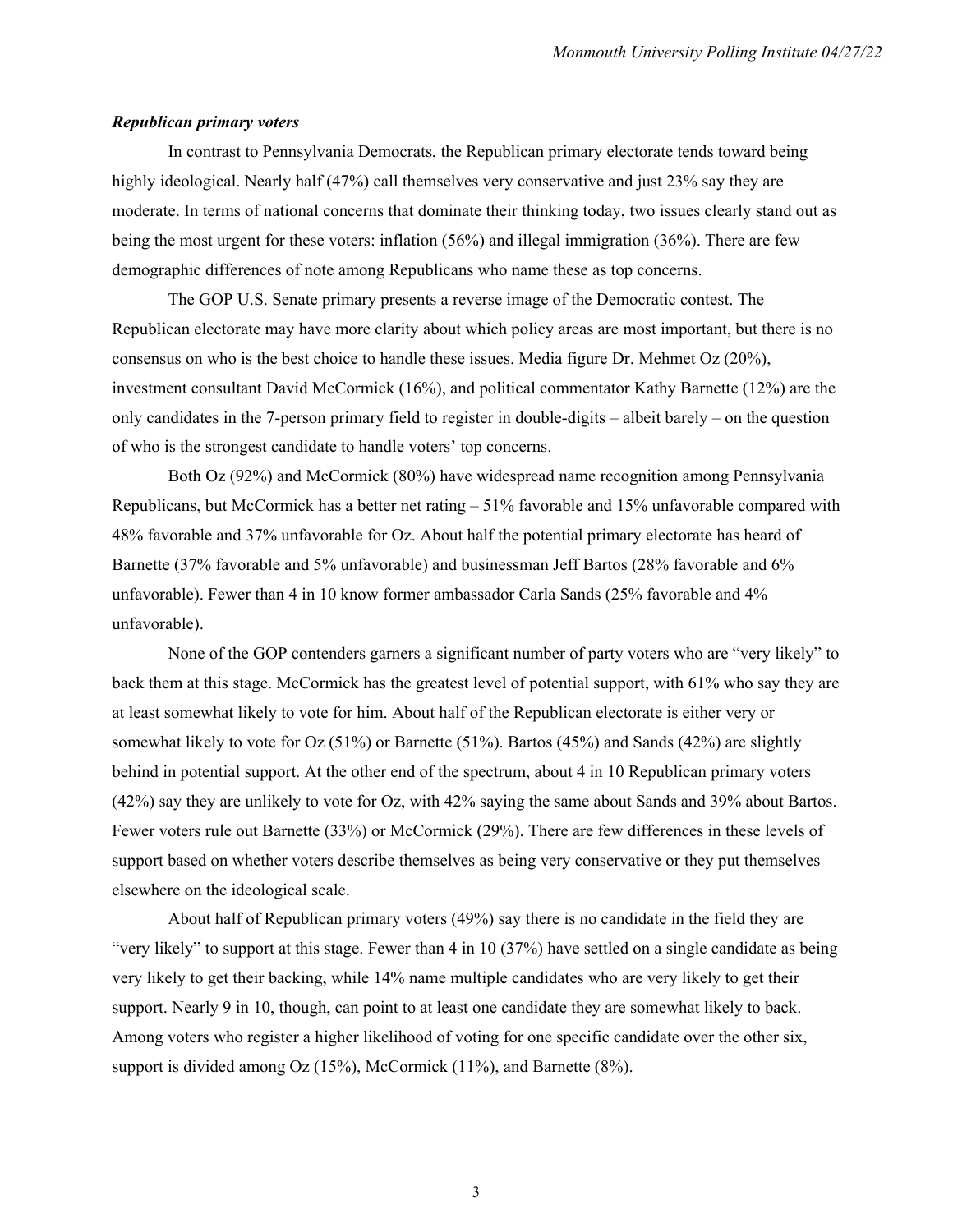***Republican primary voters***

In contrast to Pennsylvania Democrats, the Republican primary electorate tends toward being highly ideological. Nearly half (47%) call themselves very conservative and just 23% say they are moderate. In terms of national concerns that dominate their thinking today, two issues clearly stand out as being the most urgent for these voters: inflation (56%) and illegal immigration (36%). There are few demographic differences of note among Republicans who name these as top concerns.

The GOP U.S. Senate primary presents a reverse image of the Democratic contest. The Republican electorate may have more clarity about which policy areas are most important, but there is no consensus on who is the best choice to handle these issues. Media figure Dr. Mehmet Oz (20%), investment consultant David McCormick (16%), and political commentator Kathy Barnette (12%) are the only candidates in the 7-person primary field to register in double-digits – albeit barely – on the question of who is the strongest candidate to handle voters' top concerns.

Both Oz (92%) and McCormick (80%) have widespread name recognition among Pennsylvania Republicans, but McCormick has a better net rating – 51% favorable and 15% unfavorable compared with 48% favorable and 37% unfavorable for Oz. About half the potential primary electorate has heard of Barnette (37% favorable and 5% unfavorable) and businessman Jeff Bartos (28% favorable and 6% unfavorable). Fewer than 4 in 10 know former ambassador Carla Sands (25% favorable and 4% unfavorable).

None of the GOP contenders garners a significant number of party voters who are "very likely" to back them at this stage. McCormick has the greatest level of potential support, with 61% who say they are at least somewhat likely to vote for him. About half of the Republican electorate is either very or somewhat likely to vote for Oz (51%) or Barnette (51%). Bartos (45%) and Sands (42%) are slightly behind in potential support. At the other end of the spectrum, about 4 in 10 Republican primary voters (42%) say they are unlikely to vote for Oz, with 42% saying the same about Sands and 39% about Bartos. Fewer voters rule out Barnette (33%) or McCormick (29%). There are few differences in these levels of support based on whether voters describe themselves as being very conservative or they put themselves elsewhere on the ideological scale.

About half of Republican primary voters (49%) say there is no candidate in the field they are "very likely" to support at this stage. Fewer than 4 in 10 (37%) have settled on a single candidate as being very likely to get their backing, while 14% name multiple candidates who are very likely to get their support. Nearly 9 in 10, though, can point to at least one candidate they are somewhat likely to back. Among voters who register a higher likelihood of voting for one specific candidate over the other six, support is divided among Oz (15%), McCormick (11%), and Barnette (8%).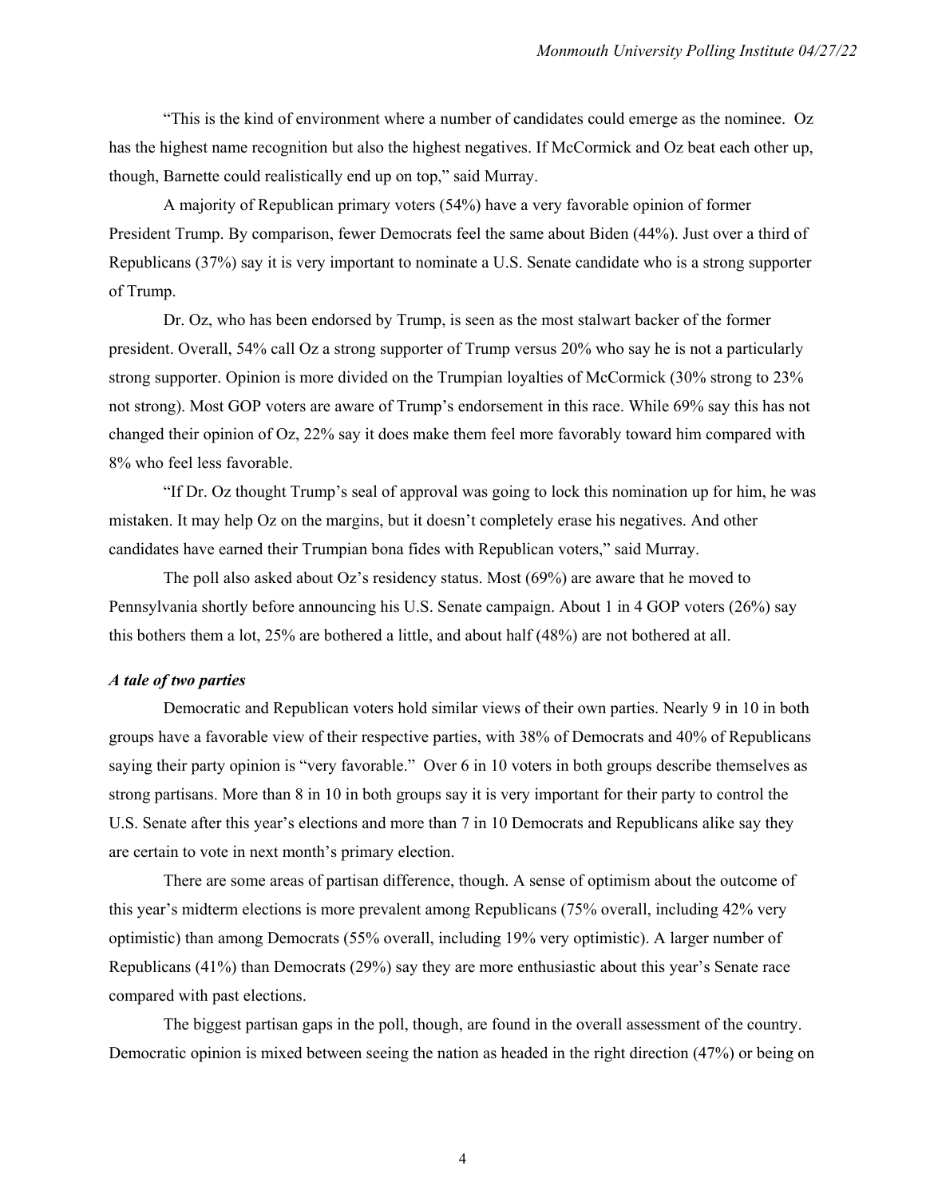"This is the kind of environment where a number of candidates could emerge as the nominee. Oz has the highest name recognition but also the highest negatives. If McCormick and Oz beat each other up, though, Barnette could realistically end up on top," said Murray.

A majority of Republican primary voters (54%) have a very favorable opinion of former President Trump. By comparison, fewer Democrats feel the same about Biden (44%). Just over a third of Republicans (37%) say it is very important to nominate a U.S. Senate candidate who is a strong supporter of Trump.

Dr. Oz, who has been endorsed by Trump, is seen as the most stalwart backer of the former president. Overall, 54% call Oz a strong supporter of Trump versus 20% who say he is not a particularly strong supporter. Opinion is more divided on the Trumpian loyalties of McCormick (30% strong to 23% not strong). Most GOP voters are aware of Trump's endorsement in this race. While 69% say this has not changed their opinion of Oz, 22% say it does make them feel more favorably toward him compared with 8% who feel less favorable.

"If Dr. Oz thought Trump's seal of approval was going to lock this nomination up for him, he was mistaken. It may help Oz on the margins, but it doesn't completely erase his negatives. And other candidates have earned their Trumpian bona fides with Republican voters," said Murray.

The poll also asked about Oz's residency status. Most (69%) are aware that he moved to Pennsylvania shortly before announcing his U.S. Senate campaign. About 1 in 4 GOP voters (26%) say this bothers them a lot, 25% are bothered a little, and about half (48%) are not bothered at all.

***A tale of two parties***

Democratic and Republican voters hold similar views of their own parties. Nearly 9 in 10 in both groups have a favorable view of their respective parties, with 38% of Democrats and 40% of Republicans saying their party opinion is "very favorable." Over 6 in 10 voters in both groups describe themselves as strong partisans. More than 8 in 10 in both groups say it is very important for their party to control the U.S. Senate after this year's elections and more than 7 in 10 Democrats and Republicans alike say they are certain to vote in next month's primary election.

There are some areas of partisan difference, though. A sense of optimism about the outcome of this year's midterm elections is more prevalent among Republicans (75% overall, including 42% very optimistic) than among Democrats (55% overall, including 19% very optimistic). A larger number of Republicans (41%) than Democrats (29%) say they are more enthusiastic about this year's Senate race compared with past elections.

The biggest partisan gaps in the poll, though, are found in the overall assessment of the country. Democratic opinion is mixed between seeing the nation as headed in the right direction (47%) or being on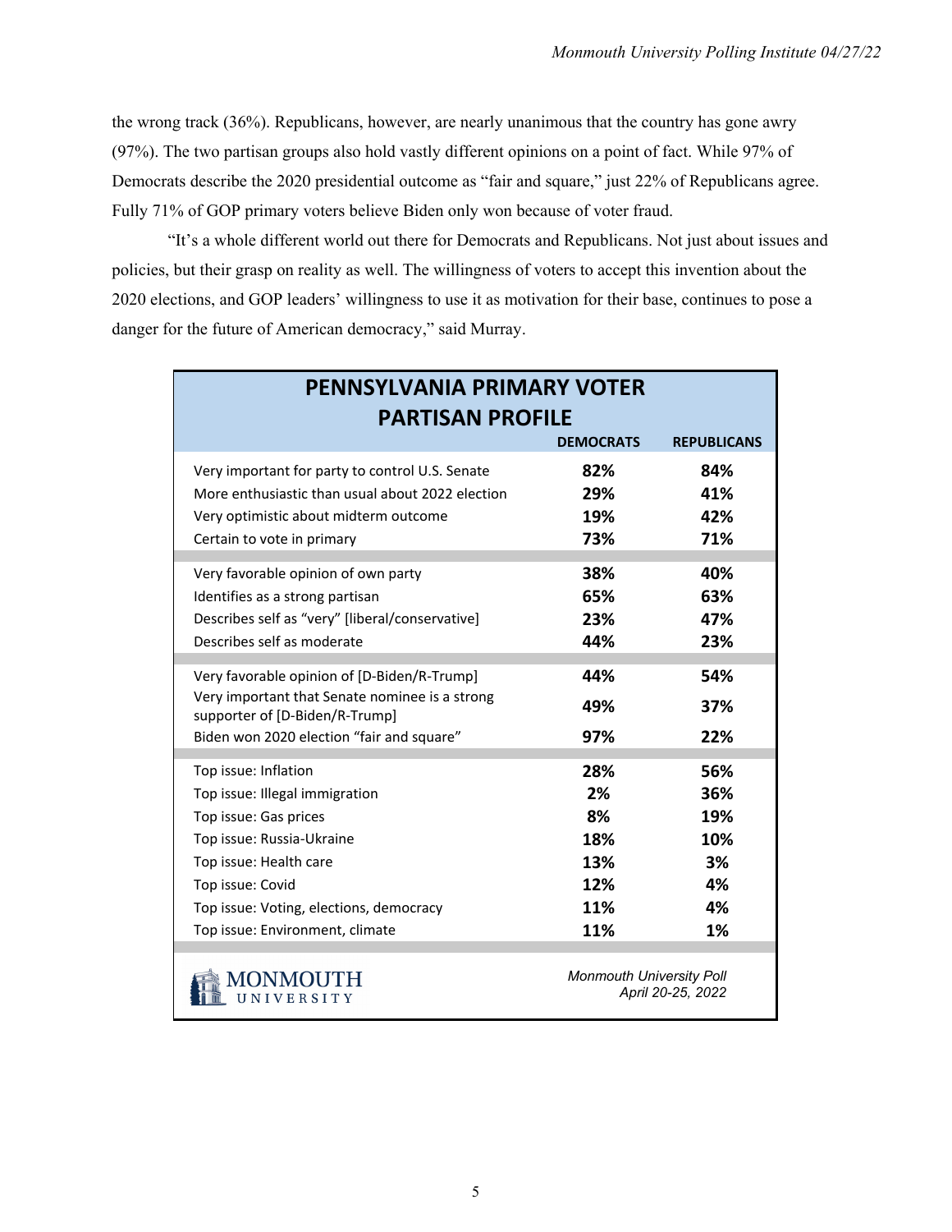the wrong track (36%). Republicans, however, are nearly unanimous that the country has gone awry (97%). The two partisan groups also hold vastly different opinions on a point of fact. While 97% of Democrats describe the 2020 presidential outcome as "fair and square," just 22% of Republicans agree. Fully 71% of GOP primary voters believe Biden only won because of voter fraud.

"It's a whole different world out there for Democrats and Republicans. Not just about issues and policies, but their grasp on reality as well. The willingness of voters to accept this invention about the 2020 elections, and GOP leaders' willingness to use it as motivation for their base, continues to pose a danger for the future of American democracy," said Murray.

**PENNSYLVANIA PRIMARY VOTER PARTISAN PROFILE**

| | DEMOCRATS | REPUBLICANS |
|---|---|---|
| Very important for party to control U.S. Senate | 82% | 84% |
| More enthusiastic than usual about 2022 election | 29% | 41% |
| Very optimistic about midterm outcome | 19% | 42% |
| Certain to vote in primary | 73% | 71% |
| Very favorable opinion of own party | 38% | 40% |
| Identifies as a strong partisan | 65% | 63% |
| Describes self as "very" [liberal/conservative] | 23% | 47% |
| Describes self as moderate | 44% | 23% |
| Very favorable opinion of [D-Biden/R-Trump] | 44% | 54% |
| Very important that Senate nominee is a strong supporter of [D-Biden/R-Trump] | 49% | 37% |
| Biden won 2020 election "fair and square" | 97% | 22% |
| Top issue: Inflation | 28% | 56% |
| Top issue: Illegal immigration | 2% | 36% |
| Top issue: Gas prices | 8% | 19% |
| Top issue: Russia-Ukraine | 18% | 10% |
| Top issue: Health care | 13% | 3% |
| Top issue: Covid | 12% | 4% |
| Top issue: Voting, elections, democracy | 11% | 4% |
| Top issue: Environment, climate | 11% | 1% |

MONMOUTH UNIVERSITY

*Monmouth University Poll April 20-25, 2022*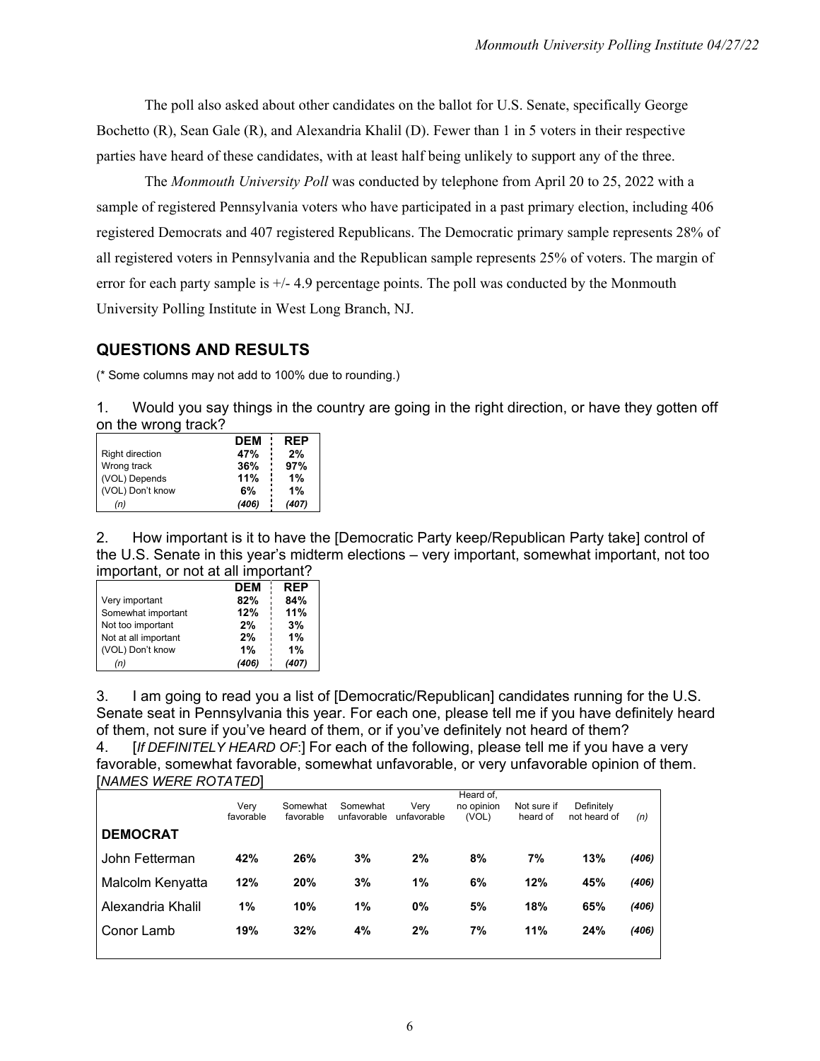The poll also asked about other candidates on the ballot for U.S. Senate, specifically George Bochetto (R), Sean Gale (R), and Alexandria Khalil (D). Fewer than 1 in 5 voters in their respective parties have heard of these candidates, with at least half being unlikely to support any of the three.

The *Monmouth University Poll* was conducted by telephone from April 20 to 25, 2022 with a sample of registered Pennsylvania voters who have participated in a past primary election, including 406 registered Democrats and 407 registered Republicans. The Democratic primary sample represents 28% of all registered voters in Pennsylvania and the Republican sample represents 25% of voters. The margin of error for each party sample is +/- 4.9 percentage points. The poll was conducted by the Monmouth University Polling Institute in West Long Branch, NJ.

## QUESTIONS AND RESULTS

(* Some columns may not add to 100% due to rounding.)

1. Would you say things in the country are going in the right direction, or have they gotten off on the wrong track?

| | DEM | REP |
|---|---|---|
| Right direction | **47%** | **2%** |
| Wrong track | **36%** | **97%** |
| (VOL) Depends | **11%** | **1%** |
| (VOL) Don't know | **6%** | **1%** |
| *(n)* | ***(406)*** | ***(407)*** |

2. How important is it to have the [Democratic Party keep/Republican Party take] control of the U.S. Senate in this year's midterm elections – very important, somewhat important, not too important, or not at all important?

| | DEM | REP |
|---|---|---|
| Very important | **82%** | **84%** |
| Somewhat important | **12%** | **11%** |
| Not too important | **2%** | **3%** |
| Not at all important | **2%** | **1%** |
| (VOL) Don't know | **1%** | **1%** |
| *(n)* | ***(406)*** | ***(407)*** |

3. I am going to read you a list of [Democratic/Republican] candidates running for the U.S. Senate seat in Pennsylvania this year. For each one, please tell me if you have definitely heard of them, not sure if you've heard of them, or if you've definitely not heard of them?

4. [*If DEFINITELY HEARD OF*:] For each of the following, please tell me if you have a very favorable, somewhat favorable, somewhat unfavorable, or very unfavorable opinion of them. [*NAMES WERE ROTATED*]

| | Very favorable | Somewhat favorable | Somewhat unfavorable | Very unfavorable | Heard of, no opinion (VOL) | Not sure if heard of | Definitely not heard of | (n) |
|---|---|---|---|---|---|---|---|---|
| **DEMOCRAT** | | | | | | | | |
| John Fetterman | **42%** | **26%** | **3%** | **2%** | **8%** | **7%** | **13%** | ***(406)*** |
| Malcolm Kenyatta | **12%** | **20%** | **3%** | **1%** | **6%** | **12%** | **45%** | ***(406)*** |
| Alexandria Khalil | **1%** | **10%** | **1%** | **0%** | **5%** | **18%** | **65%** | ***(406)*** |
| Conor Lamb | **19%** | **32%** | **4%** | **2%** | **7%** | **11%** | **24%** | ***(406)*** |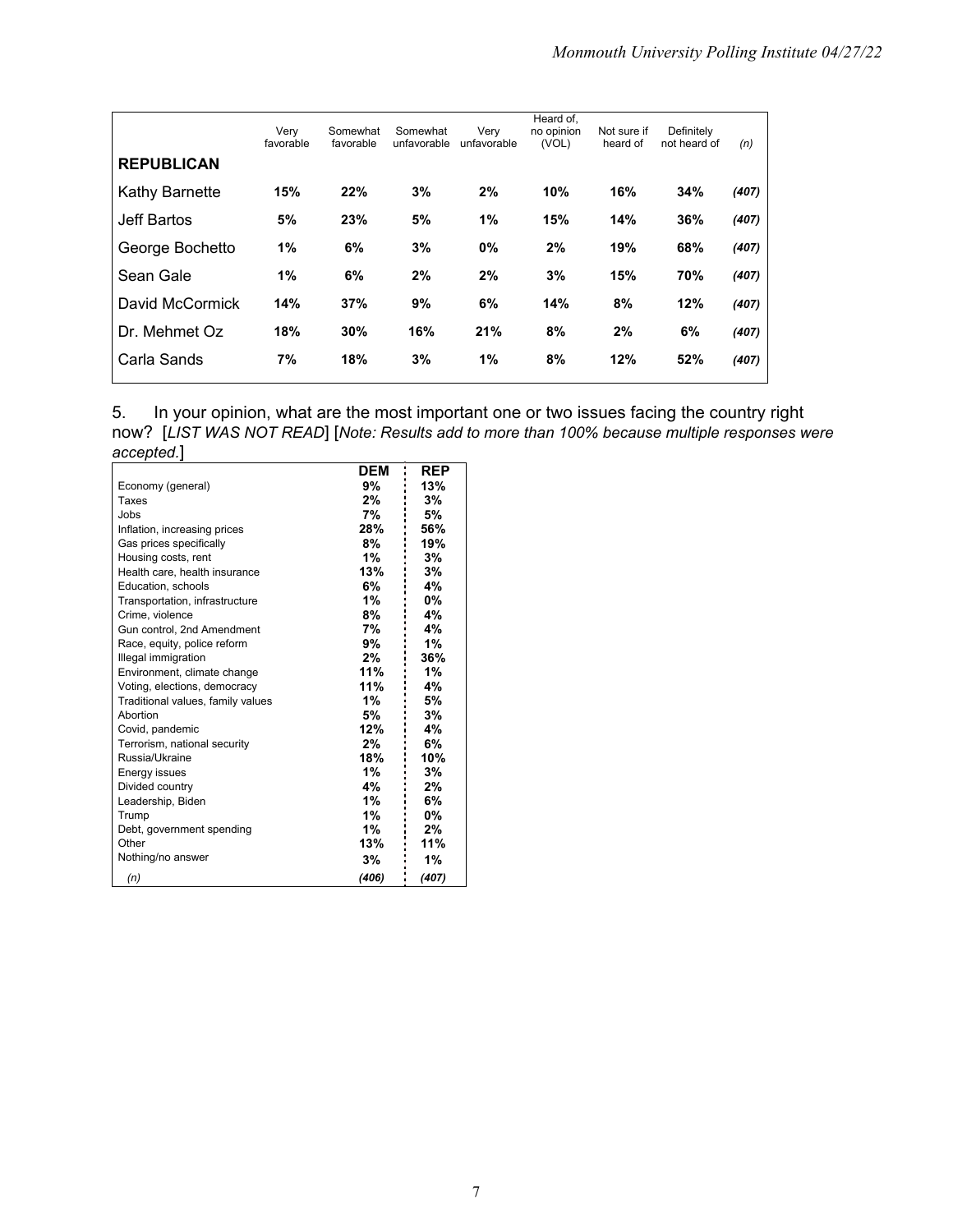| REPUBLICAN | Very favorable | Somewhat favorable | Somewhat unfavorable | Very unfavorable | Heard of, no opinion (VOL) | Not sure if heard of | Definitely not heard of | (n) |
|---|---|---|---|---|---|---|---|---|
| Kathy Barnette | **15%** | **22%** | **3%** | **2%** | **10%** | **16%** | **34%** | ***(407)*** |
| Jeff Bartos | **5%** | **23%** | **5%** | **1%** | **15%** | **14%** | **36%** | ***(407)*** |
| George Bochetto | **1%** | **6%** | **3%** | **0%** | **2%** | **19%** | **68%** | ***(407)*** |
| Sean Gale | **1%** | **6%** | **2%** | **2%** | **3%** | **15%** | **70%** | ***(407)*** |
| David McCormick | **14%** | **37%** | **9%** | **6%** | **14%** | **8%** | **12%** | ***(407)*** |
| Dr. Mehmet Oz | **18%** | **30%** | **16%** | **21%** | **8%** | **2%** | **6%** | ***(407)*** |
| Carla Sands | **7%** | **18%** | **3%** | **1%** | **8%** | **12%** | **52%** | ***(407)*** |

5. In your opinion, what are the most important one or two issues facing the country right now? [*LIST WAS NOT READ*] [*Note: Results add to more than 100% because multiple responses were accepted.*]

| | DEM | REP |
|---|---|---|
| Economy (general) | **9%** | **13%** |
| Taxes | **2%** | **3%** |
| Jobs | **7%** | **5%** |
| Inflation, increasing prices | **28%** | **56%** |
| Gas prices specifically | **8%** | **19%** |
| Housing costs, rent | **1%** | **3%** |
| Health care, health insurance | **13%** | **3%** |
| Education, schools | **6%** | **4%** |
| Transportation, infrastructure | **1%** | **0%** |
| Crime, violence | **8%** | **4%** |
| Gun control, 2nd Amendment | **7%** | **4%** |
| Race, equity, police reform | **9%** | **1%** |
| Illegal immigration | **2%** | **36%** |
| Environment, climate change | **11%** | **1%** |
| Voting, elections, democracy | **11%** | **4%** |
| Traditional values, family values | **1%** | **5%** |
| Abortion | **5%** | **3%** |
| Covid, pandemic | **12%** | **4%** |
| Terrorism, national security | **2%** | **6%** |
| Russia/Ukraine | **18%** | **10%** |
| Energy issues | **1%** | **3%** |
| Divided country | **4%** | **2%** |
| Leadership, Biden | **1%** | **6%** |
| Trump | **1%** | **0%** |
| Debt, government spending | **1%** | **2%** |
| Other | **13%** | **11%** |
| Nothing/no answer | **3%** | **1%** |
| *(n)* | ***(406)*** | ***(407)*** |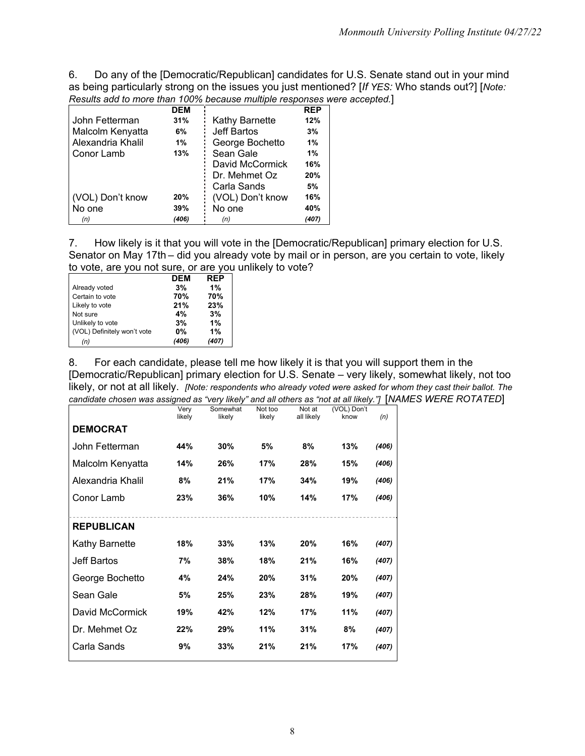6. Do any of the [Democratic/Republican] candidates for U.S. Senate stand out in your mind as being particularly strong on the issues you just mentioned? [*If YES:* Who stands out?] [*Note: Results add to more than 100% because multiple responses were accepted.*]

| | DEM | | REP |
|---|---|---|---|
| John Fetterman | 31% | Kathy Barnette | 12% |
| Malcolm Kenyatta | 6% | Jeff Bartos | 3% |
| Alexandria Khalil | 1% | George Bochetto | 1% |
| Conor Lamb | 13% | Sean Gale | 1% |
| | | David McCormick | 16% |
| | | Dr. Mehmet Oz | 20% |
| | | Carla Sands | 5% |
| (VOL) Don't know | 20% | (VOL) Don't know | 16% |
| No one | 39% | No one | 40% |
| *(n)* | *(406)* | *(n)* | *(407)* |

7. How likely is it that you will vote in the [Democratic/Republican] primary election for U.S. Senator on May 17th – did you already vote by mail or in person, are you certain to vote, likely to vote, are you not sure, or are you unlikely to vote?

| | DEM | REP |
|---|---|---|
| Already voted | 3% | 1% |
| Certain to vote | 70% | 70% |
| Likely to vote | 21% | 23% |
| Not sure | 4% | 3% |
| Unlikely to vote | 3% | 1% |
| (VOL) Definitely won't vote | 0% | 1% |
| *(n)* | *(406)* | *(407)* |

8. For each candidate, please tell me how likely it is that you will support them in the [Democratic/Republican] primary election for U.S. Senate – very likely, somewhat likely, not too likely, or not at all likely. *[Note: respondents who already voted were asked for whom they cast their ballot. The candidate chosen was assigned as "very likely" and all others as "not at all likely."]* [*NAMES WERE ROTATED*]

| | Very likely | Somewhat likely | Not too likely | Not at all likely | (VOL) Don't know | *(n)* |
|---|---|---|---|---|---|---|
| **DEMOCRAT** | | | | | | |
| John Fetterman | 44% | 30% | 5% | 8% | 13% | *(406)* |
| Malcolm Kenyatta | 14% | 26% | 17% | 28% | 15% | *(406)* |
| Alexandria Khalil | 8% | 21% | 17% | 34% | 19% | *(406)* |
| Conor Lamb | 23% | 36% | 10% | 14% | 17% | *(406)* |
| **REPUBLICAN** | | | | | | |
| Kathy Barnette | 18% | 33% | 13% | 20% | 16% | *(407)* |
| Jeff Bartos | 7% | 38% | 18% | 21% | 16% | *(407)* |
| George Bochetto | 4% | 24% | 20% | 31% | 20% | *(407)* |
| Sean Gale | 5% | 25% | 23% | 28% | 19% | *(407)* |
| David McCormick | 19% | 42% | 12% | 17% | 11% | *(407)* |
| Dr. Mehmet Oz | 22% | 29% | 11% | 31% | 8% | *(407)* |
| Carla Sands | 9% | 33% | 21% | 21% | 17% | *(407)* |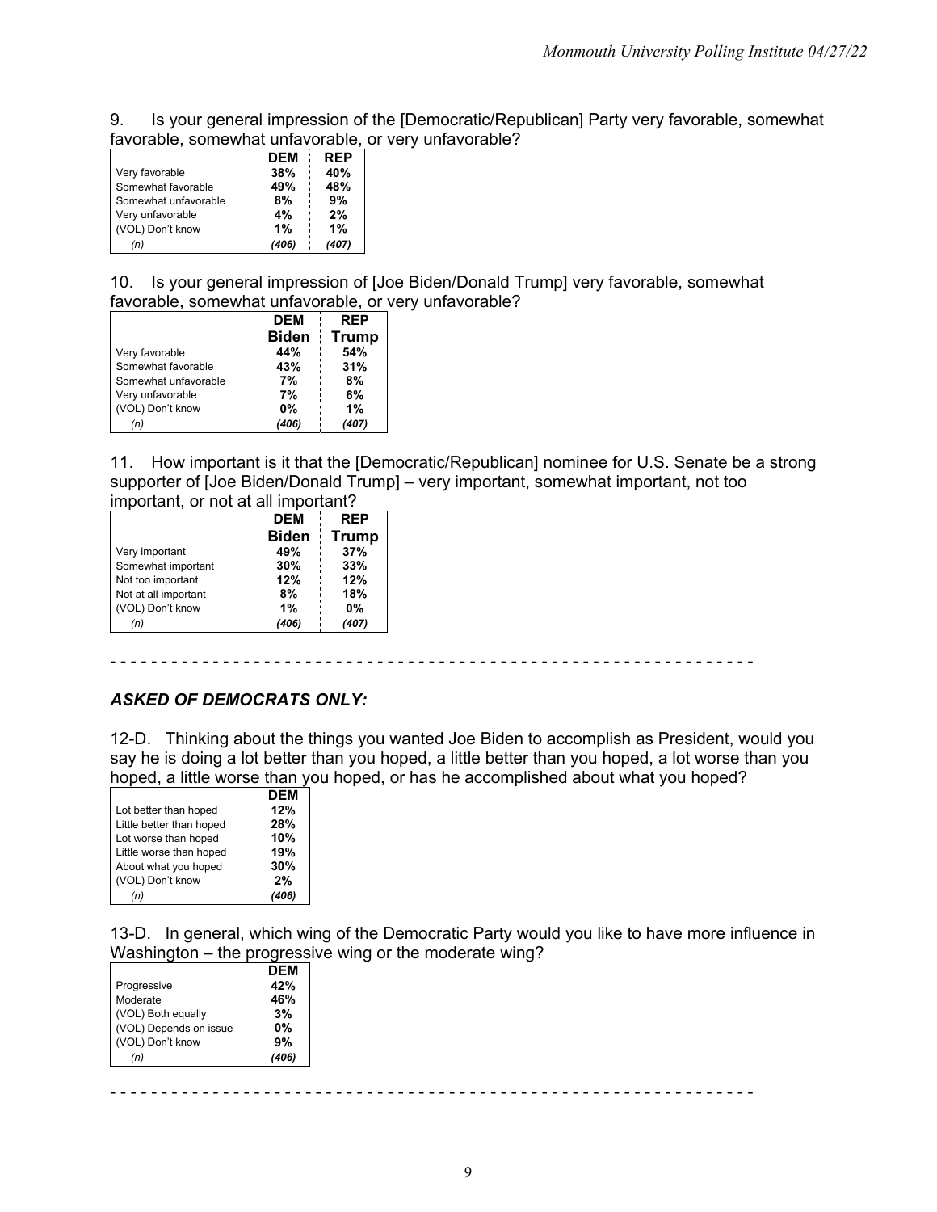9. Is your general impression of the [Democratic/Republican] Party very favorable, somewhat favorable, somewhat unfavorable, or very unfavorable?

| | DEM | REP |
|---|---|---|
| Very favorable | 38% | 40% |
| Somewhat favorable | 49% | 48% |
| Somewhat unfavorable | 8% | 9% |
| Very unfavorable | 4% | 2% |
| (VOL) Don't know | 1% | 1% |
| *(n)* | *(406)* | *(407)* |

10. Is your general impression of [Joe Biden/Donald Trump] very favorable, somewhat favorable, somewhat unfavorable, or very unfavorable?

| | DEM Biden | REP Trump |
|---|---|---|
| Very favorable | 44% | 54% |
| Somewhat favorable | 43% | 31% |
| Somewhat unfavorable | 7% | 8% |
| Very unfavorable | 7% | 6% |
| (VOL) Don't know | 0% | 1% |
| *(n)* | *(406)* | *(407)* |

11. How important is it that the [Democratic/Republican] nominee for U.S. Senate be a strong supporter of [Joe Biden/Donald Trump] – very important, somewhat important, not too important, or not at all important?

| | DEM Biden | REP Trump |
|---|---|---|
| Very important | 49% | 37% |
| Somewhat important | 30% | 33% |
| Not too important | 12% | 12% |
| Not at all important | 8% | 18% |
| (VOL) Don't know | 1% | 0% |
| *(n)* | *(406)* | *(407)* |

- - - - - - - - - - - - - - - - - - - - - - - - - - - - - - - - - - - - - - - - - - - - - - - - - - - - - - - - - - - - - -

***ASKED OF DEMOCRATS ONLY:***

12-D. Thinking about the things you wanted Joe Biden to accomplish as President, would you say he is doing a lot better than you hoped, a little better than you hoped, a lot worse than you hoped, a little worse than you hoped, or has he accomplished about what you hoped?

| | DEM |
|---|---|
| Lot better than hoped | 12% |
| Little better than hoped | 28% |
| Lot worse than hoped | 10% |
| Little worse than hoped | 19% |
| About what you hoped | 30% |
| (VOL) Don't know | 2% |
| *(n)* | *(406)* |

13-D. In general, which wing of the Democratic Party would you like to have more influence in Washington – the progressive wing or the moderate wing?

| | DEM |
|---|---|
| Progressive | 42% |
| Moderate | 46% |
| (VOL) Both equally | 3% |
| (VOL) Depends on issue | 0% |
| (VOL) Don't know | 9% |
| *(n)* | *(406)* |

- - - - - - - - - - - - - - - - - - - - - - - - - - - - - - - - - - - - - - - - - - - - - - - - - - - - - - - - - - - - - -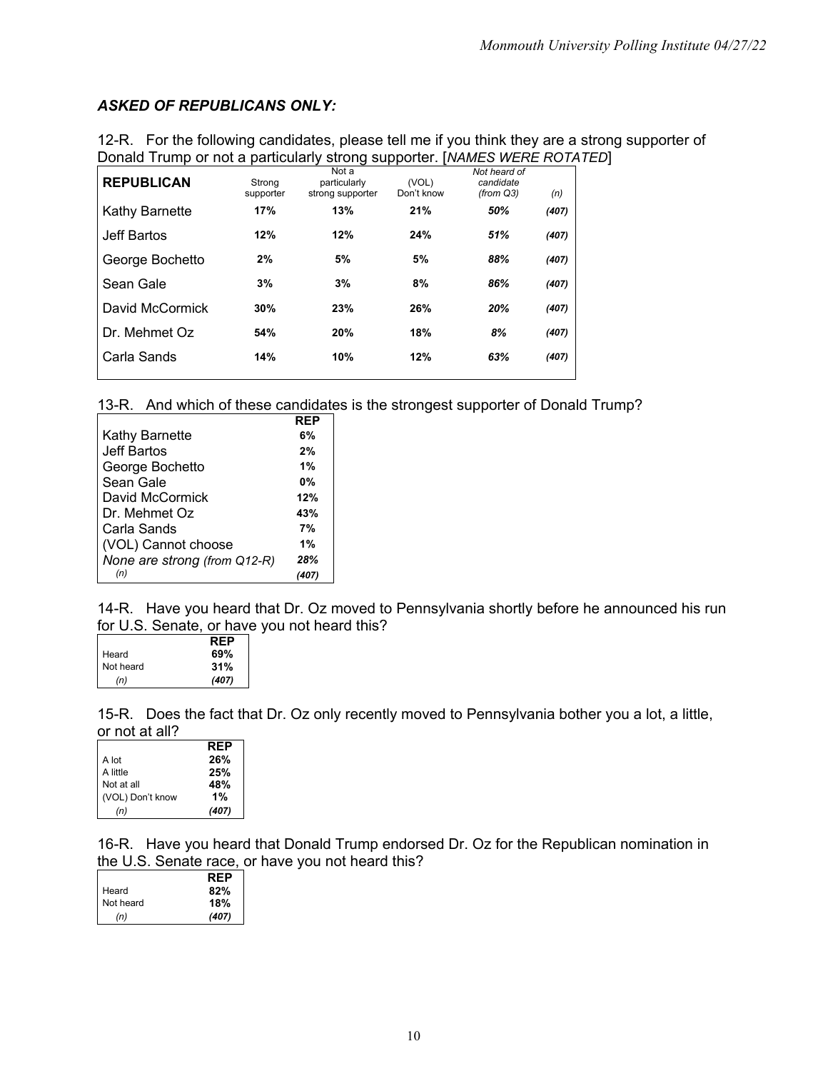***ASKED OF REPUBLICANS ONLY:***

12-R. For the following candidates, please tell me if you think they are a strong supporter of Donald Trump or not a particularly strong supporter. [*NAMES WERE ROTATED*]

| REPUBLICAN | Strong supporter | Not a particularly strong supporter | (VOL) Don't know | *Not heard of candidate (from Q3)* | *(n)* |
|---|---|---|---|---|---|
| Kathy Barnette | **17%** | **13%** | **21%** | ***50%*** | ***(407)*** |
| Jeff Bartos | **12%** | **12%** | **24%** | ***51%*** | ***(407)*** |
| George Bochetto | **2%** | **5%** | **5%** | ***88%*** | ***(407)*** |
| Sean Gale | **3%** | **3%** | **8%** | ***86%*** | ***(407)*** |
| David McCormick | **30%** | **23%** | **26%** | ***20%*** | ***(407)*** |
| Dr. Mehmet Oz | **54%** | **20%** | **18%** | ***8%*** | ***(407)*** |
| Carla Sands | **14%** | **10%** | **12%** | ***63%*** | ***(407)*** |

13-R. And which of these candidates is the strongest supporter of Donald Trump?

| | REP |
|---|---|
| Kathy Barnette | **6%** |
| Jeff Bartos | **2%** |
| George Bochetto | **1%** |
| Sean Gale | **0%** |
| David McCormick | **12%** |
| Dr. Mehmet Oz | **43%** |
| Carla Sands | **7%** |
| (VOL) Cannot choose | **1%** |
| *None are strong (from Q12-R)* | ***28%*** |
| *(n)* | ***(407)*** |

14-R. Have you heard that Dr. Oz moved to Pennsylvania shortly before he announced his run for U.S. Senate, or have you not heard this?

| | REP |
|---|---|
| Heard | **69%** |
| Not heard | **31%** |
| *(n)* | ***(407)*** |

15-R. Does the fact that Dr. Oz only recently moved to Pennsylvania bother you a lot, a little, or not at all?

| | REP |
|---|---|
| A lot | **26%** |
| A little | **25%** |
| Not at all | **48%** |
| (VOL) Don't know | **1%** |
| *(n)* | ***(407)*** |

16-R. Have you heard that Donald Trump endorsed Dr. Oz for the Republican nomination in the U.S. Senate race, or have you not heard this?

| | REP |
|---|---|
| Heard | **82%** |
| Not heard | **18%** |
| *(n)* | ***(407)*** |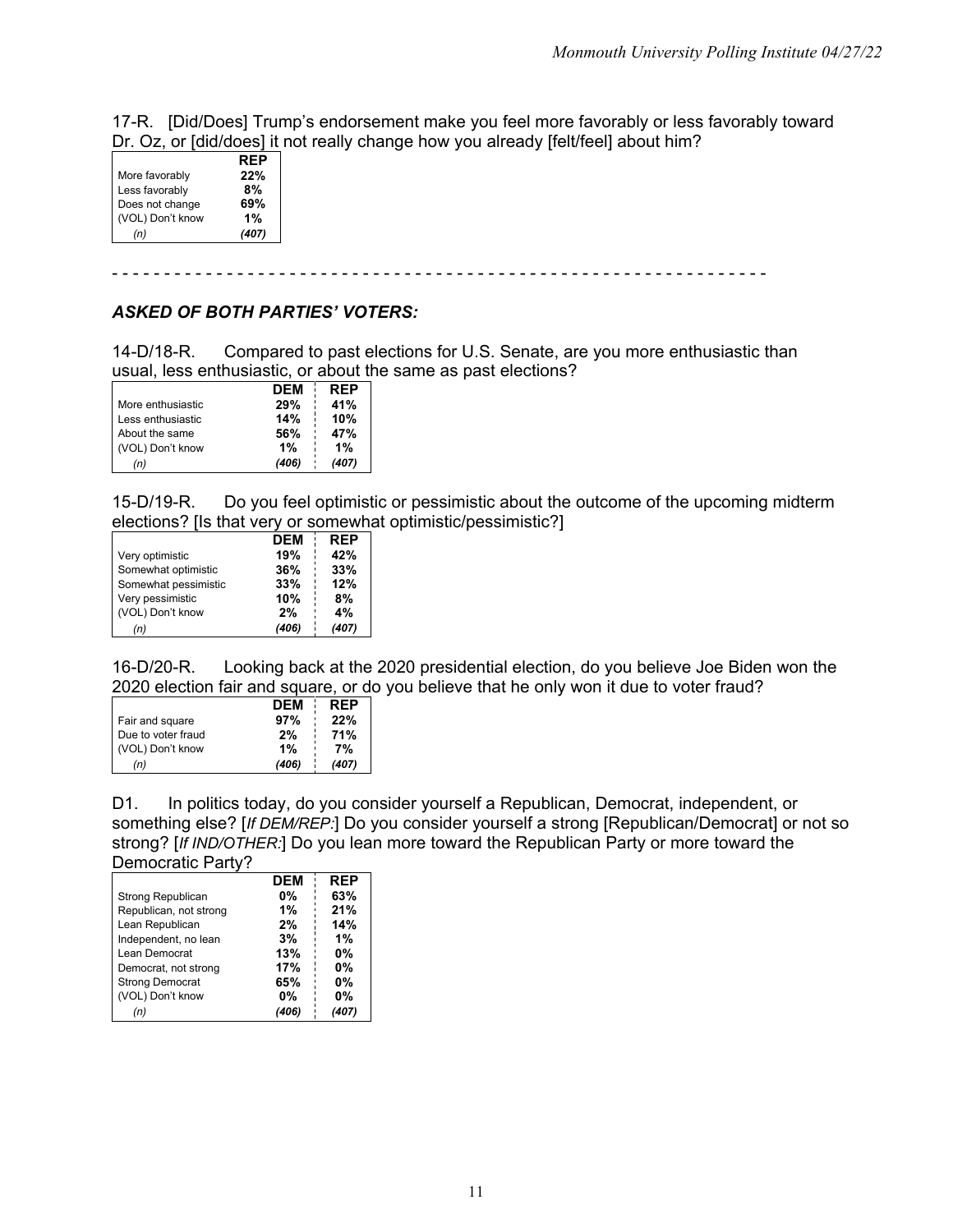17-R. [Did/Does] Trump's endorsement make you feel more favorably or less favorably toward Dr. Oz, or [did/does] it not really change how you already [felt/feel] about him?

| | REP |
|---|---|
| More favorably | 22% |
| Less favorably | 8% |
| Does not change | 69% |
| (VOL) Don't know | 1% |
| *(n)* | *(407)* |

- - - - - - - - - - - - - - - - - - - - - - - - - - - - - - - - - - - - - - - - - - - - - - - - - - - - - - - - - - - - - - -

## *ASKED OF BOTH PARTIES' VOTERS:*

14-D/18-R. Compared to past elections for U.S. Senate, are you more enthusiastic than usual, less enthusiastic, or about the same as past elections?

| | DEM | REP |
|---|---|---|
| More enthusiastic | 29% | 41% |
| Less enthusiastic | 14% | 10% |
| About the same | 56% | 47% |
| (VOL) Don't know | 1% | 1% |
| *(n)* | *(406)* | *(407)* |

15-D/19-R. Do you feel optimistic or pessimistic about the outcome of the upcoming midterm elections? [Is that very or somewhat optimistic/pessimistic?]

| | DEM | REP |
|---|---|---|
| Very optimistic | 19% | 42% |
| Somewhat optimistic | 36% | 33% |
| Somewhat pessimistic | 33% | 12% |
| Very pessimistic | 10% | 8% |
| (VOL) Don't know | 2% | 4% |
| *(n)* | *(406)* | *(407)* |

16-D/20-R. Looking back at the 2020 presidential election, do you believe Joe Biden won the 2020 election fair and square, or do you believe that he only won it due to voter fraud?

| | DEM | REP |
|---|---|---|
| Fair and square | 97% | 22% |
| Due to voter fraud | 2% | 71% |
| (VOL) Don't know | 1% | 7% |
| *(n)* | *(406)* | *(407)* |

D1. In politics today, do you consider yourself a Republican, Democrat, independent, or something else? [*If DEM/REP:*] Do you consider yourself a strong [Republican/Democrat] or not so strong? [*If IND/OTHER:*] Do you lean more toward the Republican Party or more toward the Democratic Party?

| | DEM | REP |
|---|---|---|
| Strong Republican | 0% | 63% |
| Republican, not strong | 1% | 21% |
| Lean Republican | 2% | 14% |
| Independent, no lean | 3% | 1% |
| Lean Democrat | 13% | 0% |
| Democrat, not strong | 17% | 0% |
| Strong Democrat | 65% | 0% |
| (VOL) Don't know | 0% | 0% |
| *(n)* | *(406)* | *(407)* |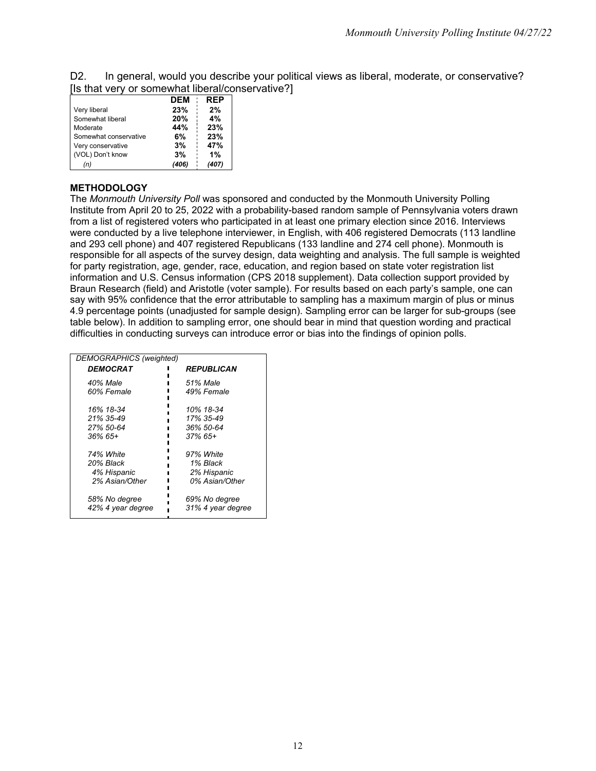D2. In general, would you describe your political views as liberal, moderate, or conservative? [Is that very or somewhat liberal/conservative?]

| | DEM | REP |
|---|---|---|
| Very liberal | 23% | 2% |
| Somewhat liberal | 20% | 4% |
| Moderate | 44% | 23% |
| Somewhat conservative | 6% | 23% |
| Very conservative | 3% | 47% |
| (VOL) Don't know | 3% | 1% |
| *(n)* | *(406)* | *(407)* |

**METHODOLOGY**

The *Monmouth University Poll* was sponsored and conducted by the Monmouth University Polling Institute from April 20 to 25, 2022 with a probability-based random sample of Pennsylvania voters drawn from a list of registered voters who participated in at least one primary election since 2016. Interviews were conducted by a live telephone interviewer, in English, with 406 registered Democrats (113 landline and 293 cell phone) and 407 registered Republicans (133 landline and 274 cell phone). Monmouth is responsible for all aspects of the survey design, data weighting and analysis. The full sample is weighted for party registration, age, gender, race, education, and region based on state voter registration list information and U.S. Census information (CPS 2018 supplement). Data collection support provided by Braun Research (field) and Aristotle (voter sample). For results based on each party's sample, one can say with 95% confidence that the error attributable to sampling has a maximum margin of plus or minus 4.9 percentage points (unadjusted for sample design). Sampling error can be larger for sub-groups (see table below). In addition to sampling error, one should bear in mind that question wording and practical difficulties in conducting surveys can introduce error or bias into the findings of opinion polls.

| *DEMOGRAPHICS (weighted)* | |
|---|---|
| ***DEMOCRAT*** | ***REPUBLICAN*** |
| *40% Male* | *51% Male* |
| *60% Female* | *49% Female* |
| | |
| *16% 18-34* | *10% 18-34* |
| *21% 35-49* | *17% 35-49* |
| *27% 50-64* | *36% 50-64* |
| *36% 65+* | *37% 65+* |
| | |
| *74% White* | *97% White* |
| *20% Black* | *1% Black* |
| *4% Hispanic* | *2% Hispanic* |
| *2% Asian/Other* | *0% Asian/Other* |
| | |
| *58% No degree* | *69% No degree* |
| *42% 4 year degree* | *31% 4 year degree* |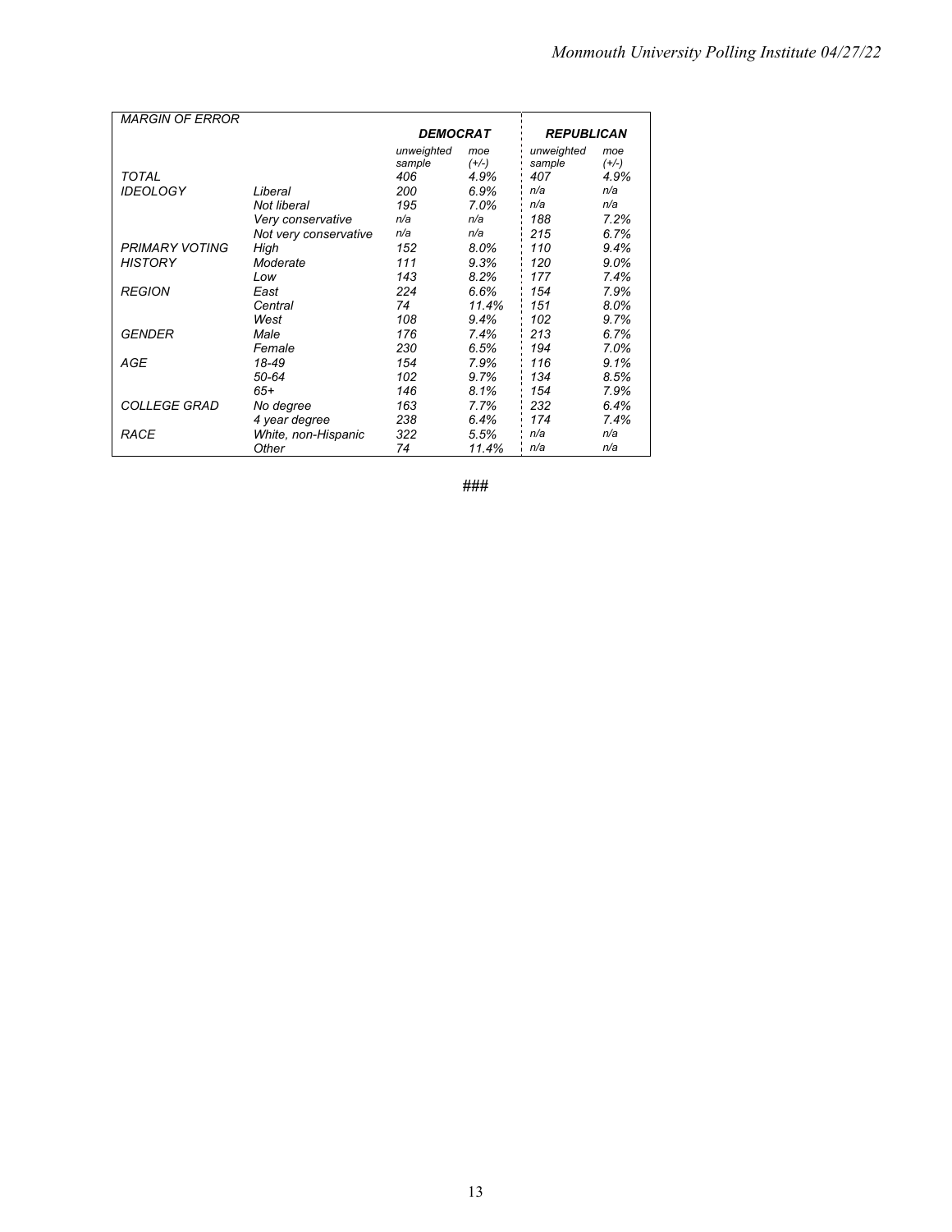| MARGIN OF ERROR | | DEMOCRAT | | REPUBLICAN | |
|---|---|---|---|---|---|
| | | unweighted sample | moe (+/-) | unweighted sample | moe (+/-) |
| TOTAL | | 406 | 4.9% | 407 | 4.9% |
| IDEOLOGY | Liberal | 200 | 6.9% | n/a | n/a |
| | Not liberal | 195 | 7.0% | n/a | n/a |
| | Very conservative | n/a | n/a | 188 | 7.2% |
| | Not very conservative | n/a | n/a | 215 | 6.7% |
| PRIMARY VOTING HISTORY | High | 152 | 8.0% | 110 | 9.4% |
| | Moderate | 111 | 9.3% | 120 | 9.0% |
| | Low | 143 | 8.2% | 177 | 7.4% |
| REGION | East | 224 | 6.6% | 154 | 7.9% |
| | Central | 74 | 11.4% | 151 | 8.0% |
| | West | 108 | 9.4% | 102 | 9.7% |
| GENDER | Male | 176 | 7.4% | 213 | 6.7% |
| | Female | 230 | 6.5% | 194 | 7.0% |
| AGE | 18-49 | 154 | 7.9% | 116 | 9.1% |
| | 50-64 | 102 | 9.7% | 134 | 8.5% |
| | 65+ | 146 | 8.1% | 154 | 7.9% |
| COLLEGE GRAD | No degree | 163 | 7.7% | 232 | 6.4% |
| | 4 year degree | 238 | 6.4% | 174 | 7.4% |
| RACE | White, non-Hispanic | 322 | 5.5% | n/a | n/a |
| | Other | 74 | 11.4% | n/a | n/a |

###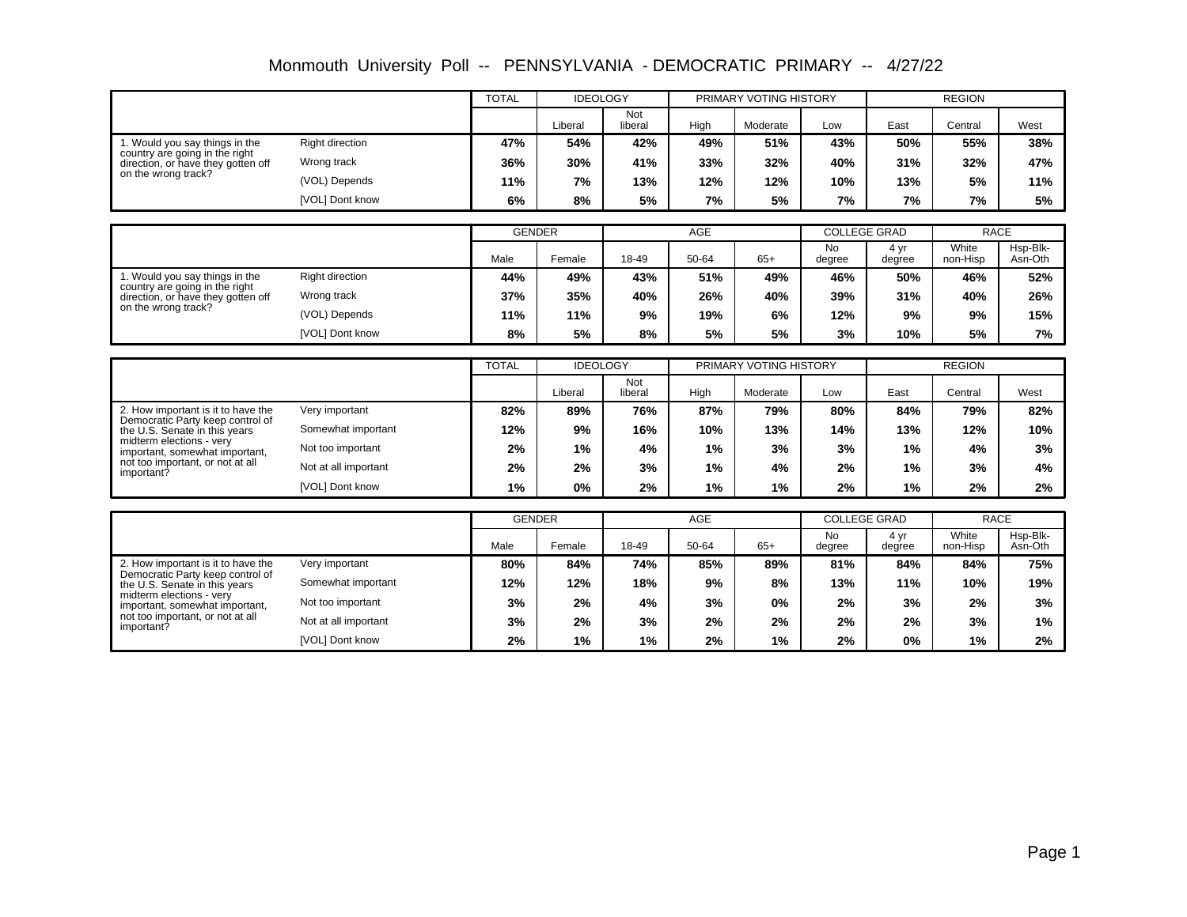# Monmouth University Poll -- PENNSYLVANIA - DEMOCRATIC PRIMARY -- 4/27/22

| | | TOTAL | IDEOLOGY | | PRIMARY VOTING HISTORY | | | REGION | | |
|---|---|---|---|---|---|---|---|---|---|---|
| | | | Liberal | Not liberal | High | Moderate | Low | East | Central | West |
| 1. Would you say things in the country are going in the right direction, or have they gotten off on the wrong track? | Right direction | 47% | 54% | 42% | 49% | 51% | 43% | 50% | 55% | 38% |
| | Wrong track | 36% | 30% | 41% | 33% | 32% | 40% | 31% | 32% | 47% |
| | (VOL) Depends | 11% | 7% | 13% | 12% | 12% | 10% | 13% | 5% | 11% |
| | [VOL] Dont know | 6% | 8% | 5% | 7% | 5% | 7% | 7% | 7% | 5% |

| | | GENDER | | AGE | | | COLLEGE GRAD | | RACE | |
|---|---|---|---|---|---|---|---|---|---|---|
| | | Male | Female | 18-49 | 50-64 | 65+ | No degree | 4 yr degree | White non-Hisp | Hsp-Blk-Asn-Oth |
| 1. Would you say things in the country are going in the right direction, or have they gotten off on the wrong track? | Right direction | 44% | 49% | 43% | 51% | 49% | 46% | 50% | 46% | 52% |
| | Wrong track | 37% | 35% | 40% | 26% | 40% | 39% | 31% | 40% | 26% |
| | (VOL) Depends | 11% | 11% | 9% | 19% | 6% | 12% | 9% | 9% | 15% |
| | [VOL] Dont know | 8% | 5% | 8% | 5% | 5% | 3% | 10% | 5% | 7% |

| | | TOTAL | IDEOLOGY | | PRIMARY VOTING HISTORY | | | REGION | | |
|---|---|---|---|---|---|---|---|---|---|---|
| | | | Liberal | Not liberal | High | Moderate | Low | East | Central | West |
| 2. How important is it to have the Democratic Party keep control of the U.S. Senate in this years midterm elections - very important, somewhat important, not too important, or not at all important? | Very important | 82% | 89% | 76% | 87% | 79% | 80% | 84% | 79% | 82% |
| | Somewhat important | 12% | 9% | 16% | 10% | 13% | 14% | 13% | 12% | 10% |
| | Not too important | 2% | 1% | 4% | 1% | 3% | 3% | 1% | 4% | 3% |
| | Not at all important | 2% | 2% | 3% | 1% | 4% | 2% | 1% | 3% | 4% |
| | [VOL] Dont know | 1% | 0% | 2% | 1% | 1% | 2% | 1% | 2% | 2% |

| | | GENDER | | AGE | | | COLLEGE GRAD | | RACE | |
|---|---|---|---|---|---|---|---|---|---|---|
| | | Male | Female | 18-49 | 50-64 | 65+ | No degree | 4 yr degree | White non-Hisp | Hsp-Blk-Asn-Oth |
| 2. How important is it to have the Democratic Party keep control of the U.S. Senate in this years midterm elections - very important, somewhat important, not too important, or not at all important? | Very important | 80% | 84% | 74% | 85% | 89% | 81% | 84% | 84% | 75% |
| | Somewhat important | 12% | 12% | 18% | 9% | 8% | 13% | 11% | 10% | 19% |
| | Not too important | 3% | 2% | 4% | 3% | 0% | 2% | 3% | 2% | 3% |
| | Not at all important | 3% | 2% | 3% | 2% | 2% | 2% | 2% | 3% | 1% |
| | [VOL] Dont know | 2% | 1% | 1% | 2% | 1% | 2% | 0% | 1% | 2% |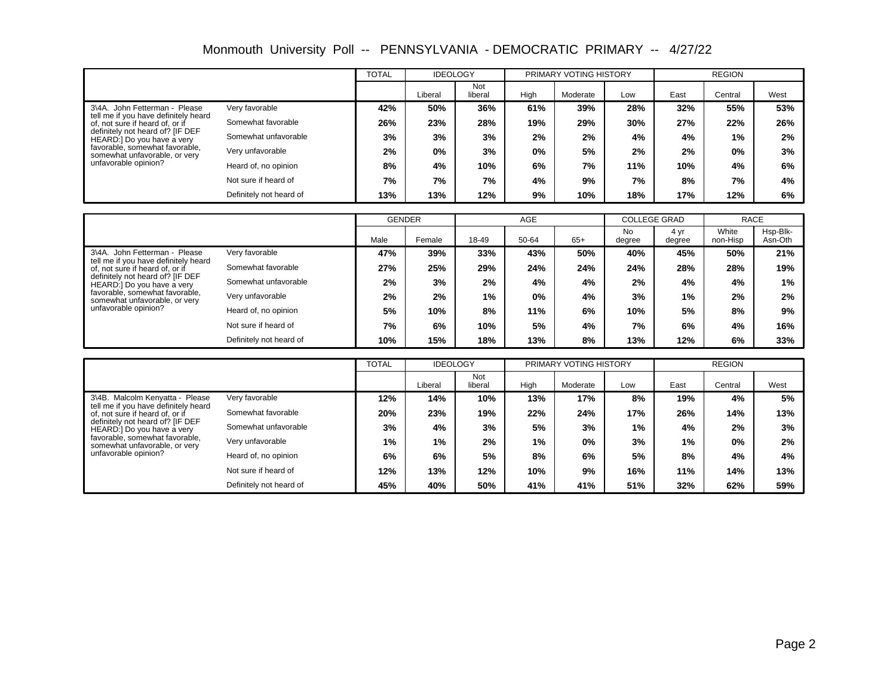# Monmouth University Poll -- PENNSYLVANIA - DEMOCRATIC PRIMARY -- 4/27/22

| | | TOTAL | IDEOLOGY | | PRIMARY VOTING HISTORY | | | REGION | | |
|---|---|---|---|---|---|---|---|---|---|---|
| | | | Liberal | Not liberal | High | Moderate | Low | East | Central | West |
| 3\4A. John Fetterman - Please tell me if you have definitely heard of, not sure if heard of, or if definitely not heard of? [IF DEF HEARD:] Do you have a very favorable, somewhat favorable, somewhat unfavorable, or very unfavorable opinion? | Very favorable | **42%** | **50%** | **36%** | **61%** | **39%** | **28%** | **32%** | **55%** | **53%** |
| | Somewhat favorable | **26%** | **23%** | **28%** | **19%** | **29%** | **30%** | **27%** | **22%** | **26%** |
| | Somewhat unfavorable | **3%** | **3%** | **3%** | **2%** | **2%** | **4%** | **4%** | **1%** | **2%** |
| | Very unfavorable | **2%** | **0%** | **3%** | **0%** | **5%** | **2%** | **2%** | **0%** | **3%** |
| | Heard of, no opinion | **8%** | **4%** | **10%** | **6%** | **7%** | **11%** | **10%** | **4%** | **6%** |
| | Not sure if heard of | **7%** | **7%** | **7%** | **4%** | **9%** | **7%** | **8%** | **7%** | **4%** |
| | Definitely not heard of | **13%** | **13%** | **12%** | **9%** | **10%** | **18%** | **17%** | **12%** | **6%** |

| | | GENDER | | AGE | | | COLLEGE GRAD | | RACE | |
|---|---|---|---|---|---|---|---|---|---|---|
| | | Male | Female | 18-49 | 50-64 | 65+ | No degree | 4 yr degree | White non-Hisp | Hsp-Blk-Asn-Oth |
| 3\4A. John Fetterman - Please tell me if you have definitely heard of, not sure if heard of, or if definitely not heard of? [IF DEF HEARD:] Do you have a very favorable, somewhat favorable, somewhat unfavorable, or very unfavorable opinion? | Very favorable | **47%** | **39%** | **33%** | **43%** | **50%** | **40%** | **45%** | **50%** | **21%** |
| | Somewhat favorable | **27%** | **25%** | **29%** | **24%** | **24%** | **24%** | **28%** | **28%** | **19%** |
| | Somewhat unfavorable | **2%** | **3%** | **2%** | **4%** | **4%** | **2%** | **4%** | **4%** | **1%** |
| | Very unfavorable | **2%** | **2%** | **1%** | **0%** | **4%** | **3%** | **1%** | **2%** | **2%** |
| | Heard of, no opinion | **5%** | **10%** | **8%** | **11%** | **6%** | **10%** | **5%** | **8%** | **9%** |
| | Not sure if heard of | **7%** | **6%** | **10%** | **5%** | **4%** | **7%** | **6%** | **4%** | **16%** |
| | Definitely not heard of | **10%** | **15%** | **18%** | **13%** | **8%** | **13%** | **12%** | **6%** | **33%** |

| | | TOTAL | IDEOLOGY | | PRIMARY VOTING HISTORY | | | REGION | | |
|---|---|---|---|---|---|---|---|---|---|---|
| | | | Liberal | Not liberal | High | Moderate | Low | East | Central | West |
| 3\4B. Malcolm Kenyatta - Please tell me if you have definitely heard of, not sure if heard of, or if definitely not heard of? [IF DEF HEARD:] Do you have a very favorable, somewhat favorable, somewhat unfavorable, or very unfavorable opinion? | Very favorable | **12%** | **14%** | **10%** | **13%** | **17%** | **8%** | **19%** | **4%** | **5%** |
| | Somewhat favorable | **20%** | **23%** | **19%** | **22%** | **24%** | **17%** | **26%** | **14%** | **13%** |
| | Somewhat unfavorable | **3%** | **4%** | **3%** | **5%** | **3%** | **1%** | **4%** | **2%** | **3%** |
| | Very unfavorable | **1%** | **1%** | **2%** | **1%** | **0%** | **3%** | **1%** | **0%** | **2%** |
| | Heard of, no opinion | **6%** | **6%** | **5%** | **8%** | **6%** | **5%** | **8%** | **4%** | **4%** |
| | Not sure if heard of | **12%** | **13%** | **12%** | **10%** | **9%** | **16%** | **11%** | **14%** | **13%** |
| | Definitely not heard of | **45%** | **40%** | **50%** | **41%** | **41%** | **51%** | **32%** | **62%** | **59%** |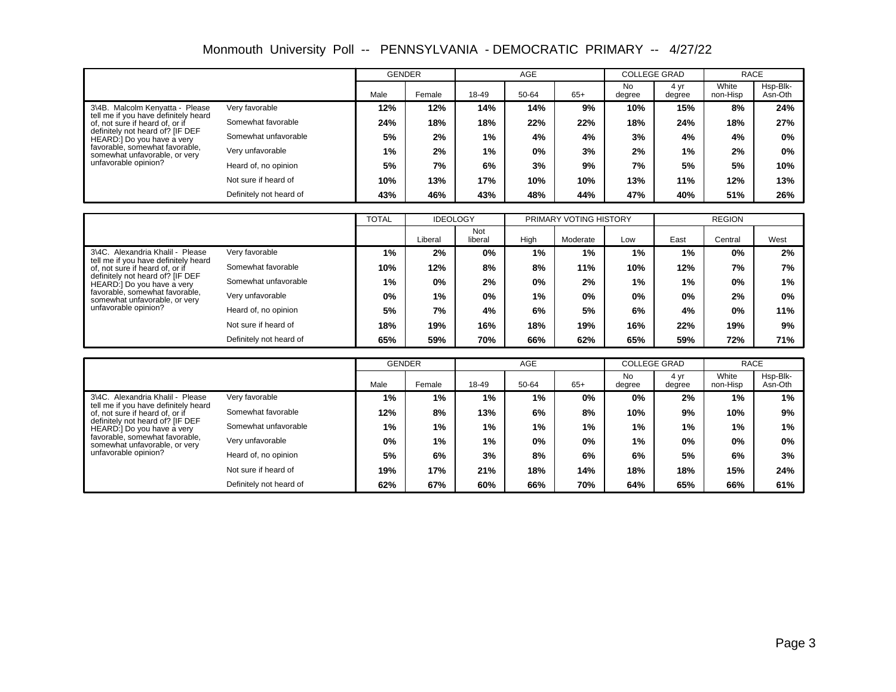# Monmouth University Poll -- PENNSYLVANIA - DEMOCRATIC PRIMARY -- 4/27/22

| | | GENDER | | AGE | | | COLLEGE GRAD | | RACE | |
|---|---|---|---|---|---|---|---|---|---|---|
| | | Male | Female | 18-49 | 50-64 | 65+ | No degree | 4 yr degree | White non-Hisp | Hsp-Blk-Asn-Oth |
| 3\4B. Malcolm Kenyatta - Please tell me if you have definitely heard of, not sure if heard of, or if definitely not heard of? [IF DEF HEARD:] Do you have a very favorable, somewhat favorable, somewhat unfavorable, or very unfavorable opinion? | Very favorable | 12% | 12% | 14% | 14% | 9% | 10% | 15% | 8% | 24% |
| | Somewhat favorable | 24% | 18% | 18% | 22% | 22% | 18% | 24% | 18% | 27% |
| | Somewhat unfavorable | 5% | 2% | 1% | 4% | 4% | 3% | 4% | 4% | 0% |
| | Very unfavorable | 1% | 2% | 1% | 0% | 3% | 2% | 1% | 2% | 0% |
| | Heard of, no opinion | 5% | 7% | 6% | 3% | 9% | 7% | 5% | 5% | 10% |
| | Not sure if heard of | 10% | 13% | 17% | 10% | 10% | 13% | 11% | 12% | 13% |
| | Definitely not heard of | 43% | 46% | 43% | 48% | 44% | 47% | 40% | 51% | 26% |

| | | TOTAL | IDEOLOGY | | PRIMARY VOTING HISTORY | | | REGION | | |
|---|---|---|---|---|---|---|---|---|---|---|
| | | | Liberal | Not liberal | High | Moderate | Low | East | Central | West |
| 3\4C. Alexandria Khalil - Please tell me if you have definitely heard of, not sure if heard of, or if definitely not heard of? [IF DEF HEARD:] Do you have a very favorable, somewhat favorable, somewhat unfavorable, or very unfavorable opinion? | Very favorable | 1% | 2% | 0% | 1% | 1% | 1% | 1% | 0% | 2% |
| | Somewhat favorable | 10% | 12% | 8% | 8% | 11% | 10% | 12% | 7% | 7% |
| | Somewhat unfavorable | 1% | 0% | 2% | 0% | 2% | 1% | 1% | 0% | 1% |
| | Very unfavorable | 0% | 1% | 0% | 1% | 0% | 0% | 0% | 2% | 0% |
| | Heard of, no opinion | 5% | 7% | 4% | 6% | 5% | 6% | 4% | 0% | 11% |
| | Not sure if heard of | 18% | 19% | 16% | 18% | 19% | 16% | 22% | 19% | 9% |
| | Definitely not heard of | 65% | 59% | 70% | 66% | 62% | 65% | 59% | 72% | 71% |

| | | GENDER | | AGE | | | COLLEGE GRAD | | RACE | |
|---|---|---|---|---|---|---|---|---|---|---|
| | | Male | Female | 18-49 | 50-64 | 65+ | No degree | 4 yr degree | White non-Hisp | Hsp-Blk-Asn-Oth |
| 3\4C. Alexandria Khalil - Please tell me if you have definitely heard of, not sure if heard of, or if definitely not heard of? [IF DEF HEARD:] Do you have a very favorable, somewhat favorable, somewhat unfavorable, or very unfavorable opinion? | Very favorable | 1% | 1% | 1% | 1% | 0% | 0% | 2% | 1% | 1% |
| | Somewhat favorable | 12% | 8% | 13% | 6% | 8% | 10% | 9% | 10% | 9% |
| | Somewhat unfavorable | 1% | 1% | 1% | 1% | 1% | 1% | 1% | 1% | 1% |
| | Very unfavorable | 0% | 1% | 1% | 0% | 0% | 1% | 0% | 0% | 0% |
| | Heard of, no opinion | 5% | 6% | 3% | 8% | 6% | 6% | 5% | 6% | 3% |
| | Not sure if heard of | 19% | 17% | 21% | 18% | 14% | 18% | 18% | 15% | 24% |
| | Definitely not heard of | 62% | 67% | 60% | 66% | 70% | 64% | 65% | 66% | 61% |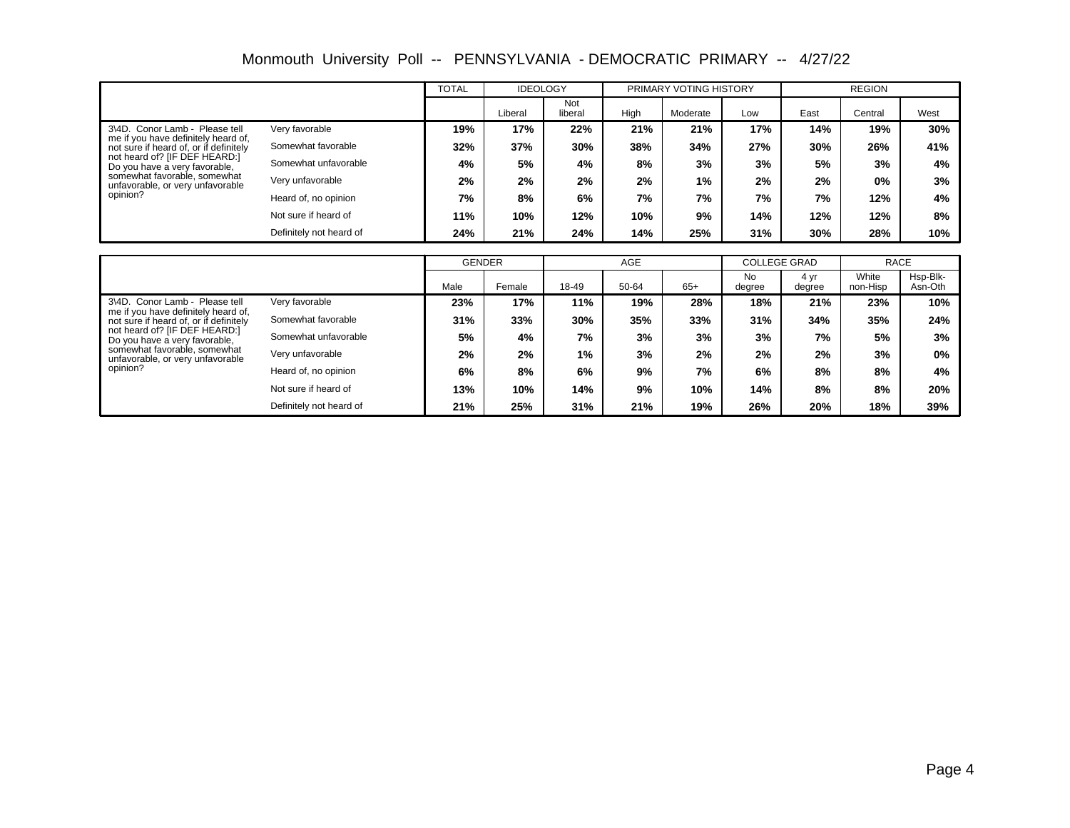# Monmouth University Poll -- PENNSYLVANIA - DEMOCRATIC PRIMARY -- 4/27/22

| | | TOTAL | IDEOLOGY | | PRIMARY VOTING HISTORY | | | REGION | | |
|---|---|---|---|---|---|---|---|---|---|---|
| | | | Liberal | Not liberal | High | Moderate | Low | East | Central | West |
| 3\4D. Conor Lamb - Please tell me if you have definitely heard of, not sure if heard of, or if definitely not heard of? [IF DEF HEARD:] Do you have a very favorable, somewhat favorable, somewhat unfavorable, or very unfavorable opinion? | Very favorable | 19% | 17% | 22% | 21% | 21% | 17% | 14% | 19% | 30% |
| | Somewhat favorable | 32% | 37% | 30% | 38% | 34% | 27% | 30% | 26% | 41% |
| | Somewhat unfavorable | 4% | 5% | 4% | 8% | 3% | 3% | 5% | 3% | 4% |
| | Very unfavorable | 2% | 2% | 2% | 2% | 1% | 2% | 2% | 0% | 3% |
| | Heard of, no opinion | 7% | 8% | 6% | 7% | 7% | 7% | 7% | 12% | 4% |
| | Not sure if heard of | 11% | 10% | 12% | 10% | 9% | 14% | 12% | 12% | 8% |
| | Definitely not heard of | 24% | 21% | 24% | 14% | 25% | 31% | 30% | 28% | 10% |

| | | GENDER | | AGE | | | COLLEGE GRAD | | RACE | |
|---|---|---|---|---|---|---|---|---|---|---|
| | | Male | Female | 18-49 | 50-64 | 65+ | No degree | 4 yr degree | White non-Hisp | Hsp-Blk-Asn-Oth |
| 3\4D. Conor Lamb - Please tell me if you have definitely heard of, not sure if heard of, or if definitely not heard of? [IF DEF HEARD:] Do you have a very favorable, somewhat favorable, somewhat unfavorable, or very unfavorable opinion? | Very favorable | 23% | 17% | 11% | 19% | 28% | 18% | 21% | 23% | 10% |
| | Somewhat favorable | 31% | 33% | 30% | 35% | 33% | 31% | 34% | 35% | 24% |
| | Somewhat unfavorable | 5% | 4% | 7% | 3% | 3% | 3% | 7% | 5% | 3% |
| | Very unfavorable | 2% | 2% | 1% | 3% | 2% | 2% | 2% | 3% | 0% |
| | Heard of, no opinion | 6% | 8% | 6% | 9% | 7% | 6% | 8% | 8% | 4% |
| | Not sure if heard of | 13% | 10% | 14% | 9% | 10% | 14% | 8% | 8% | 20% |
| | Definitely not heard of | 21% | 25% | 31% | 21% | 19% | 26% | 20% | 18% | 39% |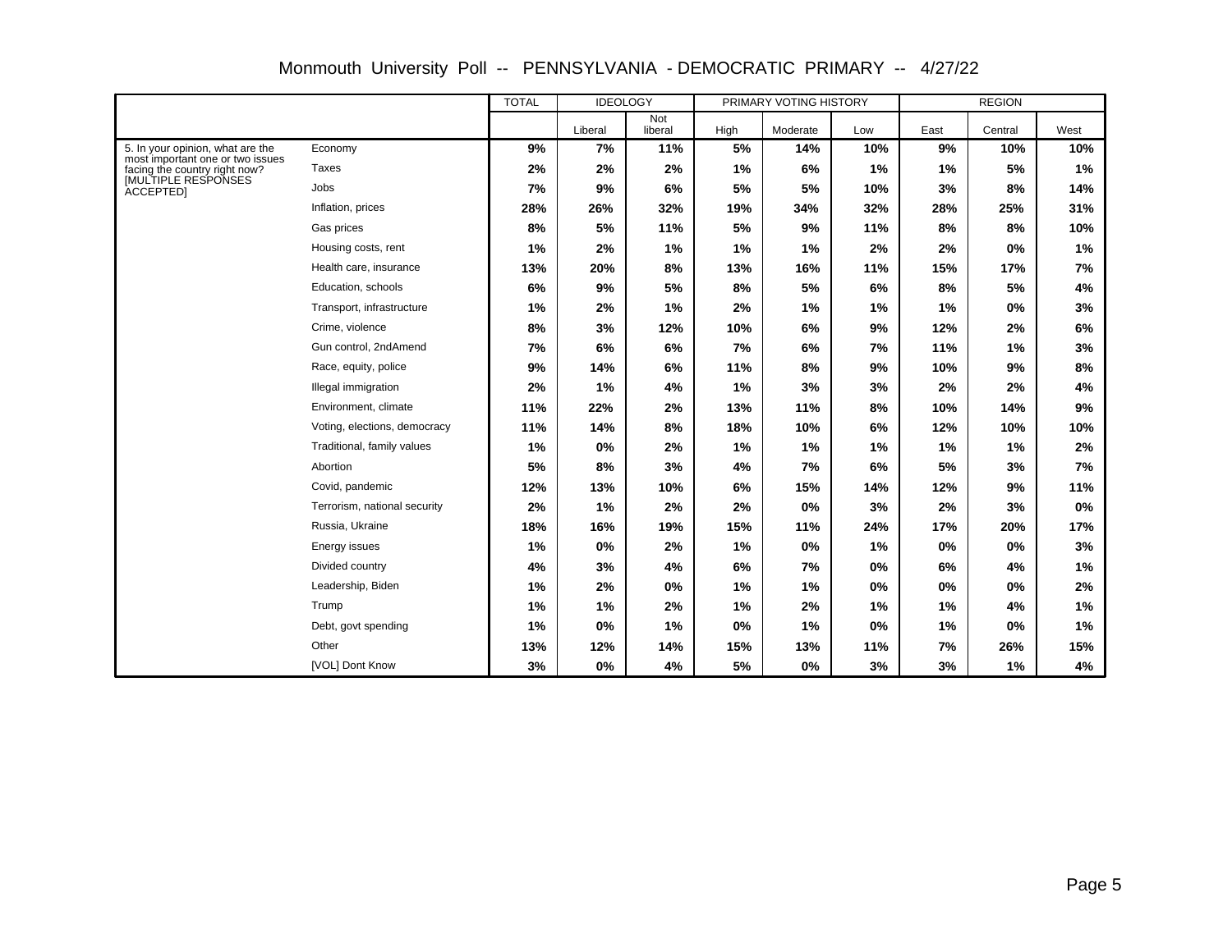# Monmouth University Poll -- PENNSYLVANIA - DEMOCRATIC PRIMARY -- 4/27/22

| | | TOTAL | IDEOLOGY | | PRIMARY VOTING HISTORY | | | REGION | | |
|---|---|---|---|---|---|---|---|---|---|---|
| | | | Liberal | Not liberal | High | Moderate | Low | East | Central | West |
| 5. In your opinion, what are the most important one or two issues facing the country right now? [MULTIPLE RESPONSES ACCEPTED] | Economy | 9% | 7% | 11% | 5% | 14% | 10% | 9% | 10% | 10% |
| | Taxes | 2% | 2% | 2% | 1% | 6% | 1% | 1% | 5% | 1% |
| | Jobs | 7% | 9% | 6% | 5% | 5% | 10% | 3% | 8% | 14% |
| | Inflation, prices | 28% | 26% | 32% | 19% | 34% | 32% | 28% | 25% | 31% |
| | Gas prices | 8% | 5% | 11% | 5% | 9% | 11% | 8% | 8% | 10% |
| | Housing costs, rent | 1% | 2% | 1% | 1% | 1% | 2% | 2% | 0% | 1% |
| | Health care, insurance | 13% | 20% | 8% | 13% | 16% | 11% | 15% | 17% | 7% |
| | Education, schools | 6% | 9% | 5% | 8% | 5% | 6% | 8% | 5% | 4% |
| | Transport, infrastructure | 1% | 2% | 1% | 2% | 1% | 1% | 1% | 0% | 3% |
| | Crime, violence | 8% | 3% | 12% | 10% | 6% | 9% | 12% | 2% | 6% |
| | Gun control, 2ndAmend | 7% | 6% | 6% | 7% | 6% | 7% | 11% | 1% | 3% |
| | Race, equity, police | 9% | 14% | 6% | 11% | 8% | 9% | 10% | 9% | 8% |
| | Illegal immigration | 2% | 1% | 4% | 1% | 3% | 3% | 2% | 2% | 4% |
| | Environment, climate | 11% | 22% | 2% | 13% | 11% | 8% | 10% | 14% | 9% |
| | Voting, elections, democracy | 11% | 14% | 8% | 18% | 10% | 6% | 12% | 10% | 10% |
| | Traditional, family values | 1% | 0% | 2% | 1% | 1% | 1% | 1% | 1% | 2% |
| | Abortion | 5% | 8% | 3% | 4% | 7% | 6% | 5% | 3% | 7% |
| | Covid, pandemic | 12% | 13% | 10% | 6% | 15% | 14% | 12% | 9% | 11% |
| | Terrorism, national security | 2% | 1% | 2% | 2% | 0% | 3% | 2% | 3% | 0% |
| | Russia, Ukraine | 18% | 16% | 19% | 15% | 11% | 24% | 17% | 20% | 17% |
| | Energy issues | 1% | 0% | 2% | 1% | 0% | 1% | 0% | 0% | 3% |
| | Divided country | 4% | 3% | 4% | 6% | 7% | 0% | 6% | 4% | 1% |
| | Leadership, Biden | 1% | 2% | 0% | 1% | 1% | 0% | 0% | 0% | 2% |
| | Trump | 1% | 1% | 2% | 1% | 2% | 1% | 1% | 4% | 1% |
| | Debt, govt spending | 1% | 0% | 1% | 0% | 1% | 0% | 1% | 0% | 1% |
| | Other | 13% | 12% | 14% | 15% | 13% | 11% | 7% | 26% | 15% |
| | [VOL] Dont Know | 3% | 0% | 4% | 5% | 0% | 3% | 3% | 1% | 4% |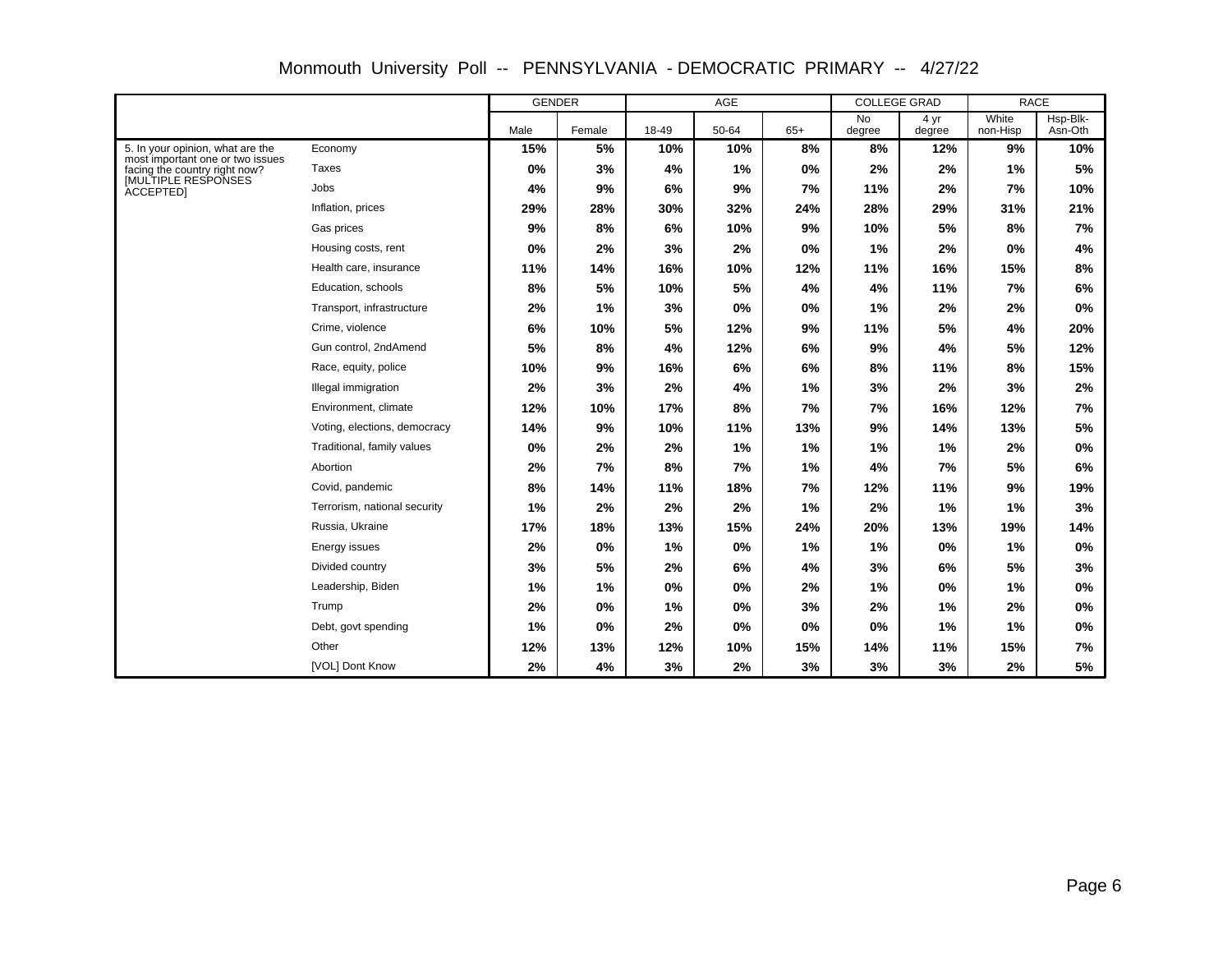# Monmouth University Poll -- PENNSYLVANIA - DEMOCRATIC PRIMARY -- 4/27/22

| | | GENDER | | AGE | | | COLLEGE GRAD | | RACE | |
|---|---|---|---|---|---|---|---|---|---|---|
| | | Male | Female | 18-49 | 50-64 | 65+ | No degree | 4 yr degree | White non-Hisp | Hsp-Blk-Asn-Oth |
| 5. In your opinion, what are the most important one or two issues facing the country right now? [MULTIPLE RESPONSES ACCEPTED] | Economy | 15% | 5% | 10% | 10% | 8% | 8% | 12% | 9% | 10% |
| | Taxes | 0% | 3% | 4% | 1% | 0% | 2% | 2% | 1% | 5% |
| | Jobs | 4% | 9% | 6% | 9% | 7% | 11% | 2% | 7% | 10% |
| | Inflation, prices | 29% | 28% | 30% | 32% | 24% | 28% | 29% | 31% | 21% |
| | Gas prices | 9% | 8% | 6% | 10% | 9% | 10% | 5% | 8% | 7% |
| | Housing costs, rent | 0% | 2% | 3% | 2% | 0% | 1% | 2% | 0% | 4% |
| | Health care, insurance | 11% | 14% | 16% | 10% | 12% | 11% | 16% | 15% | 8% |
| | Education, schools | 8% | 5% | 10% | 5% | 4% | 4% | 11% | 7% | 6% |
| | Transport, infrastructure | 2% | 1% | 3% | 0% | 0% | 1% | 2% | 2% | 0% |
| | Crime, violence | 6% | 10% | 5% | 12% | 9% | 11% | 5% | 4% | 20% |
| | Gun control, 2ndAmend | 5% | 8% | 4% | 12% | 6% | 9% | 4% | 5% | 12% |
| | Race, equity, police | 10% | 9% | 16% | 6% | 6% | 8% | 11% | 8% | 15% |
| | Illegal immigration | 2% | 3% | 2% | 4% | 1% | 3% | 2% | 3% | 2% |
| | Environment, climate | 12% | 10% | 17% | 8% | 7% | 7% | 16% | 12% | 7% |
| | Voting, elections, democracy | 14% | 9% | 10% | 11% | 13% | 9% | 14% | 13% | 5% |
| | Traditional, family values | 0% | 2% | 2% | 1% | 1% | 1% | 1% | 2% | 0% |
| | Abortion | 2% | 7% | 8% | 7% | 1% | 4% | 7% | 5% | 6% |
| | Covid, pandemic | 8% | 14% | 11% | 18% | 7% | 12% | 11% | 9% | 19% |
| | Terrorism, national security | 1% | 2% | 2% | 2% | 1% | 2% | 1% | 1% | 3% |
| | Russia, Ukraine | 17% | 18% | 13% | 15% | 24% | 20% | 13% | 19% | 14% |
| | Energy issues | 2% | 0% | 1% | 0% | 1% | 1% | 0% | 1% | 0% |
| | Divided country | 3% | 5% | 2% | 6% | 4% | 3% | 6% | 5% | 3% |
| | Leadership, Biden | 1% | 1% | 0% | 0% | 2% | 1% | 0% | 1% | 0% |
| | Trump | 2% | 0% | 1% | 0% | 3% | 2% | 1% | 2% | 0% |
| | Debt, govt spending | 1% | 0% | 2% | 0% | 0% | 0% | 1% | 1% | 0% |
| | Other | 12% | 13% | 12% | 10% | 15% | 14% | 11% | 15% | 7% |
| | [VOL] Dont Know | 2% | 4% | 3% | 2% | 3% | 3% | 3% | 2% | 5% |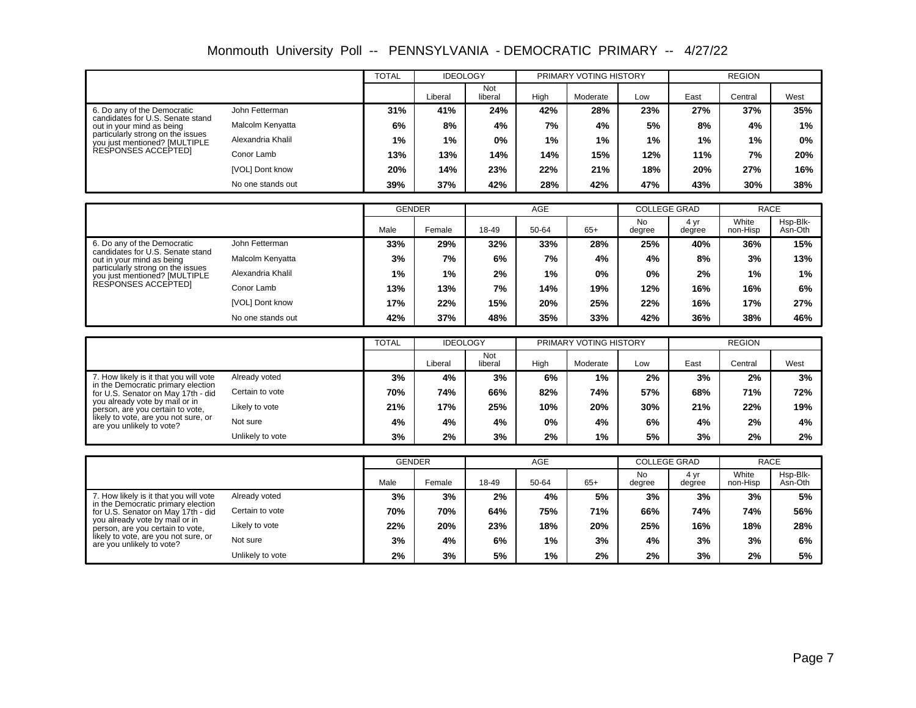# Monmouth University Poll -- PENNSYLVANIA - DEMOCRATIC PRIMARY -- 4/27/22

| | | TOTAL | IDEOLOGY | | PRIMARY VOTING HISTORY | | | REGION | | |
|---|---|---|---|---|---|---|---|---|---|---|
| | | | Liberal | Not liberal | High | Moderate | Low | East | Central | West |
| 6. Do any of the Democratic candidates for U.S. Senate stand out in your mind as being particularly strong on the issues you just mentioned? [MULTIPLE RESPONSES ACCEPTED] | John Fetterman | **31%** | **41%** | **24%** | **42%** | **28%** | **23%** | **27%** | **37%** | **35%** |
| | Malcolm Kenyatta | **6%** | **8%** | **4%** | **7%** | **4%** | **5%** | **8%** | **4%** | **1%** |
| | Alexandria Khalil | **1%** | **1%** | **0%** | **1%** | **1%** | **1%** | **1%** | **1%** | **0%** |
| | Conor Lamb | **13%** | **13%** | **14%** | **14%** | **15%** | **12%** | **11%** | **7%** | **20%** |
| | [VOL] Dont know | **20%** | **14%** | **23%** | **22%** | **21%** | **18%** | **20%** | **27%** | **16%** |
| | No one stands out | **39%** | **37%** | **42%** | **28%** | **42%** | **47%** | **43%** | **30%** | **38%** |

| | | GENDER | | AGE | | | COLLEGE GRAD | | RACE | |
|---|---|---|---|---|---|---|---|---|---|---|
| | | Male | Female | 18-49 | 50-64 | 65+ | No degree | 4 yr degree | White non-Hisp | Hsp-Blk-Asn-Oth |
| 6. Do any of the Democratic candidates for U.S. Senate stand out in your mind as being particularly strong on the issues you just mentioned? [MULTIPLE RESPONSES ACCEPTED] | John Fetterman | **33%** | **29%** | **32%** | **33%** | **28%** | **25%** | **40%** | **36%** | **15%** |
| | Malcolm Kenyatta | **3%** | **7%** | **6%** | **7%** | **4%** | **4%** | **8%** | **3%** | **13%** |
| | Alexandria Khalil | **1%** | **1%** | **2%** | **1%** | **0%** | **0%** | **2%** | **1%** | **1%** |
| | Conor Lamb | **13%** | **13%** | **7%** | **14%** | **19%** | **12%** | **16%** | **16%** | **6%** |
| | [VOL] Dont know | **17%** | **22%** | **15%** | **20%** | **25%** | **22%** | **16%** | **17%** | **27%** |
| | No one stands out | **42%** | **37%** | **48%** | **35%** | **33%** | **42%** | **36%** | **38%** | **46%** |

| | | TOTAL | IDEOLOGY | | PRIMARY VOTING HISTORY | | | REGION | | |
|---|---|---|---|---|---|---|---|---|---|---|
| | | | Liberal | Not liberal | High | Moderate | Low | East | Central | West |
| 7. How likely is it that you will vote in the Democratic primary election for U.S. Senator on May 17th - did you already vote by mail or in person, are you certain to vote, likely to vote, are you not sure, or are you unlikely to vote? | Already voted | **3%** | **4%** | **3%** | **6%** | **1%** | **2%** | **3%** | **2%** | **3%** |
| | Certain to vote | **70%** | **74%** | **66%** | **82%** | **74%** | **57%** | **68%** | **71%** | **72%** |
| | Likely to vote | **21%** | **17%** | **25%** | **10%** | **20%** | **30%** | **21%** | **22%** | **19%** |
| | Not sure | **4%** | **4%** | **4%** | **0%** | **4%** | **6%** | **4%** | **2%** | **4%** |
| | Unlikely to vote | **3%** | **2%** | **3%** | **2%** | **1%** | **5%** | **3%** | **2%** | **2%** |

| | | GENDER | | AGE | | | COLLEGE GRAD | | RACE | |
|---|---|---|---|---|---|---|---|---|---|---|
| | | Male | Female | 18-49 | 50-64 | 65+ | No degree | 4 yr degree | White non-Hisp | Hsp-Blk-Asn-Oth |
| 7. How likely is it that you will vote in the Democratic primary election for U.S. Senator on May 17th - did you already vote by mail or in person, are you certain to vote, likely to vote, are you not sure, or are you unlikely to vote? | Already voted | **3%** | **3%** | **2%** | **4%** | **5%** | **3%** | **3%** | **3%** | **5%** |
| | Certain to vote | **70%** | **70%** | **64%** | **75%** | **71%** | **66%** | **74%** | **74%** | **56%** |
| | Likely to vote | **22%** | **20%** | **23%** | **18%** | **20%** | **25%** | **16%** | **18%** | **28%** |
| | Not sure | **3%** | **4%** | **6%** | **1%** | **3%** | **4%** | **3%** | **3%** | **6%** |
| | Unlikely to vote | **2%** | **3%** | **5%** | **1%** | **2%** | **2%** | **3%** | **2%** | **5%** |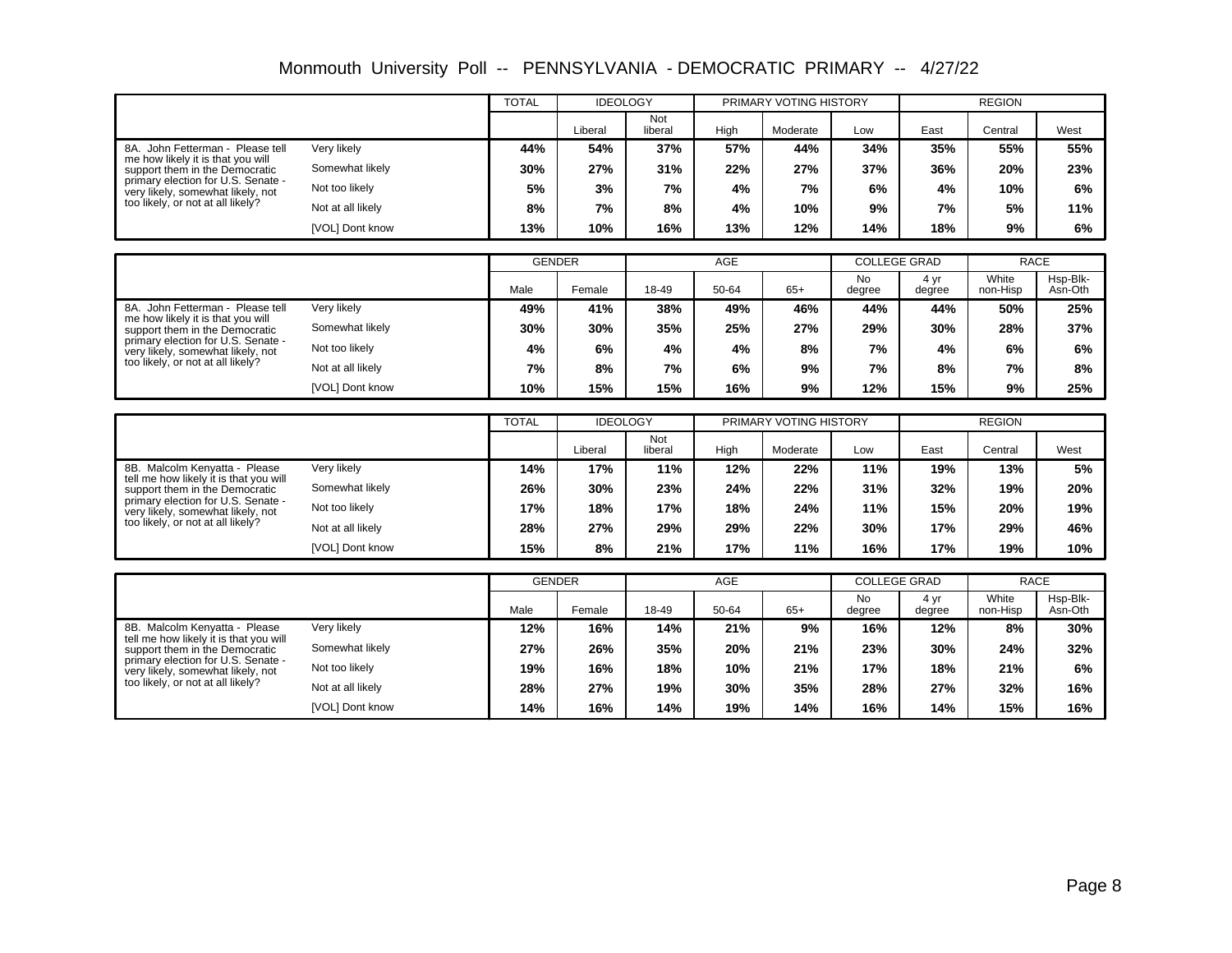# Monmouth University Poll -- PENNSYLVANIA - DEMOCRATIC PRIMARY -- 4/27/22

| | | TOTAL | IDEOLOGY | | PRIMARY VOTING HISTORY | | | REGION | | |
|---|---|---|---|---|---|---|---|---|---|---|
| | | | Liberal | Not liberal | High | Moderate | Low | East | Central | West |
| 8A. John Fetterman - Please tell me how likely it is that you will support them in the Democratic primary election for U.S. Senate - very likely, somewhat likely, not too likely, or not at all likely? | Very likely | 44% | 54% | 37% | 57% | 44% | 34% | 35% | 55% | 55% |
| | Somewhat likely | 30% | 27% | 31% | 22% | 27% | 37% | 36% | 20% | 23% |
| | Not too likely | 5% | 3% | 7% | 4% | 7% | 6% | 4% | 10% | 6% |
| | Not at all likely | 8% | 7% | 8% | 4% | 10% | 9% | 7% | 5% | 11% |
| | [VOL] Dont know | 13% | 10% | 16% | 13% | 12% | 14% | 18% | 9% | 6% |

| | | GENDER | | AGE | | | COLLEGE GRAD | | RACE | |
|---|---|---|---|---|---|---|---|---|---|---|
| | | Male | Female | 18-49 | 50-64 | 65+ | No degree | 4 yr degree | White non-Hisp | Hsp-Blk-Asn-Oth |
| 8A. John Fetterman - Please tell me how likely it is that you will support them in the Democratic primary election for U.S. Senate - very likely, somewhat likely, not too likely, or not at all likely? | Very likely | 49% | 41% | 38% | 49% | 46% | 44% | 44% | 50% | 25% |
| | Somewhat likely | 30% | 30% | 35% | 25% | 27% | 29% | 30% | 28% | 37% |
| | Not too likely | 4% | 6% | 4% | 4% | 8% | 7% | 4% | 6% | 6% |
| | Not at all likely | 7% | 8% | 7% | 6% | 9% | 7% | 8% | 7% | 8% |
| | [VOL] Dont know | 10% | 15% | 15% | 16% | 9% | 12% | 15% | 9% | 25% |

| | | TOTAL | IDEOLOGY | | PRIMARY VOTING HISTORY | | | REGION | | |
|---|---|---|---|---|---|---|---|---|---|---|
| | | | Liberal | Not liberal | High | Moderate | Low | East | Central | West |
| 8B. Malcolm Kenyatta - Please tell me how likely it is that you will support them in the Democratic primary election for U.S. Senate - very likely, somewhat likely, not too likely, or not at all likely? | Very likely | 14% | 17% | 11% | 12% | 22% | 11% | 19% | 13% | 5% |
| | Somewhat likely | 26% | 30% | 23% | 24% | 22% | 31% | 32% | 19% | 20% |
| | Not too likely | 17% | 18% | 17% | 18% | 24% | 11% | 15% | 20% | 19% |
| | Not at all likely | 28% | 27% | 29% | 29% | 22% | 30% | 17% | 29% | 46% |
| | [VOL] Dont know | 15% | 8% | 21% | 17% | 11% | 16% | 17% | 19% | 10% |

| | | GENDER | | AGE | | | COLLEGE GRAD | | RACE | |
|---|---|---|---|---|---|---|---|---|---|---|
| | | Male | Female | 18-49 | 50-64 | 65+ | No degree | 4 yr degree | White non-Hisp | Hsp-Blk-Asn-Oth |
| 8B. Malcolm Kenyatta - Please tell me how likely it is that you will support them in the Democratic primary election for U.S. Senate - very likely, somewhat likely, not too likely, or not at all likely? | Very likely | 12% | 16% | 14% | 21% | 9% | 16% | 12% | 8% | 30% |
| | Somewhat likely | 27% | 26% | 35% | 20% | 21% | 23% | 30% | 24% | 32% |
| | Not too likely | 19% | 16% | 18% | 10% | 21% | 17% | 18% | 21% | 6% |
| | Not at all likely | 28% | 27% | 19% | 30% | 35% | 28% | 27% | 32% | 16% |
| | [VOL] Dont know | 14% | 16% | 14% | 19% | 14% | 16% | 14% | 15% | 16% |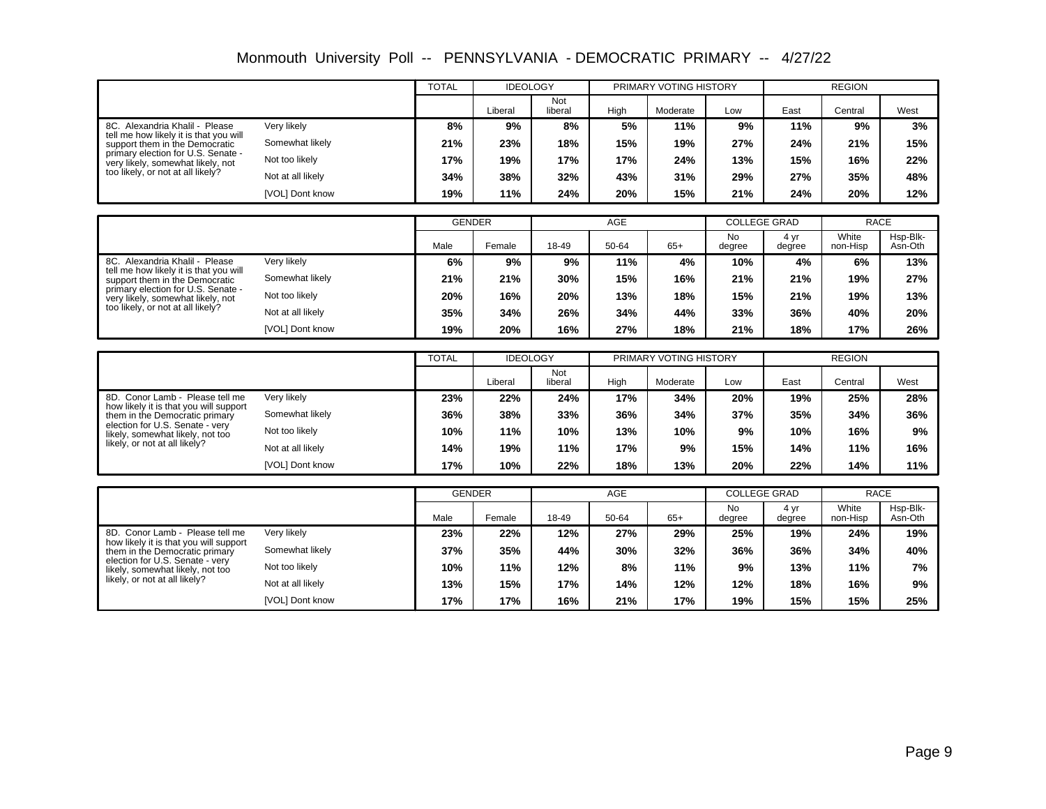# Monmouth University Poll -- PENNSYLVANIA - DEMOCRATIC PRIMARY -- 4/27/22

| | | TOTAL | IDEOLOGY | | PRIMARY VOTING HISTORY | | | REGION | | |
|---|---|---|---|---|---|---|---|---|---|---|
| | | | Liberal | Not liberal | High | Moderate | Low | East | Central | West |
| 8C. Alexandria Khalil - Please tell me how likely it is that you will support them in the Democratic primary election for U.S. Senate - very likely, somewhat likely, not too likely, or not at all likely? | Very likely | 8% | 9% | 8% | 5% | 11% | 9% | 11% | 9% | 3% |
| | Somewhat likely | 21% | 23% | 18% | 15% | 19% | 27% | 24% | 21% | 15% |
| | Not too likely | 17% | 19% | 17% | 17% | 24% | 13% | 15% | 16% | 22% |
| | Not at all likely | 34% | 38% | 32% | 43% | 31% | 29% | 27% | 35% | 48% |
| | [VOL] Dont know | 19% | 11% | 24% | 20% | 15% | 21% | 24% | 20% | 12% |

| | | GENDER | | AGE | | | COLLEGE GRAD | | RACE | |
|---|---|---|---|---|---|---|---|---|---|---|
| | | Male | Female | 18-49 | 50-64 | 65+ | No degree | 4 yr degree | White non-Hisp | Hsp-Blk-Asn-Oth |
| 8C. Alexandria Khalil - Please tell me how likely it is that you will support them in the Democratic primary election for U.S. Senate - very likely, somewhat likely, not too likely, or not at all likely? | Very likely | 6% | 9% | 9% | 11% | 4% | 10% | 4% | 6% | 13% |
| | Somewhat likely | 21% | 21% | 30% | 15% | 16% | 21% | 21% | 19% | 27% |
| | Not too likely | 20% | 16% | 20% | 13% | 18% | 15% | 21% | 19% | 13% |
| | Not at all likely | 35% | 34% | 26% | 34% | 44% | 33% | 36% | 40% | 20% |
| | [VOL] Dont know | 19% | 20% | 16% | 27% | 18% | 21% | 18% | 17% | 26% |

| | | TOTAL | IDEOLOGY | | PRIMARY VOTING HISTORY | | | REGION | | |
|---|---|---|---|---|---|---|---|---|---|---|
| | | | Liberal | Not liberal | High | Moderate | Low | East | Central | West |
| 8D. Conor Lamb - Please tell me how likely it is that you will support them in the Democratic primary election for U.S. Senate - very likely, somewhat likely, not too likely, or not at all likely? | Very likely | 23% | 22% | 24% | 17% | 34% | 20% | 19% | 25% | 28% |
| | Somewhat likely | 36% | 38% | 33% | 36% | 34% | 37% | 35% | 34% | 36% |
| | Not too likely | 10% | 11% | 10% | 13% | 10% | 9% | 10% | 16% | 9% |
| | Not at all likely | 14% | 19% | 11% | 17% | 9% | 15% | 14% | 11% | 16% |
| | [VOL] Dont know | 17% | 10% | 22% | 18% | 13% | 20% | 22% | 14% | 11% |

| | | GENDER | | AGE | | | COLLEGE GRAD | | RACE | |
|---|---|---|---|---|---|---|---|---|---|---|
| | | Male | Female | 18-49 | 50-64 | 65+ | No degree | 4 yr degree | White non-Hisp | Hsp-Blk-Asn-Oth |
| 8D. Conor Lamb - Please tell me how likely it is that you will support them in the Democratic primary election for U.S. Senate - very likely, somewhat likely, not too likely, or not at all likely? | Very likely | 23% | 22% | 12% | 27% | 29% | 25% | 19% | 24% | 19% |
| | Somewhat likely | 37% | 35% | 44% | 30% | 32% | 36% | 36% | 34% | 40% |
| | Not too likely | 10% | 11% | 12% | 8% | 11% | 9% | 13% | 11% | 7% |
| | Not at all likely | 13% | 15% | 17% | 14% | 12% | 12% | 18% | 16% | 9% |
| | [VOL] Dont know | 17% | 17% | 16% | 21% | 17% | 19% | 15% | 15% | 25% |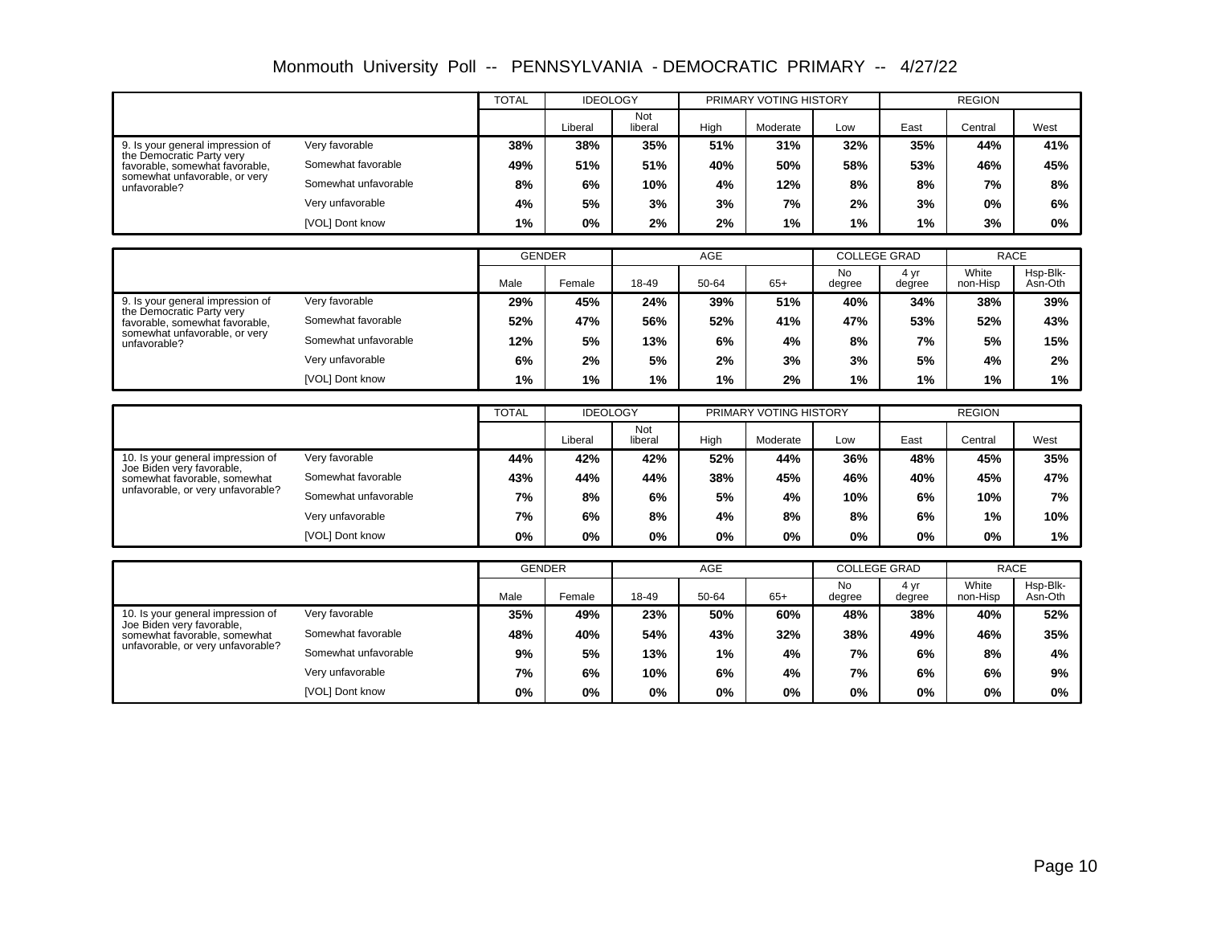# Monmouth University Poll -- PENNSYLVANIA - DEMOCRATIC PRIMARY -- 4/27/22

| | | TOTAL | IDEOLOGY | | PRIMARY VOTING HISTORY | | | REGION | | |
|---|---|---|---|---|---|---|---|---|---|---|
| | | | Liberal | Not liberal | High | Moderate | Low | East | Central | West |
| 9. Is your general impression of the Democratic Party very favorable, somewhat favorable, somewhat unfavorable, or very unfavorable? | Very favorable | 38% | 38% | 35% | 51% | 31% | 32% | 35% | 44% | 41% |
| | Somewhat favorable | 49% | 51% | 51% | 40% | 50% | 58% | 53% | 46% | 45% |
| | Somewhat unfavorable | 8% | 6% | 10% | 4% | 12% | 8% | 8% | 7% | 8% |
| | Very unfavorable | 4% | 5% | 3% | 3% | 7% | 2% | 3% | 0% | 6% |
| | [VOL] Dont know | 1% | 0% | 2% | 2% | 1% | 1% | 1% | 3% | 0% |

| | | GENDER | | AGE | | | COLLEGE GRAD | | RACE | |
|---|---|---|---|---|---|---|---|---|---|---|
| | | Male | Female | 18-49 | 50-64 | 65+ | No degree | 4 yr degree | White non-Hisp | Hsp-Blk-Asn-Oth |
| 9. Is your general impression of the Democratic Party very favorable, somewhat favorable, somewhat unfavorable, or very unfavorable? | Very favorable | 29% | 45% | 24% | 39% | 51% | 40% | 34% | 38% | 39% |
| | Somewhat favorable | 52% | 47% | 56% | 52% | 41% | 47% | 53% | 52% | 43% |
| | Somewhat unfavorable | 12% | 5% | 13% | 6% | 4% | 8% | 7% | 5% | 15% |
| | Very unfavorable | 6% | 2% | 5% | 2% | 3% | 3% | 5% | 4% | 2% |
| | [VOL] Dont know | 1% | 1% | 1% | 1% | 2% | 1% | 1% | 1% | 1% |

| | | TOTAL | IDEOLOGY | | PRIMARY VOTING HISTORY | | | REGION | | |
|---|---|---|---|---|---|---|---|---|---|---|
| | | | Liberal | Not liberal | High | Moderate | Low | East | Central | West |
| 10. Is your general impression of Joe Biden very favorable, somewhat favorable, somewhat unfavorable, or very unfavorable? | Very favorable | 44% | 42% | 42% | 52% | 44% | 36% | 48% | 45% | 35% |
| | Somewhat favorable | 43% | 44% | 44% | 38% | 45% | 46% | 40% | 45% | 47% |
| | Somewhat unfavorable | 7% | 8% | 6% | 5% | 4% | 10% | 6% | 10% | 7% |
| | Very unfavorable | 7% | 6% | 8% | 4% | 8% | 8% | 6% | 1% | 10% |
| | [VOL] Dont know | 0% | 0% | 0% | 0% | 0% | 0% | 0% | 0% | 1% |

| | | GENDER | | AGE | | | COLLEGE GRAD | | RACE | |
|---|---|---|---|---|---|---|---|---|---|---|
| | | Male | Female | 18-49 | 50-64 | 65+ | No degree | 4 yr degree | White non-Hisp | Hsp-Blk-Asn-Oth |
| 10. Is your general impression of Joe Biden very favorable, somewhat favorable, somewhat unfavorable, or very unfavorable? | Very favorable | 35% | 49% | 23% | 50% | 60% | 48% | 38% | 40% | 52% |
| | Somewhat favorable | 48% | 40% | 54% | 43% | 32% | 38% | 49% | 46% | 35% |
| | Somewhat unfavorable | 9% | 5% | 13% | 1% | 4% | 7% | 6% | 8% | 4% |
| | Very unfavorable | 7% | 6% | 10% | 6% | 4% | 7% | 6% | 6% | 9% |
| | [VOL] Dont know | 0% | 0% | 0% | 0% | 0% | 0% | 0% | 0% | 0% |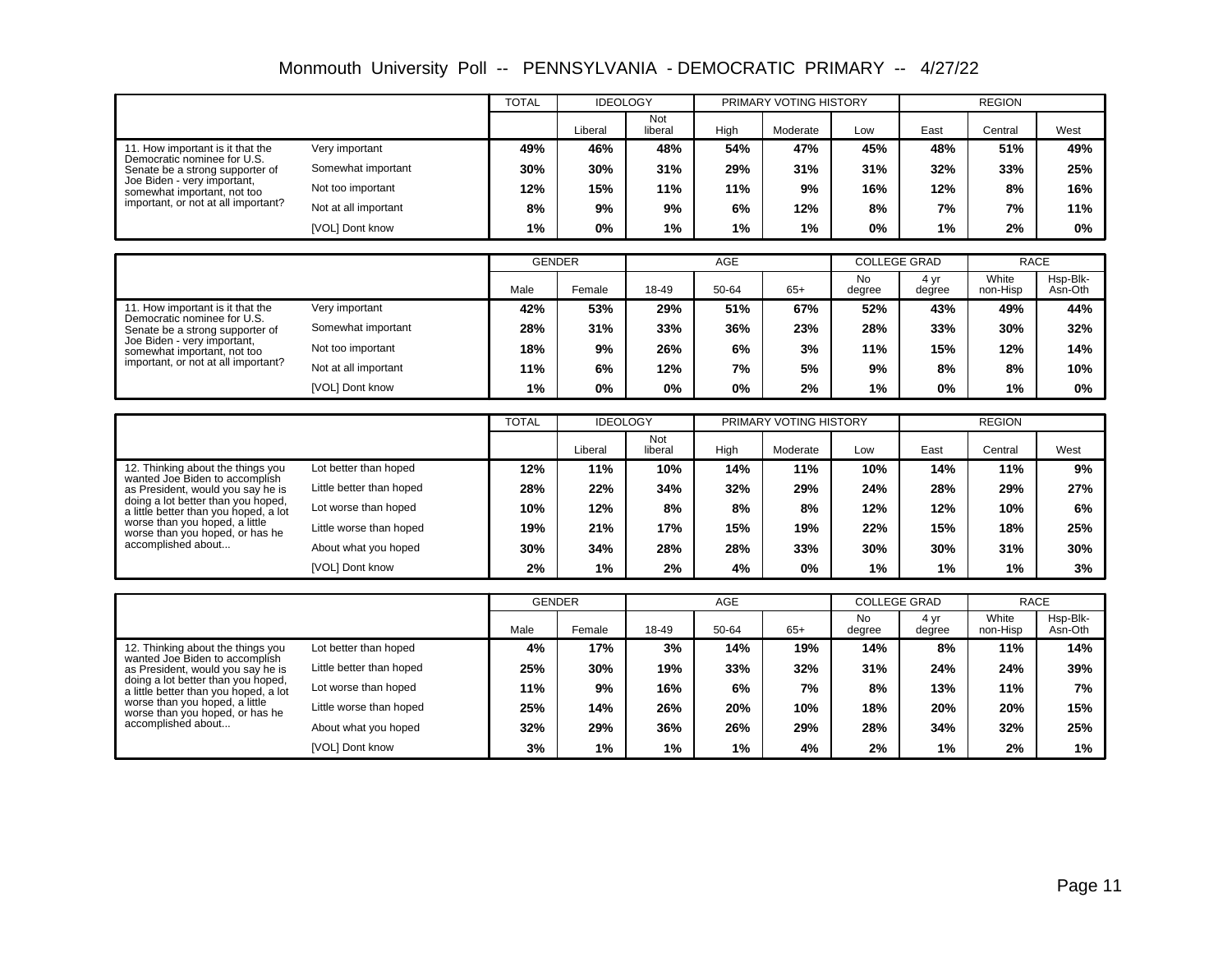# Monmouth University Poll -- PENNSYLVANIA - DEMOCRATIC PRIMARY -- 4/27/22

| | | TOTAL | IDEOLOGY | | PRIMARY VOTING HISTORY | | | REGION | | |
|---|---|---|---|---|---|---|---|---|---|---|
| | | | Liberal | Not liberal | High | Moderate | Low | East | Central | West |
| 11. How important is it that the Democratic nominee for U.S. Senate be a strong supporter of Joe Biden - very important, somewhat important, not too important, or not at all important? | Very important | 49% | 46% | 48% | 54% | 47% | 45% | 48% | 51% | 49% |
| | Somewhat important | 30% | 30% | 31% | 29% | 31% | 31% | 32% | 33% | 25% |
| | Not too important | 12% | 15% | 11% | 11% | 9% | 16% | 12% | 8% | 16% |
| | Not at all important | 8% | 9% | 9% | 6% | 12% | 8% | 7% | 7% | 11% |
| | [VOL] Dont know | 1% | 0% | 1% | 1% | 1% | 0% | 1% | 2% | 0% |

| | | GENDER | | AGE | | | COLLEGE GRAD | | RACE | |
|---|---|---|---|---|---|---|---|---|---|---|
| | | Male | Female | 18-49 | 50-64 | 65+ | No degree | 4 yr degree | White non-Hisp | Hsp-Blk-Asn-Oth |
| 11. How important is it that the Democratic nominee for U.S. Senate be a strong supporter of Joe Biden - very important, somewhat important, not too important, or not at all important? | Very important | 42% | 53% | 29% | 51% | 67% | 52% | 43% | 49% | 44% |
| | Somewhat important | 28% | 31% | 33% | 36% | 23% | 28% | 33% | 30% | 32% |
| | Not too important | 18% | 9% | 26% | 6% | 3% | 11% | 15% | 12% | 14% |
| | Not at all important | 11% | 6% | 12% | 7% | 5% | 9% | 8% | 8% | 10% |
| | [VOL] Dont know | 1% | 0% | 0% | 0% | 2% | 1% | 0% | 1% | 0% |

| | | TOTAL | IDEOLOGY | | PRIMARY VOTING HISTORY | | | REGION | | |
|---|---|---|---|---|---|---|---|---|---|---|
| | | | Liberal | Not liberal | High | Moderate | Low | East | Central | West |
| 12. Thinking about the things you wanted Joe Biden to accomplish as President, would you say he is doing a lot better than you hoped, a little better than you hoped, a lot worse than you hoped, a little worse than you hoped, or has he accomplished about... | Lot better than hoped | 12% | 11% | 10% | 14% | 11% | 10% | 14% | 11% | 9% |
| | Little better than hoped | 28% | 22% | 34% | 32% | 29% | 24% | 28% | 29% | 27% |
| | Lot worse than hoped | 10% | 12% | 8% | 8% | 8% | 12% | 12% | 10% | 6% |
| | Little worse than hoped | 19% | 21% | 17% | 15% | 19% | 22% | 15% | 18% | 25% |
| | About what you hoped | 30% | 34% | 28% | 28% | 33% | 30% | 30% | 31% | 30% |
| | [VOL] Dont know | 2% | 1% | 2% | 4% | 0% | 1% | 1% | 1% | 3% |

| | | GENDER | | AGE | | | COLLEGE GRAD | | RACE | |
|---|---|---|---|---|---|---|---|---|---|---|
| | | Male | Female | 18-49 | 50-64 | 65+ | No degree | 4 yr degree | White non-Hisp | Hsp-Blk-Asn-Oth |
| 12. Thinking about the things you wanted Joe Biden to accomplish as President, would you say he is doing a lot better than you hoped, a little better than you hoped, a lot worse than you hoped, a little worse than you hoped, or has he accomplished about... | Lot better than hoped | 4% | 17% | 3% | 14% | 19% | 14% | 8% | 11% | 14% |
| | Little better than hoped | 25% | 30% | 19% | 33% | 32% | 31% | 24% | 24% | 39% |
| | Lot worse than hoped | 11% | 9% | 16% | 6% | 7% | 8% | 13% | 11% | 7% |
| | Little worse than hoped | 25% | 14% | 26% | 20% | 10% | 18% | 20% | 20% | 15% |
| | About what you hoped | 32% | 29% | 36% | 26% | 29% | 28% | 34% | 32% | 25% |
| | [VOL] Dont know | 3% | 1% | 1% | 1% | 4% | 2% | 1% | 2% | 1% |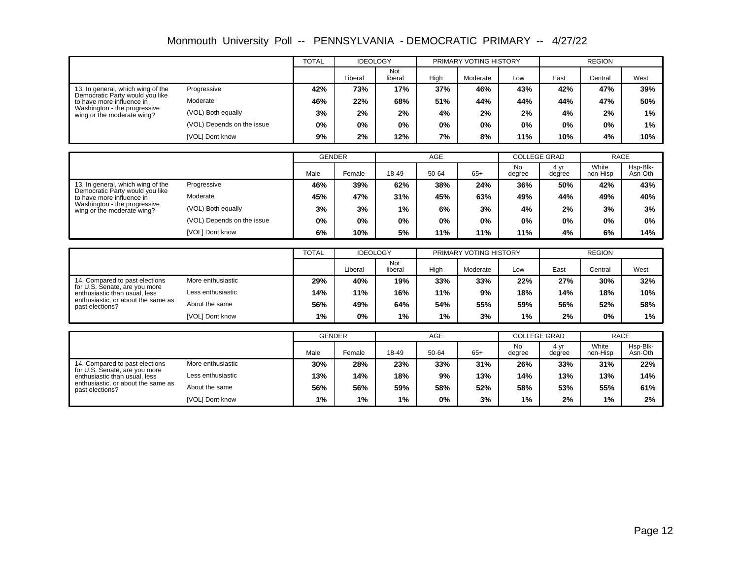# Monmouth University Poll -- PENNSYLVANIA - DEMOCRATIC PRIMARY -- 4/27/22

| | | TOTAL | IDEOLOGY | | PRIMARY VOTING HISTORY | | | REGION | | |
|---|---|---|---|---|---|---|---|---|---|---|
| | | | Liberal | Not liberal | High | Moderate | Low | East | Central | West |
| 13. In general, which wing of the Democratic Party would you like to have more influence in Washington - the progressive wing or the moderate wing? | Progressive | 42% | 73% | 17% | 37% | 46% | 43% | 42% | 47% | 39% |
| | Moderate | 46% | 22% | 68% | 51% | 44% | 44% | 44% | 47% | 50% |
| | (VOL) Both equally | 3% | 2% | 2% | 4% | 2% | 2% | 4% | 2% | 1% |
| | (VOL) Depends on the issue | 0% | 0% | 0% | 0% | 0% | 0% | 0% | 0% | 1% |
| | [VOL] Dont know | 9% | 2% | 12% | 7% | 8% | 11% | 10% | 4% | 10% |

| | | GENDER | | AGE | | | COLLEGE GRAD | | RACE | |
|---|---|---|---|---|---|---|---|---|---|---|
| | | Male | Female | 18-49 | 50-64 | 65+ | No degree | 4 yr degree | White non-Hisp | Hsp-Blk-Asn-Oth |
| 13. In general, which wing of the Democratic Party would you like to have more influence in Washington - the progressive wing or the moderate wing? | Progressive | 46% | 39% | 62% | 38% | 24% | 36% | 50% | 42% | 43% |
| | Moderate | 45% | 47% | 31% | 45% | 63% | 49% | 44% | 49% | 40% |
| | (VOL) Both equally | 3% | 3% | 1% | 6% | 3% | 4% | 2% | 3% | 3% |
| | (VOL) Depends on the issue | 0% | 0% | 0% | 0% | 0% | 0% | 0% | 0% | 0% |
| | [VOL] Dont know | 6% | 10% | 5% | 11% | 11% | 11% | 4% | 6% | 14% |

| | | TOTAL | IDEOLOGY | | PRIMARY VOTING HISTORY | | | REGION | | |
|---|---|---|---|---|---|---|---|---|---|---|
| | | | Liberal | Not liberal | High | Moderate | Low | East | Central | West |
| 14. Compared to past elections for U.S. Senate, are you more enthusiastic than usual, less enthusiastic, or about the same as past elections? | More enthusiastic | 29% | 40% | 19% | 33% | 33% | 22% | 27% | 30% | 32% |
| | Less enthusiastic | 14% | 11% | 16% | 11% | 9% | 18% | 14% | 18% | 10% |
| | About the same | 56% | 49% | 64% | 54% | 55% | 59% | 56% | 52% | 58% |
| | [VOL] Dont know | 1% | 0% | 1% | 1% | 3% | 1% | 2% | 0% | 1% |

| | | GENDER | | AGE | | | COLLEGE GRAD | | RACE | |
|---|---|---|---|---|---|---|---|---|---|---|
| | | Male | Female | 18-49 | 50-64 | 65+ | No degree | 4 yr degree | White non-Hisp | Hsp-Blk-Asn-Oth |
| 14. Compared to past elections for U.S. Senate, are you more enthusiastic than usual, less enthusiastic, or about the same as past elections? | More enthusiastic | 30% | 28% | 23% | 33% | 31% | 26% | 33% | 31% | 22% |
| | Less enthusiastic | 13% | 14% | 18% | 9% | 13% | 14% | 13% | 13% | 14% |
| | About the same | 56% | 56% | 59% | 58% | 52% | 58% | 53% | 55% | 61% |
| | [VOL] Dont know | 1% | 1% | 1% | 0% | 3% | 1% | 2% | 1% | 2% |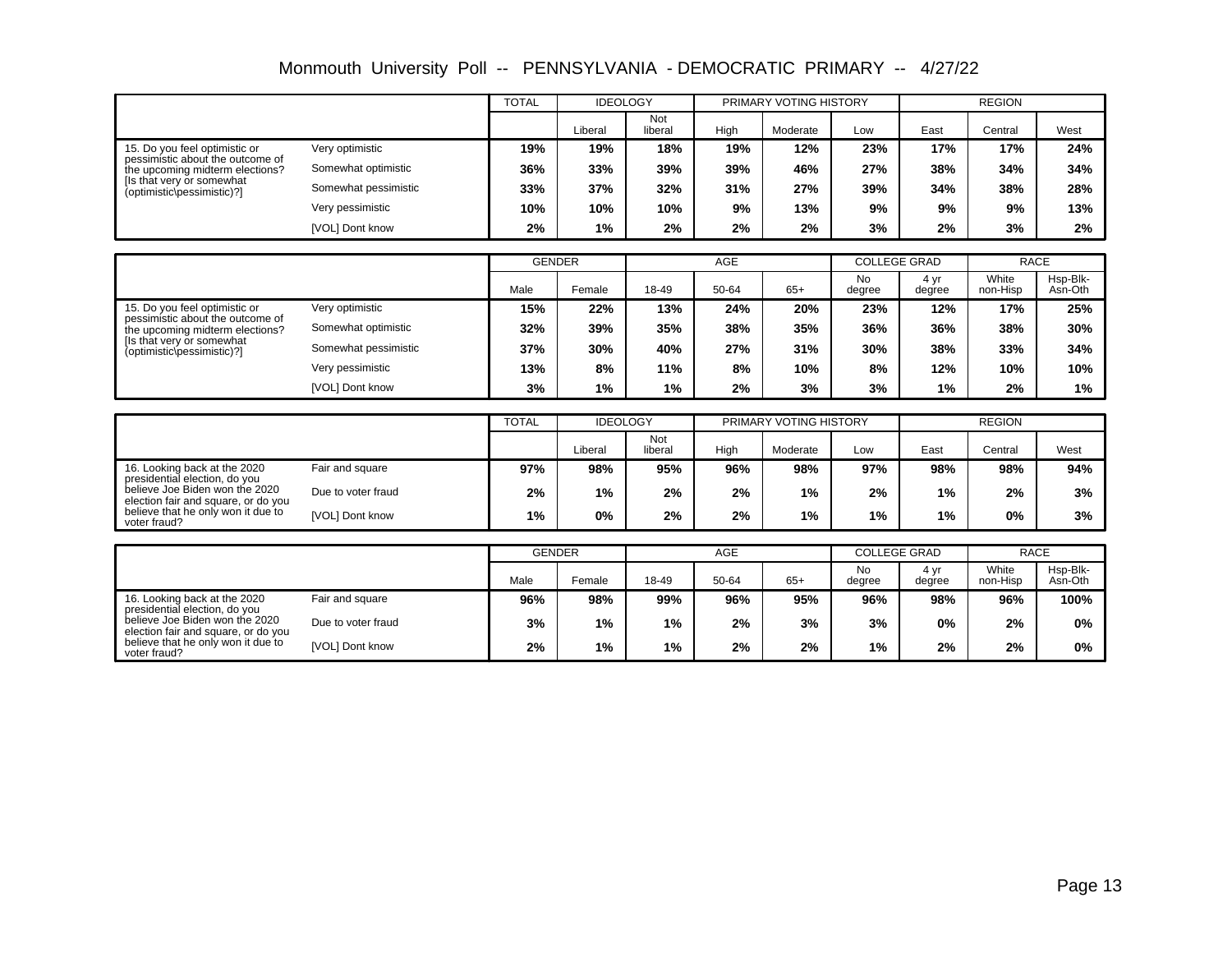# Monmouth University Poll -- PENNSYLVANIA - DEMOCRATIC PRIMARY -- 4/27/22

| | | TOTAL | IDEOLOGY | | PRIMARY VOTING HISTORY | | | REGION | | |
|---|---|---|---|---|---|---|---|---|---|---|
| | | | Liberal | Not liberal | High | Moderate | Low | East | Central | West |
| 15. Do you feel optimistic or pessimistic about the outcome of the upcoming midterm elections? [Is that very or somewhat (optimistic\pessimistic)?] | Very optimistic | **19%** | **19%** | **18%** | **19%** | **12%** | **23%** | **17%** | **17%** | **24%** |
| | Somewhat optimistic | **36%** | **33%** | **39%** | **39%** | **46%** | **27%** | **38%** | **34%** | **34%** |
| | Somewhat pessimistic | **33%** | **37%** | **32%** | **31%** | **27%** | **39%** | **34%** | **38%** | **28%** |
| | Very pessimistic | **10%** | **10%** | **10%** | **9%** | **13%** | **9%** | **9%** | **9%** | **13%** |
| | [VOL] Dont know | **2%** | **1%** | **2%** | **2%** | **2%** | **3%** | **2%** | **3%** | **2%** |

| | | GENDER | | AGE | | | COLLEGE GRAD | | RACE | |
|---|---|---|---|---|---|---|---|---|---|---|
| | | Male | Female | 18-49 | 50-64 | 65+ | No degree | 4 yr degree | White non-Hisp | Hsp-Blk-Asn-Oth |
| 15. Do you feel optimistic or pessimistic about the outcome of the upcoming midterm elections? [Is that very or somewhat (optimistic\pessimistic)?] | Very optimistic | **15%** | **22%** | **13%** | **24%** | **20%** | **23%** | **12%** | **17%** | **25%** |
| | Somewhat optimistic | **32%** | **39%** | **35%** | **38%** | **35%** | **36%** | **36%** | **38%** | **30%** |
| | Somewhat pessimistic | **37%** | **30%** | **40%** | **27%** | **31%** | **30%** | **38%** | **33%** | **34%** |
| | Very pessimistic | **13%** | **8%** | **11%** | **8%** | **10%** | **8%** | **12%** | **10%** | **10%** |
| | [VOL] Dont know | **3%** | **1%** | **1%** | **2%** | **3%** | **3%** | **1%** | **2%** | **1%** |

| | | TOTAL | IDEOLOGY | | PRIMARY VOTING HISTORY | | | REGION | | |
|---|---|---|---|---|---|---|---|---|---|---|
| | | | Liberal | Not liberal | High | Moderate | Low | East | Central | West |
| 16. Looking back at the 2020 presidential election, do you believe Joe Biden won the 2020 election fair and square, or do you believe that he only won it due to voter fraud? | Fair and square | **97%** | **98%** | **95%** | **96%** | **98%** | **97%** | **98%** | **98%** | **94%** |
| | Due to voter fraud | **2%** | **1%** | **2%** | **2%** | **1%** | **2%** | **1%** | **2%** | **3%** |
| | [VOL] Dont know | **1%** | **0%** | **2%** | **2%** | **1%** | **1%** | **1%** | **0%** | **3%** |

| | | GENDER | | AGE | | | COLLEGE GRAD | | RACE | |
|---|---|---|---|---|---|---|---|---|---|---|
| | | Male | Female | 18-49 | 50-64 | 65+ | No degree | 4 yr degree | White non-Hisp | Hsp-Blk-Asn-Oth |
| 16. Looking back at the 2020 presidential election, do you believe Joe Biden won the 2020 election fair and square, or do you believe that he only won it due to voter fraud? | Fair and square | **96%** | **98%** | **99%** | **96%** | **95%** | **96%** | **98%** | **96%** | **100%** |
| | Due to voter fraud | **3%** | **1%** | **1%** | **2%** | **3%** | **3%** | **0%** | **2%** | **0%** |
| | [VOL] Dont know | **2%** | **1%** | **1%** | **2%** | **2%** | **1%** | **2%** | **2%** | **0%** |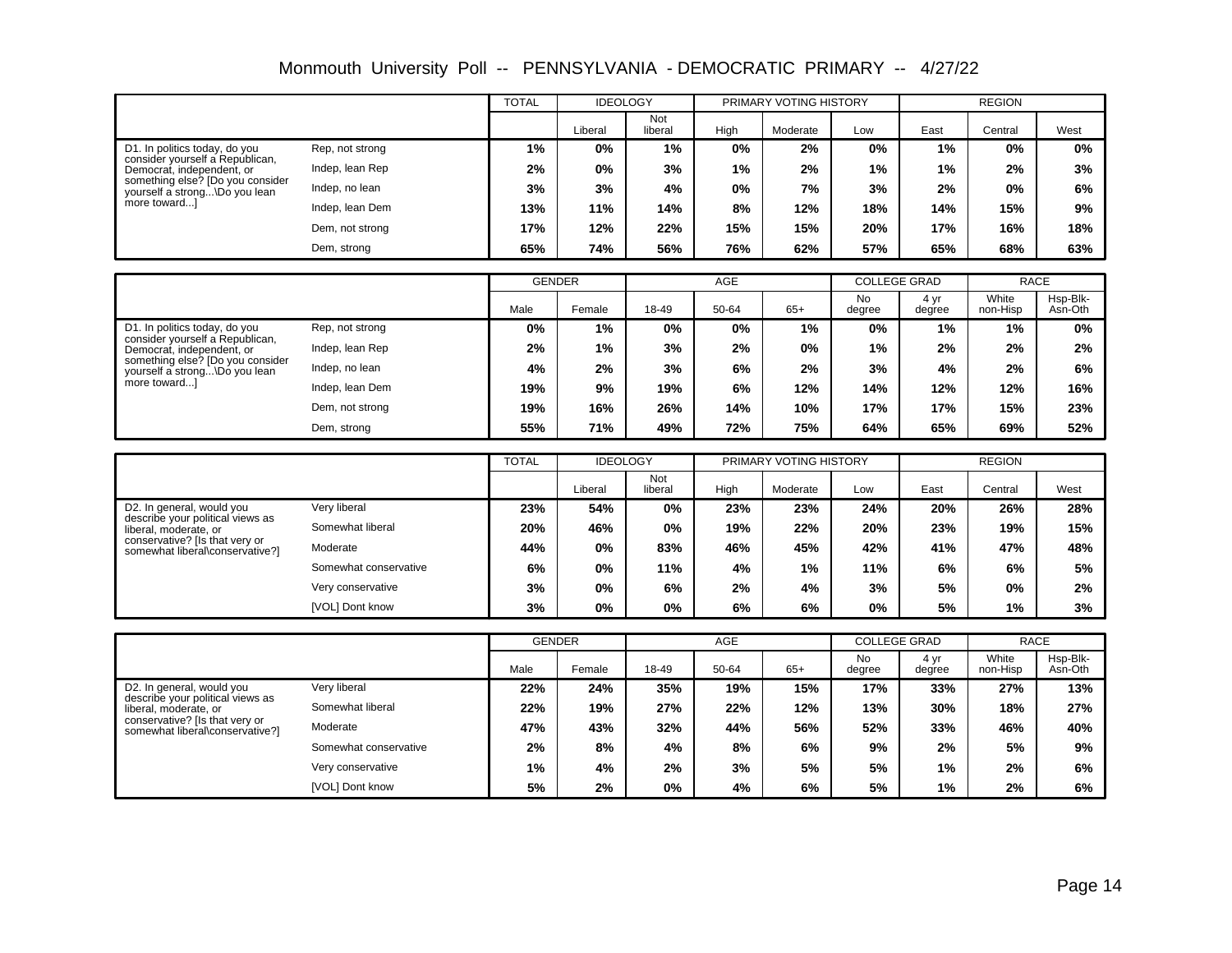# Monmouth University Poll -- PENNSYLVANIA - DEMOCRATIC PRIMARY -- 4/27/22

| | | TOTAL | IDEOLOGY | | PRIMARY VOTING HISTORY | | | REGION | | |
|---|---|---|---|---|---|---|---|---|---|---|
| | | | Liberal | Not liberal | High | Moderate | Low | East | Central | West |
| D1. In politics today, do you consider yourself a Republican, Democrat, independent, or something else? [Do you consider yourself a strong...\Do you lean more toward...] | Rep, not strong | **1%** | **0%** | **1%** | **0%** | **2%** | **0%** | **1%** | **0%** | **0%** |
| | Indep, lean Rep | **2%** | **0%** | **3%** | **1%** | **2%** | **1%** | **1%** | **2%** | **3%** |
| | Indep, no lean | **3%** | **3%** | **4%** | **0%** | **7%** | **3%** | **2%** | **0%** | **6%** |
| | Indep, lean Dem | **13%** | **11%** | **14%** | **8%** | **12%** | **18%** | **14%** | **15%** | **9%** |
| | Dem, not strong | **17%** | **12%** | **22%** | **15%** | **15%** | **20%** | **17%** | **16%** | **18%** |
| | Dem, strong | **65%** | **74%** | **56%** | **76%** | **62%** | **57%** | **65%** | **68%** | **63%** |

| | | GENDER | | AGE | | | COLLEGE GRAD | | RACE | |
|---|---|---|---|---|---|---|---|---|---|---|
| | | Male | Female | 18-49 | 50-64 | 65+ | No degree | 4 yr degree | White non-Hisp | Hsp-Blk-Asn-Oth |
| D1. In politics today, do you consider yourself a Republican, Democrat, independent, or something else? [Do you consider yourself a strong...\Do you lean more toward...] | Rep, not strong | **0%** | **1%** | **0%** | **0%** | **1%** | **0%** | **1%** | **1%** | **0%** |
| | Indep, lean Rep | **2%** | **1%** | **3%** | **2%** | **0%** | **1%** | **2%** | **2%** | **2%** |
| | Indep, no lean | **4%** | **2%** | **3%** | **6%** | **2%** | **3%** | **4%** | **2%** | **6%** |
| | Indep, lean Dem | **19%** | **9%** | **19%** | **6%** | **12%** | **14%** | **12%** | **12%** | **16%** |
| | Dem, not strong | **19%** | **16%** | **26%** | **14%** | **10%** | **17%** | **17%** | **15%** | **23%** |
| | Dem, strong | **55%** | **71%** | **49%** | **72%** | **75%** | **64%** | **65%** | **69%** | **52%** |

| | | TOTAL | IDEOLOGY | | PRIMARY VOTING HISTORY | | | REGION | | |
|---|---|---|---|---|---|---|---|---|---|---|
| | | | Liberal | Not liberal | High | Moderate | Low | East | Central | West |
| D2. In general, would you describe your political views as liberal, moderate, or conservative? [Is that very or somewhat liberal\conservative?] | Very liberal | **23%** | **54%** | **0%** | **23%** | **23%** | **24%** | **20%** | **26%** | **28%** |
| | Somewhat liberal | **20%** | **46%** | **0%** | **19%** | **22%** | **20%** | **23%** | **19%** | **15%** |
| | Moderate | **44%** | **0%** | **83%** | **46%** | **45%** | **42%** | **41%** | **47%** | **48%** |
| | Somewhat conservative | **6%** | **0%** | **11%** | **4%** | **1%** | **11%** | **6%** | **6%** | **5%** |
| | Very conservative | **3%** | **0%** | **6%** | **2%** | **4%** | **3%** | **5%** | **0%** | **2%** |
| | [VOL] Dont know | **3%** | **0%** | **0%** | **6%** | **6%** | **0%** | **5%** | **1%** | **3%** |

| | | GENDER | | AGE | | | COLLEGE GRAD | | RACE | |
|---|---|---|---|---|---|---|---|---|---|---|
| | | Male | Female | 18-49 | 50-64 | 65+ | No degree | 4 yr degree | White non-Hisp | Hsp-Blk-Asn-Oth |
| D2. In general, would you describe your political views as liberal, moderate, or conservative? [Is that very or somewhat liberal\conservative?] | Very liberal | **22%** | **24%** | **35%** | **19%** | **15%** | **17%** | **33%** | **27%** | **13%** |
| | Somewhat liberal | **22%** | **19%** | **27%** | **22%** | **12%** | **13%** | **30%** | **18%** | **27%** |
| | Moderate | **47%** | **43%** | **32%** | **44%** | **56%** | **52%** | **33%** | **46%** | **40%** |
| | Somewhat conservative | **2%** | **8%** | **4%** | **8%** | **6%** | **9%** | **2%** | **5%** | **9%** |
| | Very conservative | **1%** | **4%** | **2%** | **3%** | **5%** | **5%** | **1%** | **2%** | **6%** |
| | [VOL] Dont know | **5%** | **2%** | **0%** | **4%** | **6%** | **5%** | **1%** | **2%** | **6%** |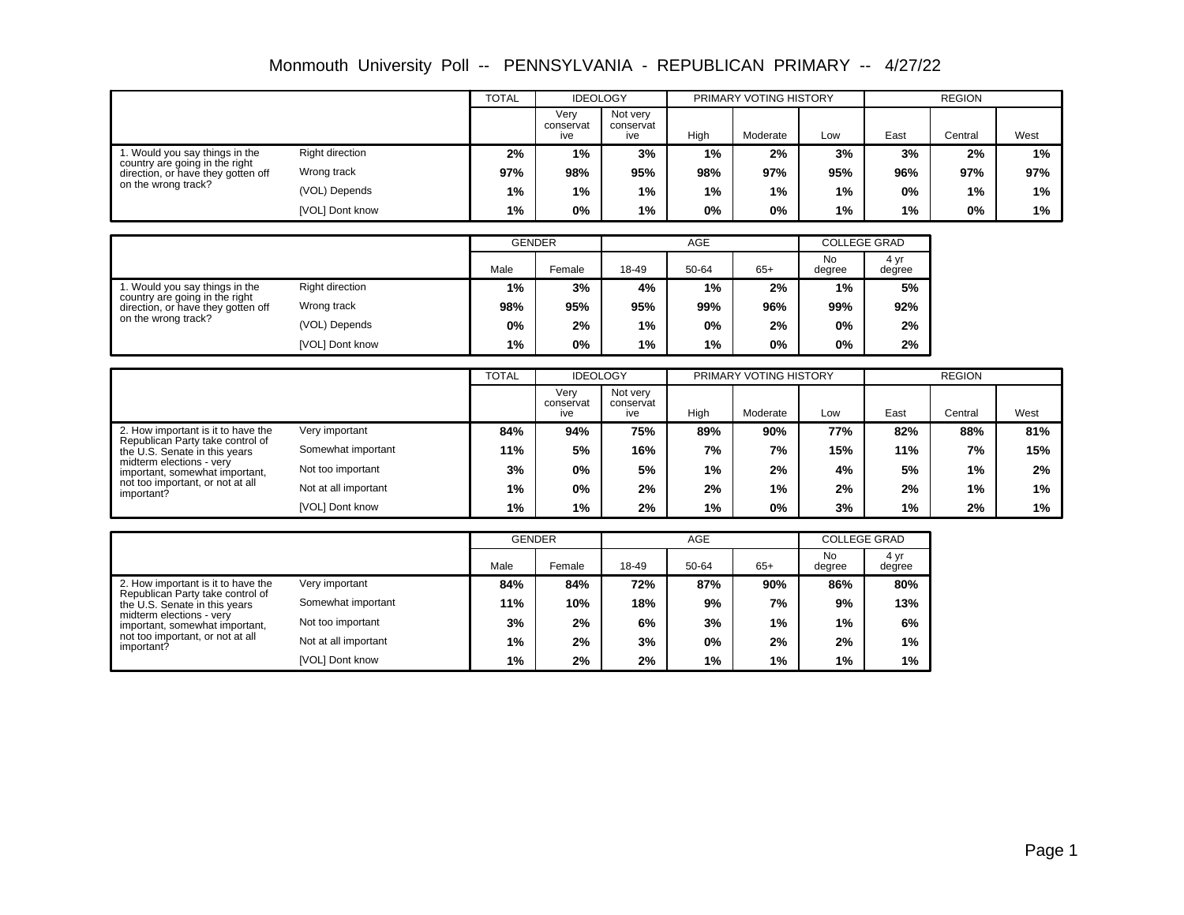# Monmouth University Poll -- PENNSYLVANIA - REPUBLICAN PRIMARY -- 4/27/22

| | | TOTAL | IDEOLOGY | | PRIMARY VOTING HISTORY | | | REGION | | |
|---|---|---|---|---|---|---|---|---|---|---|
| | | | Very conservative | Not very conservative | High | Moderate | Low | East | Central | West |
| 1. Would you say things in the country are going in the right direction, or have they gotten off on the wrong track? | Right direction | **2%** | **1%** | **3%** | **1%** | **2%** | **3%** | **3%** | **2%** | **1%** |
| | Wrong track | **97%** | **98%** | **95%** | **98%** | **97%** | **95%** | **96%** | **97%** | **97%** |
| | (VOL) Depends | **1%** | **1%** | **1%** | **1%** | **1%** | **1%** | **0%** | **1%** | **1%** |
| | [VOL] Dont know | **1%** | **0%** | **1%** | **0%** | **0%** | **1%** | **1%** | **0%** | **1%** |

| | | GENDER | | AGE | | | COLLEGE GRAD | |
|---|---|---|---|---|---|---|---|---|
| | | Male | Female | 18-49 | 50-64 | 65+ | No degree | 4 yr degree |
| 1. Would you say things in the country are going in the right direction, or have they gotten off on the wrong track? | Right direction | **1%** | **3%** | **4%** | **1%** | **2%** | **1%** | **5%** |
| | Wrong track | **98%** | **95%** | **95%** | **99%** | **96%** | **99%** | **92%** |
| | (VOL) Depends | **0%** | **2%** | **1%** | **0%** | **2%** | **0%** | **2%** |
| | [VOL] Dont know | **1%** | **0%** | **1%** | **1%** | **0%** | **0%** | **2%** |

| | | TOTAL | IDEOLOGY | | PRIMARY VOTING HISTORY | | | REGION | | |
|---|---|---|---|---|---|---|---|---|---|---|
| | | | Very conservative | Not very conservative | High | Moderate | Low | East | Central | West |
| 2. How important is it to have the Republican Party take control of the U.S. Senate in this years midterm elections - very important, somewhat important, not too important, or not at all important? | Very important | **84%** | **94%** | **75%** | **89%** | **90%** | **77%** | **82%** | **88%** | **81%** |
| | Somewhat important | **11%** | **5%** | **16%** | **7%** | **7%** | **15%** | **11%** | **7%** | **15%** |
| | Not too important | **3%** | **0%** | **5%** | **1%** | **2%** | **4%** | **5%** | **1%** | **2%** |
| | Not at all important | **1%** | **0%** | **2%** | **2%** | **1%** | **2%** | **2%** | **1%** | **1%** |
| | [VOL] Dont know | **1%** | **1%** | **2%** | **1%** | **0%** | **3%** | **1%** | **2%** | **1%** |

| | | GENDER | | AGE | | | COLLEGE GRAD | |
|---|---|---|---|---|---|---|---|---|
| | | Male | Female | 18-49 | 50-64 | 65+ | No degree | 4 yr degree |
| 2. How important is it to have the Republican Party take control of the U.S. Senate in this years midterm elections - very important, somewhat important, not too important, or not at all important? | Very important | **84%** | **84%** | **72%** | **87%** | **90%** | **86%** | **80%** |
| | Somewhat important | **11%** | **10%** | **18%** | **9%** | **7%** | **9%** | **13%** |
| | Not too important | **3%** | **2%** | **6%** | **3%** | **1%** | **1%** | **6%** |
| | Not at all important | **1%** | **2%** | **3%** | **0%** | **2%** | **2%** | **1%** |
| | [VOL] Dont know | **1%** | **2%** | **2%** | **1%** | **1%** | **1%** | **1%** |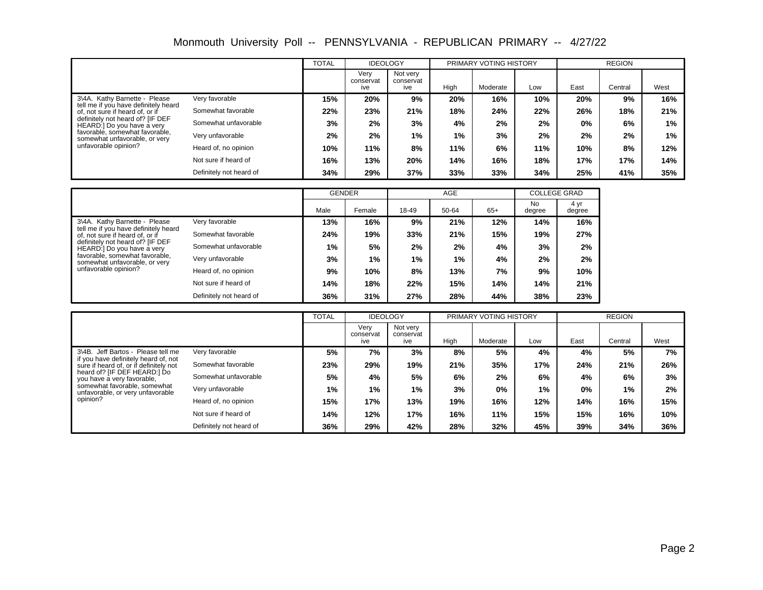# Monmouth University Poll -- PENNSYLVANIA - REPUBLICAN PRIMARY -- 4/27/22

| | | TOTAL | IDEOLOGY | | PRIMARY VOTING HISTORY | | | REGION | | |
|---|---|---|---|---|---|---|---|---|---|---|
| | | | Very conservative | Not very conservative | High | Moderate | Low | East | Central | West |
| 3\4A. Kathy Barnette - Please tell me if you have definitely heard of, not sure if heard of, or if definitely not heard of? [IF DEF HEARD:] Do you have a very favorable, somewhat favorable, somewhat unfavorable, or very unfavorable opinion? | Very favorable | 15% | 20% | 9% | 20% | 16% | 10% | 20% | 9% | 16% |
| | Somewhat favorable | 22% | 23% | 21% | 18% | 24% | 22% | 26% | 18% | 21% |
| | Somewhat unfavorable | 3% | 2% | 3% | 4% | 2% | 2% | 0% | 6% | 1% |
| | Very unfavorable | 2% | 2% | 1% | 1% | 3% | 2% | 2% | 2% | 1% |
| | Heard of, no opinion | 10% | 11% | 8% | 11% | 6% | 11% | 10% | 8% | 12% |
| | Not sure if heard of | 16% | 13% | 20% | 14% | 16% | 18% | 17% | 17% | 14% |
| | Definitely not heard of | 34% | 29% | 37% | 33% | 33% | 34% | 25% | 41% | 35% |

| | | GENDER | | AGE | | | COLLEGE GRAD | |
|---|---|---|---|---|---|---|---|---|
| | | Male | Female | 18-49 | 50-64 | 65+ | No degree | 4 yr degree |
| 3\4A. Kathy Barnette - Please tell me if you have definitely heard of, not sure if heard of, or if definitely not heard of? [IF DEF HEARD:] Do you have a very favorable, somewhat favorable, somewhat unfavorable, or very unfavorable opinion? | Very favorable | 13% | 16% | 9% | 21% | 12% | 14% | 16% |
| | Somewhat favorable | 24% | 19% | 33% | 21% | 15% | 19% | 27% |
| | Somewhat unfavorable | 1% | 5% | 2% | 2% | 4% | 3% | 2% |
| | Very unfavorable | 3% | 1% | 1% | 1% | 4% | 2% | 2% |
| | Heard of, no opinion | 9% | 10% | 8% | 13% | 7% | 9% | 10% |
| | Not sure if heard of | 14% | 18% | 22% | 15% | 14% | 14% | 21% |
| | Definitely not heard of | 36% | 31% | 27% | 28% | 44% | 38% | 23% |

| | | TOTAL | IDEOLOGY | | PRIMARY VOTING HISTORY | | | REGION | | |
|---|---|---|---|---|---|---|---|---|---|---|
| | | | Very conservative | Not very conservative | High | Moderate | Low | East | Central | West |
| 3\4B. Jeff Bartos - Please tell me if you have definitely heard of, not sure if heard of, or if definitely not heard of? [IF DEF HEARD:] Do you have a very favorable, somewhat favorable, somewhat unfavorable, or very unfavorable opinion? | Very favorable | 5% | 7% | 3% | 8% | 5% | 4% | 4% | 5% | 7% |
| | Somewhat favorable | 23% | 29% | 19% | 21% | 35% | 17% | 24% | 21% | 26% |
| | Somewhat unfavorable | 5% | 4% | 5% | 6% | 2% | 6% | 4% | 6% | 3% |
| | Very unfavorable | 1% | 1% | 1% | 3% | 0% | 1% | 0% | 1% | 2% |
| | Heard of, no opinion | 15% | 17% | 13% | 19% | 16% | 12% | 14% | 16% | 15% |
| | Not sure if heard of | 14% | 12% | 17% | 16% | 11% | 15% | 15% | 16% | 10% |
| | Definitely not heard of | 36% | 29% | 42% | 28% | 32% | 45% | 39% | 34% | 36% |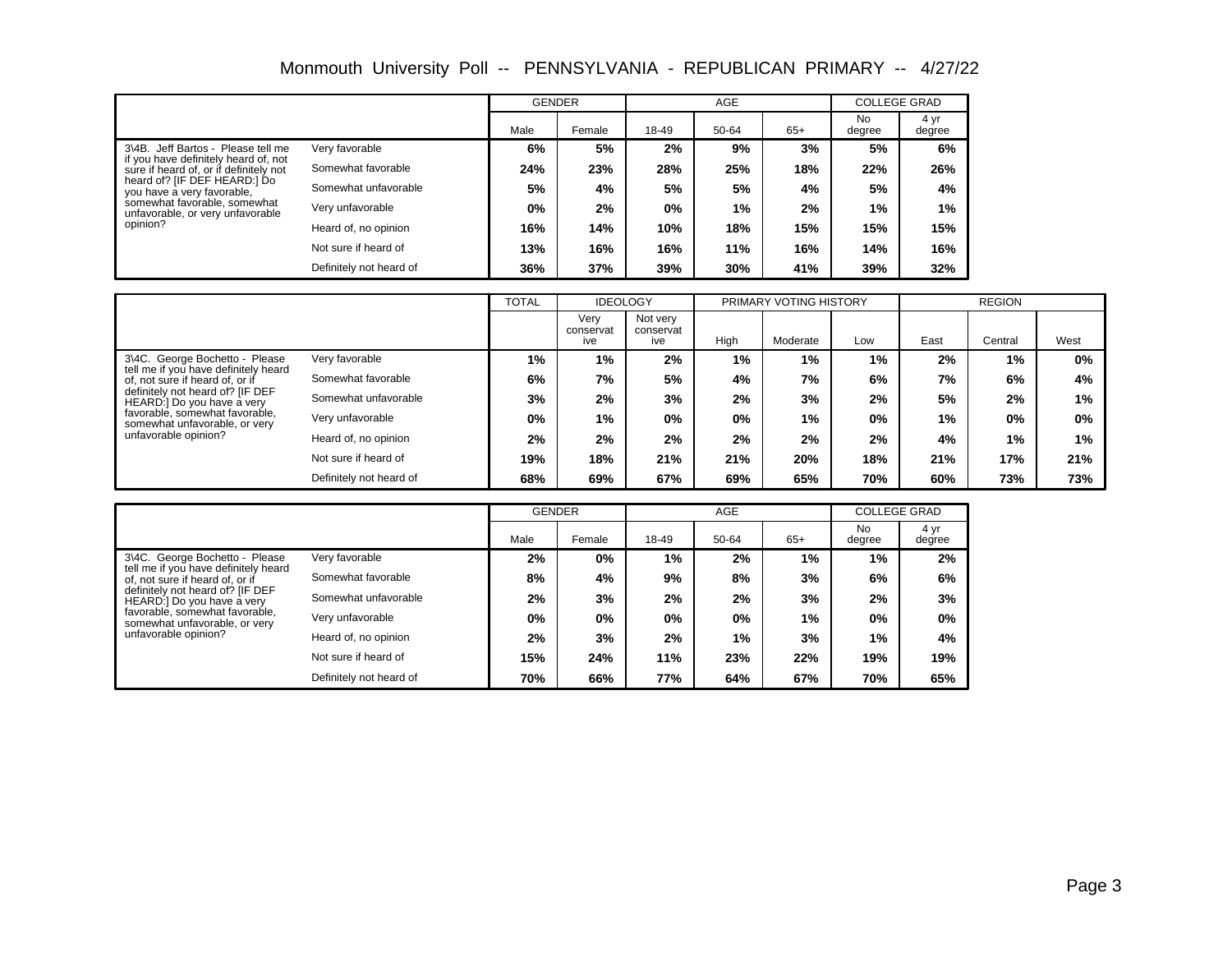# Monmouth University Poll -- PENNSYLVANIA - REPUBLICAN PRIMARY -- 4/27/22

| | | GENDER | | AGE | | | COLLEGE GRAD | |
|---|---|---|---|---|---|---|---|---|
| | | Male | Female | 18-49 | 50-64 | 65+ | No degree | 4 yr degree |
| 3\4B. Jeff Bartos - Please tell me if you have definitely heard of, not sure if heard of, or if definitely not heard of? [IF DEF HEARD:] Do you have a very favorable, somewhat favorable, somewhat unfavorable, or very unfavorable opinion? | Very favorable | 6% | 5% | 2% | 9% | 3% | 5% | 6% |
| | Somewhat favorable | 24% | 23% | 28% | 25% | 18% | 22% | 26% |
| | Somewhat unfavorable | 5% | 4% | 5% | 5% | 4% | 5% | 4% |
| | Very unfavorable | 0% | 2% | 0% | 1% | 2% | 1% | 1% |
| | Heard of, no opinion | 16% | 14% | 10% | 18% | 15% | 15% | 15% |
| | Not sure if heard of | 13% | 16% | 16% | 11% | 16% | 14% | 16% |
| | Definitely not heard of | 36% | 37% | 39% | 30% | 41% | 39% | 32% |

| | | TOTAL | IDEOLOGY | | PRIMARY VOTING HISTORY | | | REGION | | |
|---|---|---|---|---|---|---|---|---|---|---|
| | | | Very conservative | Not very conservative | High | Moderate | Low | East | Central | West |
| 3\4C. George Bochetto - Please tell me if you have definitely heard of, not sure if heard of, or if definitely not heard of? [IF DEF HEARD:] Do you have a very favorable, somewhat favorable, somewhat unfavorable, or very unfavorable opinion? | Very favorable | 1% | 1% | 2% | 1% | 1% | 1% | 2% | 1% | 0% |
| | Somewhat favorable | 6% | 7% | 5% | 4% | 7% | 6% | 7% | 6% | 4% |
| | Somewhat unfavorable | 3% | 2% | 3% | 2% | 3% | 2% | 5% | 2% | 1% |
| | Very unfavorable | 0% | 1% | 0% | 0% | 1% | 0% | 1% | 0% | 0% |
| | Heard of, no opinion | 2% | 2% | 2% | 2% | 2% | 2% | 4% | 1% | 1% |
| | Not sure if heard of | 19% | 18% | 21% | 21% | 20% | 18% | 21% | 17% | 21% |
| | Definitely not heard of | 68% | 69% | 67% | 69% | 65% | 70% | 60% | 73% | 73% |

| | | GENDER | | AGE | | | COLLEGE GRAD | |
|---|---|---|---|---|---|---|---|---|
| | | Male | Female | 18-49 | 50-64 | 65+ | No degree | 4 yr degree |
| 3\4C. George Bochetto - Please tell me if you have definitely heard of, not sure if heard of, or if definitely not heard of? [IF DEF HEARD:] Do you have a very favorable, somewhat favorable, somewhat unfavorable, or very unfavorable opinion? | Very favorable | 2% | 0% | 1% | 2% | 1% | 1% | 2% |
| | Somewhat favorable | 8% | 4% | 9% | 8% | 3% | 6% | 6% |
| | Somewhat unfavorable | 2% | 3% | 2% | 2% | 3% | 2% | 3% |
| | Very unfavorable | 0% | 0% | 0% | 0% | 1% | 0% | 0% |
| | Heard of, no opinion | 2% | 3% | 2% | 1% | 3% | 1% | 4% |
| | Not sure if heard of | 15% | 24% | 11% | 23% | 22% | 19% | 19% |
| | Definitely not heard of | 70% | 66% | 77% | 64% | 67% | 70% | 65% |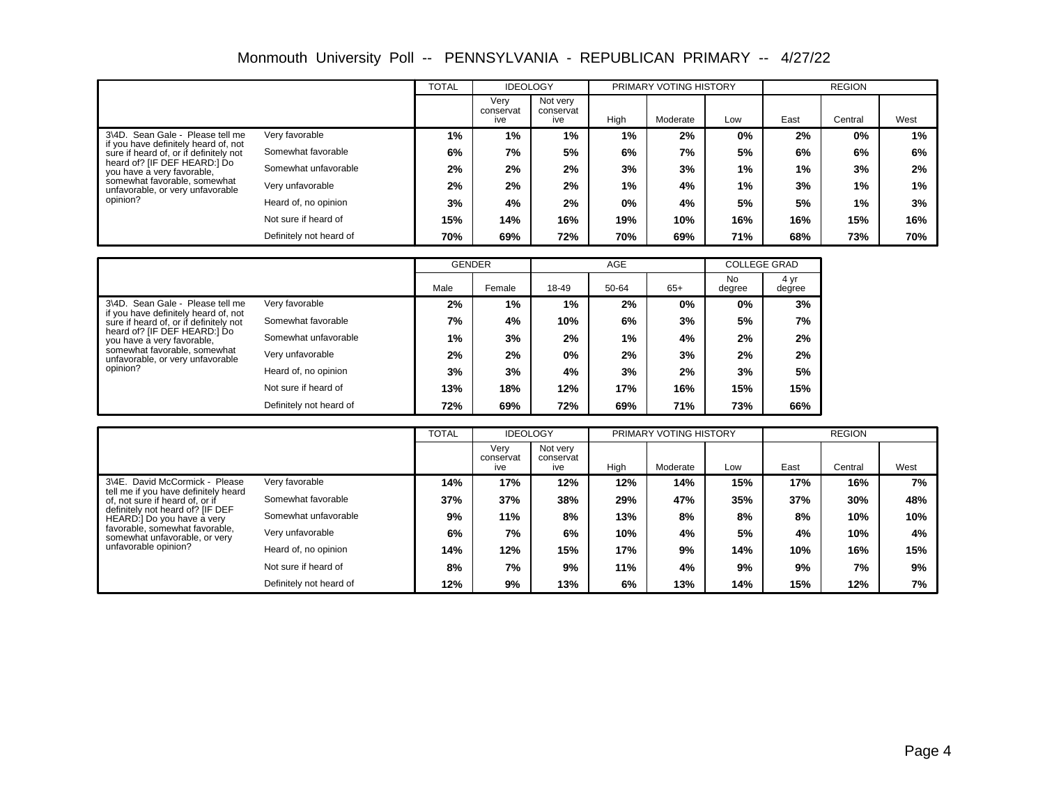# Monmouth University Poll -- PENNSYLVANIA - REPUBLICAN PRIMARY -- 4/27/22

| | | TOTAL | IDEOLOGY | | PRIMARY VOTING HISTORY | | | REGION | | |
|---|---|---|---|---|---|---|---|---|---|---|
| | | | Very conservative | Not very conservative | High | Moderate | Low | East | Central | West |
| 3\4D. Sean Gale - Please tell me if you have definitely heard of, not sure if heard of, or if definitely not heard of? [IF DEF HEARD:] Do you have a very favorable, somewhat favorable, somewhat unfavorable, or very unfavorable opinion? | Very favorable | 1% | 1% | 1% | 1% | 2% | 0% | 2% | 0% | 1% |
| | Somewhat favorable | 6% | 7% | 5% | 6% | 7% | 5% | 6% | 6% | 6% |
| | Somewhat unfavorable | 2% | 2% | 2% | 3% | 3% | 1% | 1% | 3% | 2% |
| | Very unfavorable | 2% | 2% | 2% | 1% | 4% | 1% | 3% | 1% | 1% |
| | Heard of, no opinion | 3% | 4% | 2% | 0% | 4% | 5% | 5% | 1% | 3% |
| | Not sure if heard of | 15% | 14% | 16% | 19% | 10% | 16% | 16% | 15% | 16% |
| | Definitely not heard of | 70% | 69% | 72% | 70% | 69% | 71% | 68% | 73% | 70% |

| | | GENDER | | AGE | | | COLLEGE GRAD | |
|---|---|---|---|---|---|---|---|---|
| | | Male | Female | 18-49 | 50-64 | 65+ | No degree | 4 yr degree |
| 3\4D. Sean Gale - Please tell me if you have definitely heard of, not sure if heard of, or if definitely not heard of? [IF DEF HEARD:] Do you have a very favorable, somewhat favorable, somewhat unfavorable, or very unfavorable opinion? | Very favorable | 2% | 1% | 1% | 2% | 0% | 0% | 3% |
| | Somewhat favorable | 7% | 4% | 10% | 6% | 3% | 5% | 7% |
| | Somewhat unfavorable | 1% | 3% | 2% | 1% | 4% | 2% | 2% |
| | Very unfavorable | 2% | 2% | 0% | 2% | 3% | 2% | 2% |
| | Heard of, no opinion | 3% | 3% | 4% | 3% | 2% | 3% | 5% |
| | Not sure if heard of | 13% | 18% | 12% | 17% | 16% | 15% | 15% |
| | Definitely not heard of | 72% | 69% | 72% | 69% | 71% | 73% | 66% |

| | | TOTAL | IDEOLOGY | | PRIMARY VOTING HISTORY | | | REGION | | |
|---|---|---|---|---|---|---|---|---|---|---|
| | | | Very conservative | Not very conservative | High | Moderate | Low | East | Central | West |
| 3\4E. David McCormick - Please tell me if you have definitely heard of, not sure if heard of, or if definitely not heard of? [IF DEF HEARD:] Do you have a very favorable, somewhat favorable, somewhat unfavorable, or very unfavorable opinion? | Very favorable | 14% | 17% | 12% | 12% | 14% | 15% | 17% | 16% | 7% |
| | Somewhat favorable | 37% | 37% | 38% | 29% | 47% | 35% | 37% | 30% | 48% |
| | Somewhat unfavorable | 9% | 11% | 8% | 13% | 8% | 8% | 8% | 10% | 10% |
| | Very unfavorable | 6% | 7% | 6% | 10% | 4% | 5% | 4% | 10% | 4% |
| | Heard of, no opinion | 14% | 12% | 15% | 17% | 9% | 14% | 10% | 16% | 15% |
| | Not sure if heard of | 8% | 7% | 9% | 11% | 4% | 9% | 9% | 7% | 9% |
| | Definitely not heard of | 12% | 9% | 13% | 6% | 13% | 14% | 15% | 12% | 7% |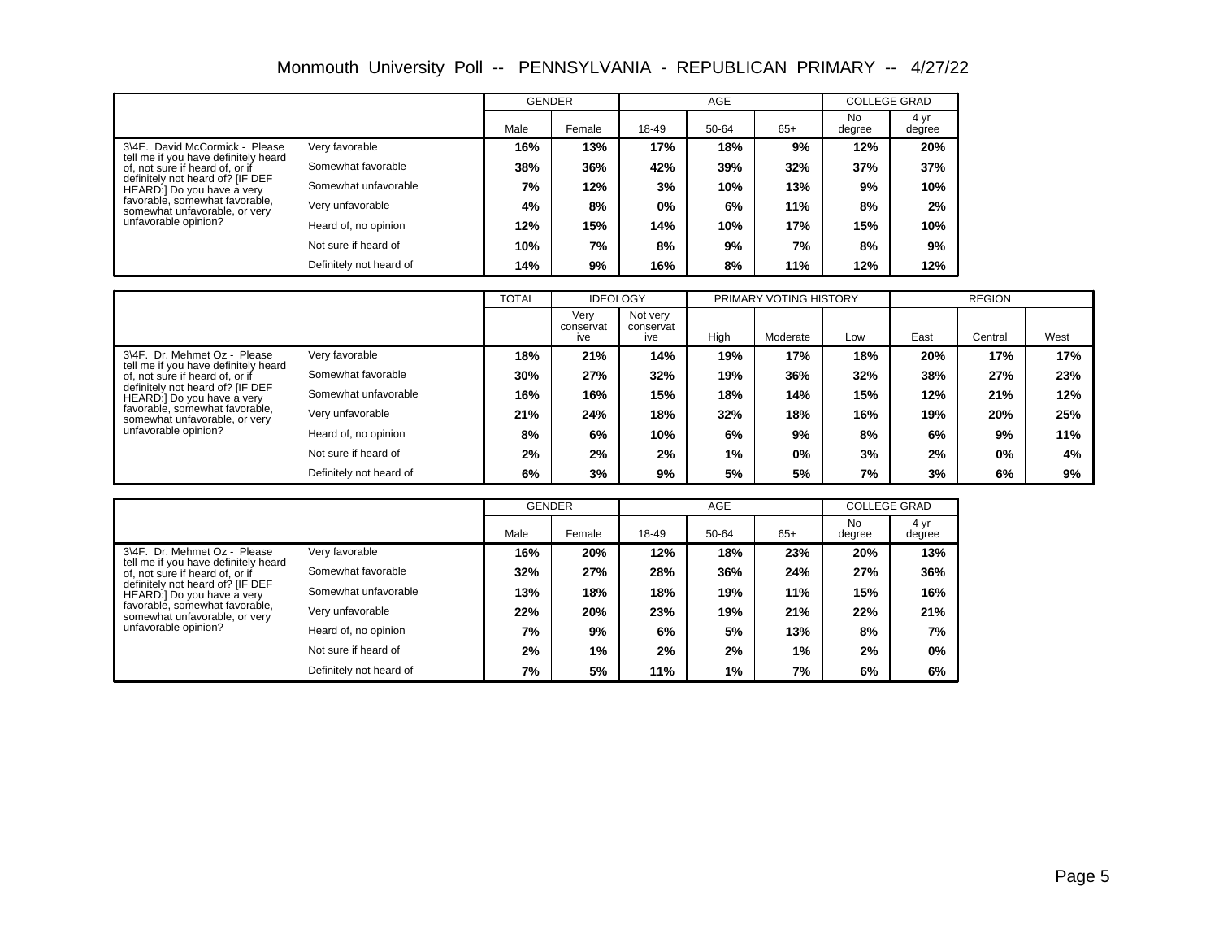# Monmouth University Poll -- PENNSYLVANIA - REPUBLICAN PRIMARY -- 4/27/22

| | | GENDER | | AGE | | | COLLEGE GRAD | |
|---|---|---|---|---|---|---|---|---|
| | | Male | Female | 18-49 | 50-64 | 65+ | No degree | 4 yr degree |
| 3\4E. David McCormick - Please tell me if you have definitely heard of, not sure if heard of, or if definitely not heard of? [IF DEF HEARD:] Do you have a very favorable, somewhat favorable, somewhat unfavorable, or very unfavorable opinion? | Very favorable | 16% | 13% | 17% | 18% | 9% | 12% | 20% |
| | Somewhat favorable | 38% | 36% | 42% | 39% | 32% | 37% | 37% |
| | Somewhat unfavorable | 7% | 12% | 3% | 10% | 13% | 9% | 10% |
| | Very unfavorable | 4% | 8% | 0% | 6% | 11% | 8% | 2% |
| | Heard of, no opinion | 12% | 15% | 14% | 10% | 17% | 15% | 10% |
| | Not sure if heard of | 10% | 7% | 8% | 9% | 7% | 8% | 9% |
| | Definitely not heard of | 14% | 9% | 16% | 8% | 11% | 12% | 12% |

| | | TOTAL | IDEOLOGY | | PRIMARY VOTING HISTORY | | | REGION | | |
|---|---|---|---|---|---|---|---|---|---|---|
| | | | Very conservative | Not very conservative | High | Moderate | Low | East | Central | West |
| 3\4F. Dr. Mehmet Oz - Please tell me if you have definitely heard of, not sure if heard of, or if definitely not heard of? [IF DEF HEARD:] Do you have a very favorable, somewhat favorable, somewhat unfavorable, or very unfavorable opinion? | Very favorable | 18% | 21% | 14% | 19% | 17% | 18% | 20% | 17% | 17% |
| | Somewhat favorable | 30% | 27% | 32% | 19% | 36% | 32% | 38% | 27% | 23% |
| | Somewhat unfavorable | 16% | 16% | 15% | 18% | 14% | 15% | 12% | 21% | 12% |
| | Very unfavorable | 21% | 24% | 18% | 32% | 18% | 16% | 19% | 20% | 25% |
| | Heard of, no opinion | 8% | 6% | 10% | 6% | 9% | 8% | 6% | 9% | 11% |
| | Not sure if heard of | 2% | 2% | 2% | 1% | 0% | 3% | 2% | 0% | 4% |
| | Definitely not heard of | 6% | 3% | 9% | 5% | 5% | 7% | 3% | 6% | 9% |

| | | GENDER | | AGE | | | COLLEGE GRAD | |
|---|---|---|---|---|---|---|---|---|
| | | Male | Female | 18-49 | 50-64 | 65+ | No degree | 4 yr degree |
| 3\4F. Dr. Mehmet Oz - Please tell me if you have definitely heard of, not sure if heard of, or if definitely not heard of? [IF DEF HEARD:] Do you have a very favorable, somewhat favorable, somewhat unfavorable, or very unfavorable opinion? | Very favorable | 16% | 20% | 12% | 18% | 23% | 20% | 13% |
| | Somewhat favorable | 32% | 27% | 28% | 36% | 24% | 27% | 36% |
| | Somewhat unfavorable | 13% | 18% | 18% | 19% | 11% | 15% | 16% |
| | Very unfavorable | 22% | 20% | 23% | 19% | 21% | 22% | 21% |
| | Heard of, no opinion | 7% | 9% | 6% | 5% | 13% | 8% | 7% |
| | Not sure if heard of | 2% | 1% | 2% | 2% | 1% | 2% | 0% |
| | Definitely not heard of | 7% | 5% | 11% | 1% | 7% | 6% | 6% |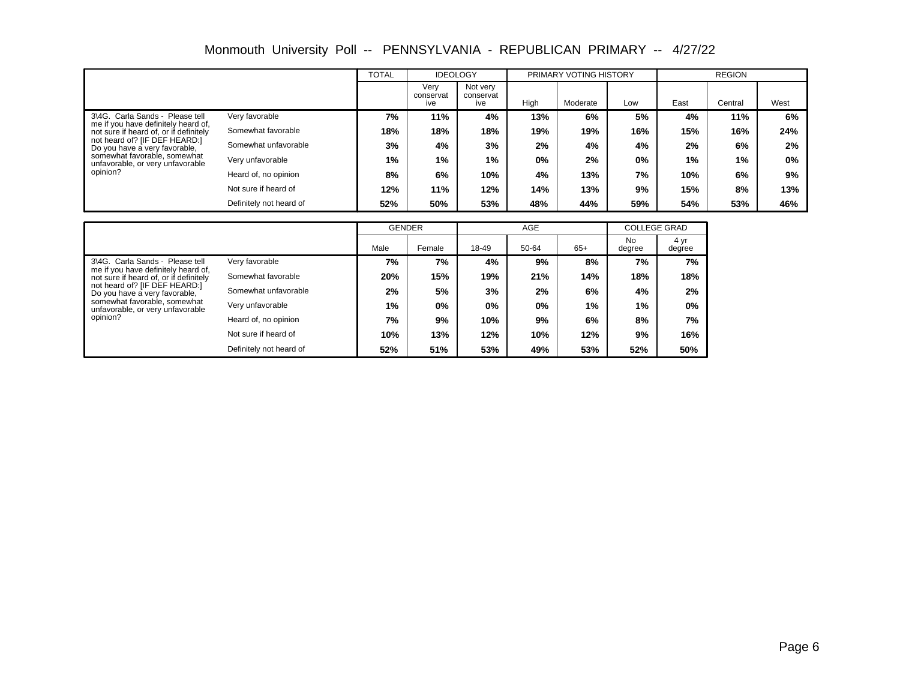# Monmouth University Poll -- PENNSYLVANIA - REPUBLICAN PRIMARY -- 4/27/22

| | | TOTAL | IDEOLOGY | | PRIMARY VOTING HISTORY | | | REGION | | |
|---|---|---|---|---|---|---|---|---|---|---|
| | | | Very conservative | Not very conservative | High | Moderate | Low | East | Central | West |
| 3\4G. Carla Sands - Please tell me if you have definitely heard of, not sure if heard of, or if definitely not heard of? [IF DEF HEARD:] Do you have a very favorable, somewhat favorable, somewhat unfavorable, or very unfavorable opinion? | Very favorable | 7% | 11% | 4% | 13% | 6% | 5% | 4% | 11% | 6% |
| | Somewhat favorable | 18% | 18% | 18% | 19% | 19% | 16% | 15% | 16% | 24% |
| | Somewhat unfavorable | 3% | 4% | 3% | 2% | 4% | 4% | 2% | 6% | 2% |
| | Very unfavorable | 1% | 1% | 1% | 0% | 2% | 0% | 1% | 1% | 0% |
| | Heard of, no opinion | 8% | 6% | 10% | 4% | 13% | 7% | 10% | 6% | 9% |
| | Not sure if heard of | 12% | 11% | 12% | 14% | 13% | 9% | 15% | 8% | 13% |
| | Definitely not heard of | 52% | 50% | 53% | 48% | 44% | 59% | 54% | 53% | 46% |

| | | GENDER | | AGE | | | COLLEGE GRAD | |
|---|---|---|---|---|---|---|---|---|
| | | Male | Female | 18-49 | 50-64 | 65+ | No degree | 4 yr degree |
| 3\4G. Carla Sands - Please tell me if you have definitely heard of, not sure if heard of, or if definitely not heard of? [IF DEF HEARD:] Do you have a very favorable, somewhat favorable, somewhat unfavorable, or very unfavorable opinion? | Very favorable | 7% | 7% | 4% | 9% | 8% | 7% | 7% |
| | Somewhat favorable | 20% | 15% | 19% | 21% | 14% | 18% | 18% |
| | Somewhat unfavorable | 2% | 5% | 3% | 2% | 6% | 4% | 2% |
| | Very unfavorable | 1% | 0% | 0% | 0% | 1% | 1% | 0% |
| | Heard of, no opinion | 7% | 9% | 10% | 9% | 6% | 8% | 7% |
| | Not sure if heard of | 10% | 13% | 12% | 10% | 12% | 9% | 16% |
| | Definitely not heard of | 52% | 51% | 53% | 49% | 53% | 52% | 50% |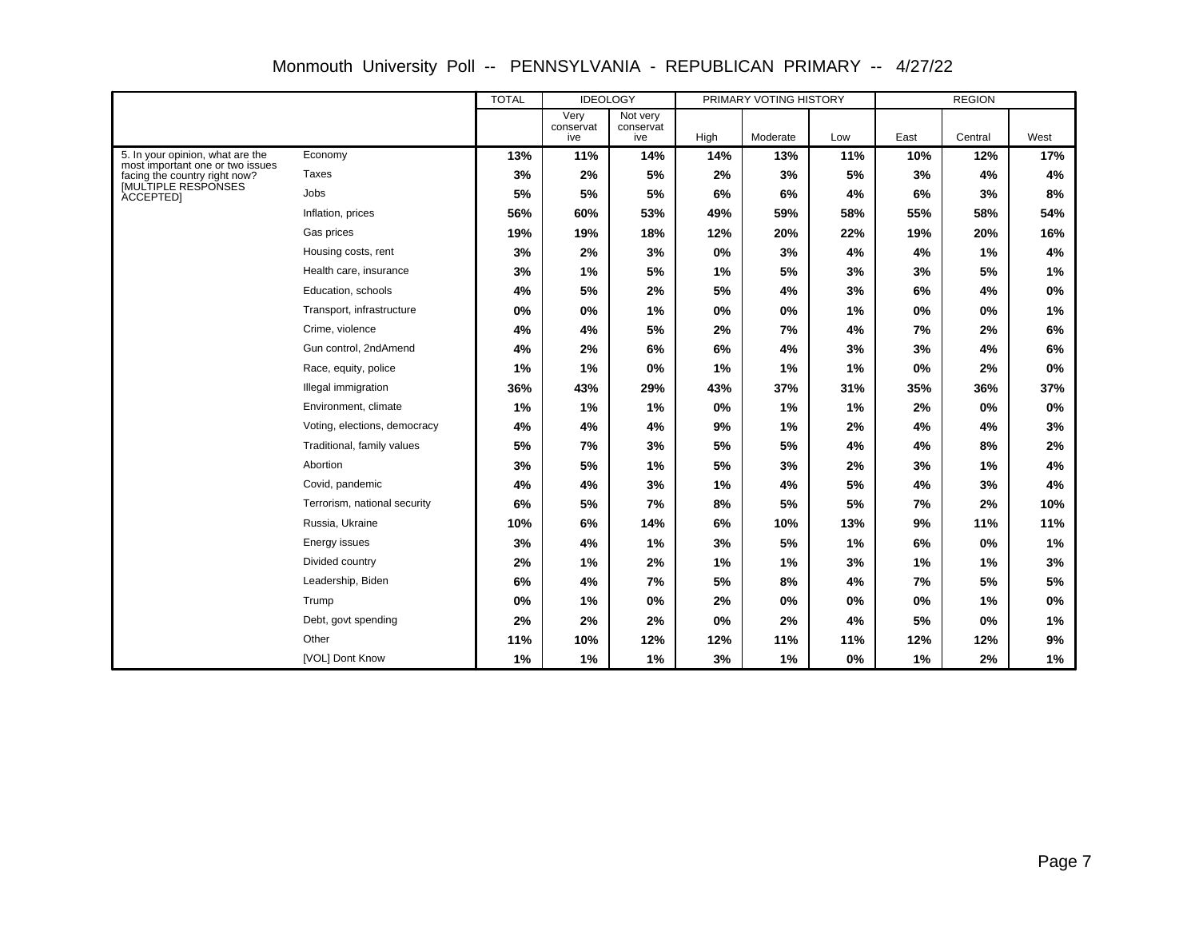# Monmouth University Poll -- PENNSYLVANIA - REPUBLICAN PRIMARY -- 4/27/22

| | | TOTAL | IDEOLOGY | | PRIMARY VOTING HISTORY | | | REGION | | |
|---|---|---|---|---|---|---|---|---|---|---|
| | | | Very conservative | Not very conservative | High | Moderate | Low | East | Central | West |
| 5. In your opinion, what are the most important one or two issues facing the country right now? [MULTIPLE RESPONSES ACCEPTED] | Economy | **13%** | **11%** | **14%** | **14%** | **13%** | **11%** | **10%** | **12%** | **17%** |
| | Taxes | **3%** | **2%** | **5%** | **2%** | **3%** | **5%** | **3%** | **4%** | **4%** |
| | Jobs | **5%** | **5%** | **5%** | **6%** | **6%** | **4%** | **6%** | **3%** | **8%** |
| | Inflation, prices | **56%** | **60%** | **53%** | **49%** | **59%** | **58%** | **55%** | **58%** | **54%** |
| | Gas prices | **19%** | **19%** | **18%** | **12%** | **20%** | **22%** | **19%** | **20%** | **16%** |
| | Housing costs, rent | **3%** | **2%** | **3%** | **0%** | **3%** | **4%** | **4%** | **1%** | **4%** |
| | Health care, insurance | **3%** | **1%** | **5%** | **1%** | **5%** | **3%** | **3%** | **5%** | **1%** |
| | Education, schools | **4%** | **5%** | **2%** | **5%** | **4%** | **3%** | **6%** | **4%** | **0%** |
| | Transport, infrastructure | **0%** | **0%** | **1%** | **0%** | **0%** | **1%** | **0%** | **0%** | **1%** |
| | Crime, violence | **4%** | **4%** | **5%** | **2%** | **7%** | **4%** | **7%** | **2%** | **6%** |
| | Gun control, 2ndAmend | **4%** | **2%** | **6%** | **6%** | **4%** | **3%** | **3%** | **4%** | **6%** |
| | Race, equity, police | **1%** | **1%** | **0%** | **1%** | **1%** | **1%** | **0%** | **2%** | **0%** |
| | Illegal immigration | **36%** | **43%** | **29%** | **43%** | **37%** | **31%** | **35%** | **36%** | **37%** |
| | Environment, climate | **1%** | **1%** | **1%** | **0%** | **1%** | **1%** | **2%** | **0%** | **0%** |
| | Voting, elections, democracy | **4%** | **4%** | **4%** | **9%** | **1%** | **2%** | **4%** | **4%** | **3%** |
| | Traditional, family values | **5%** | **7%** | **3%** | **5%** | **5%** | **4%** | **4%** | **8%** | **2%** |
| | Abortion | **3%** | **5%** | **1%** | **5%** | **3%** | **2%** | **3%** | **1%** | **4%** |
| | Covid, pandemic | **4%** | **4%** | **3%** | **1%** | **4%** | **5%** | **4%** | **3%** | **4%** |
| | Terrorism, national security | **6%** | **5%** | **7%** | **8%** | **5%** | **5%** | **7%** | **2%** | **10%** |
| | Russia, Ukraine | **10%** | **6%** | **14%** | **6%** | **10%** | **13%** | **9%** | **11%** | **11%** |
| | Energy issues | **3%** | **4%** | **1%** | **3%** | **5%** | **1%** | **6%** | **0%** | **1%** |
| | Divided country | **2%** | **1%** | **2%** | **1%** | **1%** | **3%** | **1%** | **1%** | **3%** |
| | Leadership, Biden | **6%** | **4%** | **7%** | **5%** | **8%** | **4%** | **7%** | **5%** | **5%** |
| | Trump | **0%** | **1%** | **0%** | **2%** | **0%** | **0%** | **0%** | **1%** | **0%** |
| | Debt, govt spending | **2%** | **2%** | **2%** | **0%** | **2%** | **4%** | **5%** | **0%** | **1%** |
| | Other | **11%** | **10%** | **12%** | **12%** | **11%** | **11%** | **12%** | **12%** | **9%** |
| | [VOL] Dont Know | **1%** | **1%** | **1%** | **3%** | **1%** | **0%** | **1%** | **2%** | **1%** |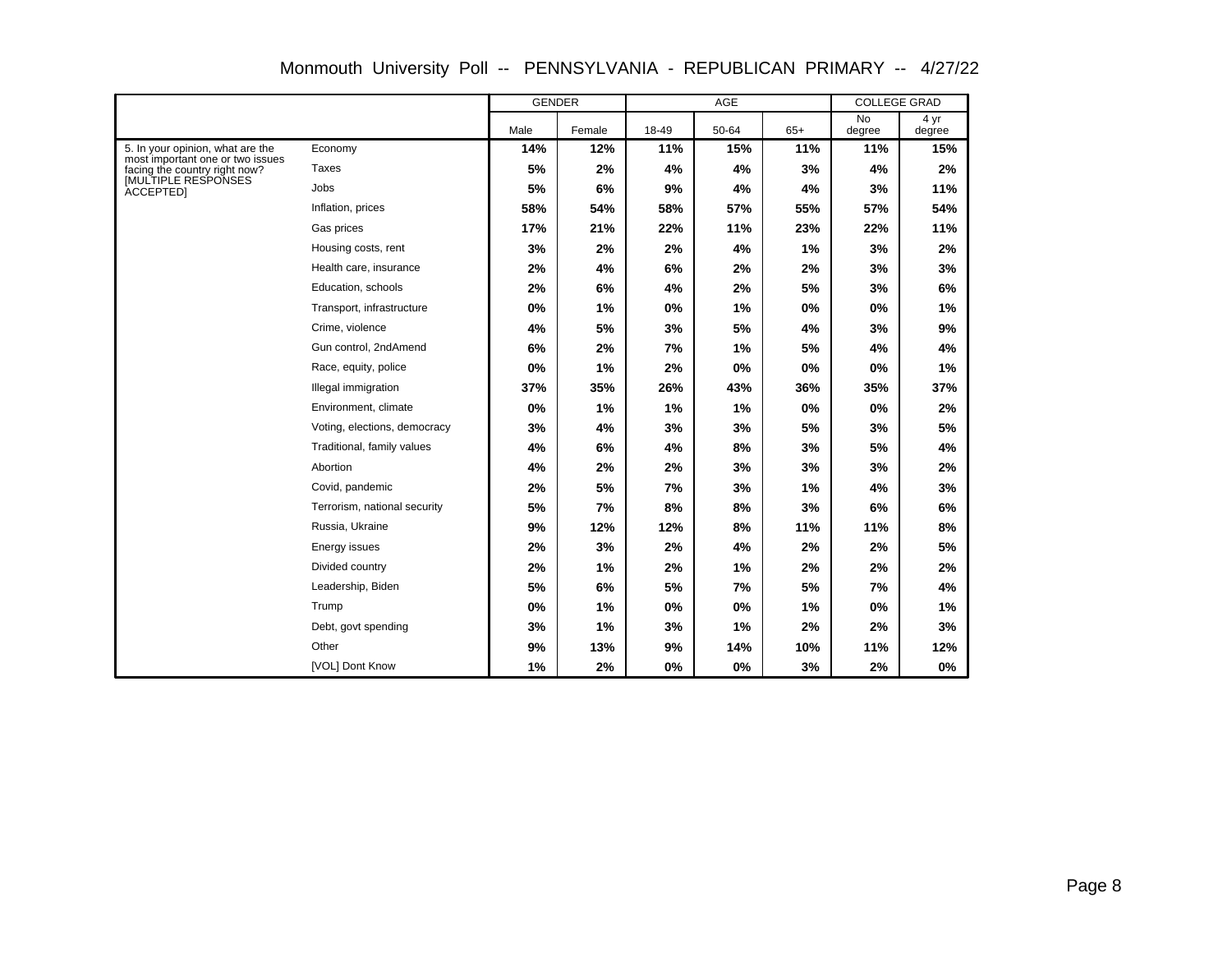# Monmouth University Poll -- PENNSYLVANIA - REPUBLICAN PRIMARY -- 4/27/22

| | | GENDER | | AGE | | | COLLEGE GRAD | |
|---|---|---|---|---|---|---|---|---|
| | | Male | Female | 18-49 | 50-64 | 65+ | No degree | 4 yr degree |
| 5. In your opinion, what are the most important one or two issues facing the country right now? [MULTIPLE RESPONSES ACCEPTED] | Economy | 14% | 12% | 11% | 15% | 11% | 11% | 15% |
| | Taxes | 5% | 2% | 4% | 4% | 3% | 4% | 2% |
| | Jobs | 5% | 6% | 9% | 4% | 4% | 3% | 11% |
| | Inflation, prices | 58% | 54% | 58% | 57% | 55% | 57% | 54% |
| | Gas prices | 17% | 21% | 22% | 11% | 23% | 22% | 11% |
| | Housing costs, rent | 3% | 2% | 2% | 4% | 1% | 3% | 2% |
| | Health care, insurance | 2% | 4% | 6% | 2% | 2% | 3% | 3% |
| | Education, schools | 2% | 6% | 4% | 2% | 5% | 3% | 6% |
| | Transport, infrastructure | 0% | 1% | 0% | 1% | 0% | 0% | 1% |
| | Crime, violence | 4% | 5% | 3% | 5% | 4% | 3% | 9% |
| | Gun control, 2ndAmend | 6% | 2% | 7% | 1% | 5% | 4% | 4% |
| | Race, equity, police | 0% | 1% | 2% | 0% | 0% | 0% | 1% |
| | Illegal immigration | 37% | 35% | 26% | 43% | 36% | 35% | 37% |
| | Environment, climate | 0% | 1% | 1% | 1% | 0% | 0% | 2% |
| | Voting, elections, democracy | 3% | 4% | 3% | 3% | 5% | 3% | 5% |
| | Traditional, family values | 4% | 6% | 4% | 8% | 3% | 5% | 4% |
| | Abortion | 4% | 2% | 2% | 3% | 3% | 3% | 2% |
| | Covid, pandemic | 2% | 5% | 7% | 3% | 1% | 4% | 3% |
| | Terrorism, national security | 5% | 7% | 8% | 8% | 3% | 6% | 6% |
| | Russia, Ukraine | 9% | 12% | 12% | 8% | 11% | 11% | 8% |
| | Energy issues | 2% | 3% | 2% | 4% | 2% | 2% | 5% |
| | Divided country | 2% | 1% | 2% | 1% | 2% | 2% | 2% |
| | Leadership, Biden | 5% | 6% | 5% | 7% | 5% | 7% | 4% |
| | Trump | 0% | 1% | 0% | 0% | 1% | 0% | 1% |
| | Debt, govt spending | 3% | 1% | 3% | 1% | 2% | 2% | 3% |
| | Other | 9% | 13% | 9% | 14% | 10% | 11% | 12% |
| | [VOL] Dont Know | 1% | 2% | 0% | 0% | 3% | 2% | 0% |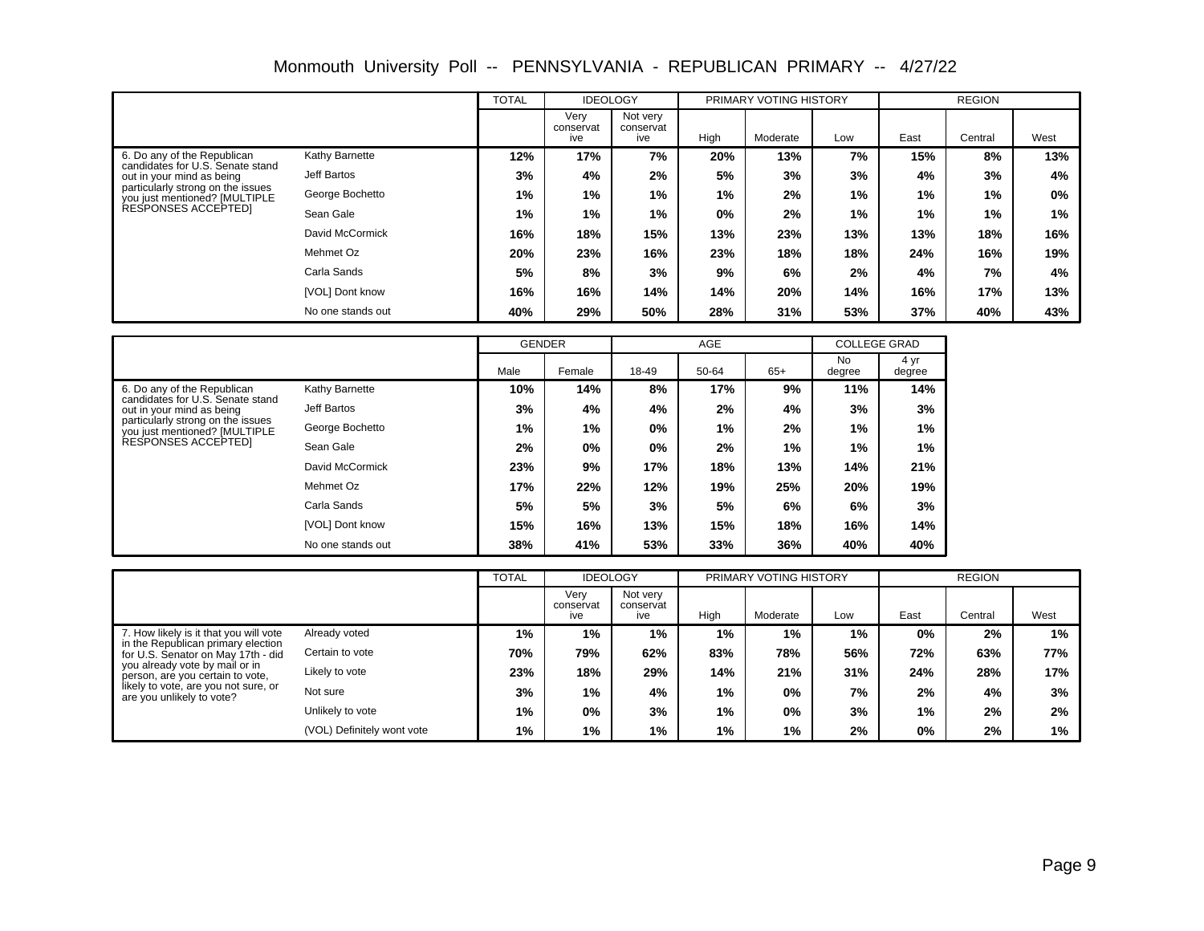# Monmouth University Poll -- PENNSYLVANIA - REPUBLICAN PRIMARY -- 4/27/22

| | | TOTAL | IDEOLOGY | | PRIMARY VOTING HISTORY | | | REGION | | |
|---|---|---|---|---|---|---|---|---|---|---|
| | | | Very conservative | Not very conservative | High | Moderate | Low | East | Central | West |
| 6. Do any of the Republican candidates for U.S. Senate stand out in your mind as being particularly strong on the issues you just mentioned? [MULTIPLE RESPONSES ACCEPTED] | Kathy Barnette | 12% | 17% | 7% | 20% | 13% | 7% | 15% | 8% | 13% |
| | Jeff Bartos | 3% | 4% | 2% | 5% | 3% | 3% | 4% | 3% | 4% |
| | George Bochetto | 1% | 1% | 1% | 1% | 2% | 1% | 1% | 1% | 0% |
| | Sean Gale | 1% | 1% | 1% | 0% | 2% | 1% | 1% | 1% | 1% |
| | David McCormick | 16% | 18% | 15% | 13% | 23% | 13% | 13% | 18% | 16% |
| | Mehmet Oz | 20% | 23% | 16% | 23% | 18% | 18% | 24% | 16% | 19% |
| | Carla Sands | 5% | 8% | 3% | 9% | 6% | 2% | 4% | 7% | 4% |
| | [VOL] Dont know | 16% | 16% | 14% | 14% | 20% | 14% | 16% | 17% | 13% |
| | No one stands out | 40% | 29% | 50% | 28% | 31% | 53% | 37% | 40% | 43% |

| | | GENDER | | AGE | | | COLLEGE GRAD | |
|---|---|---|---|---|---|---|---|---|
| | | Male | Female | 18-49 | 50-64 | 65+ | No degree | 4 yr degree |
| 6. Do any of the Republican candidates for U.S. Senate stand out in your mind as being particularly strong on the issues you just mentioned? [MULTIPLE RESPONSES ACCEPTED] | Kathy Barnette | 10% | 14% | 8% | 17% | 9% | 11% | 14% |
| | Jeff Bartos | 3% | 4% | 4% | 2% | 4% | 3% | 3% |
| | George Bochetto | 1% | 1% | 0% | 1% | 2% | 1% | 1% |
| | Sean Gale | 2% | 0% | 0% | 2% | 1% | 1% | 1% |
| | David McCormick | 23% | 9% | 17% | 18% | 13% | 14% | 21% |
| | Mehmet Oz | 17% | 22% | 12% | 19% | 25% | 20% | 19% |
| | Carla Sands | 5% | 5% | 3% | 5% | 6% | 6% | 3% |
| | [VOL] Dont know | 15% | 16% | 13% | 15% | 18% | 16% | 14% |
| | No one stands out | 38% | 41% | 53% | 33% | 36% | 40% | 40% |

| | | TOTAL | IDEOLOGY | | PRIMARY VOTING HISTORY | | | REGION | | |
|---|---|---|---|---|---|---|---|---|---|---|
| | | | Very conservative | Not very conservative | High | Moderate | Low | East | Central | West |
| 7. How likely is it that you will vote in the Republican primary election for U.S. Senator on May 17th - did you already vote by mail or in person, are you certain to vote, likely to vote, are you not sure, or are you unlikely to vote? | Already voted | 1% | 1% | 1% | 1% | 1% | 1% | 0% | 2% | 1% |
| | Certain to vote | 70% | 79% | 62% | 83% | 78% | 56% | 72% | 63% | 77% |
| | Likely to vote | 23% | 18% | 29% | 14% | 21% | 31% | 24% | 28% | 17% |
| | Not sure | 3% | 1% | 4% | 1% | 0% | 7% | 2% | 4% | 3% |
| | Unlikely to vote | 1% | 0% | 3% | 1% | 0% | 3% | 1% | 2% | 2% |
| | (VOL) Definitely wont vote | 1% | 1% | 1% | 1% | 1% | 2% | 0% | 2% | 1% |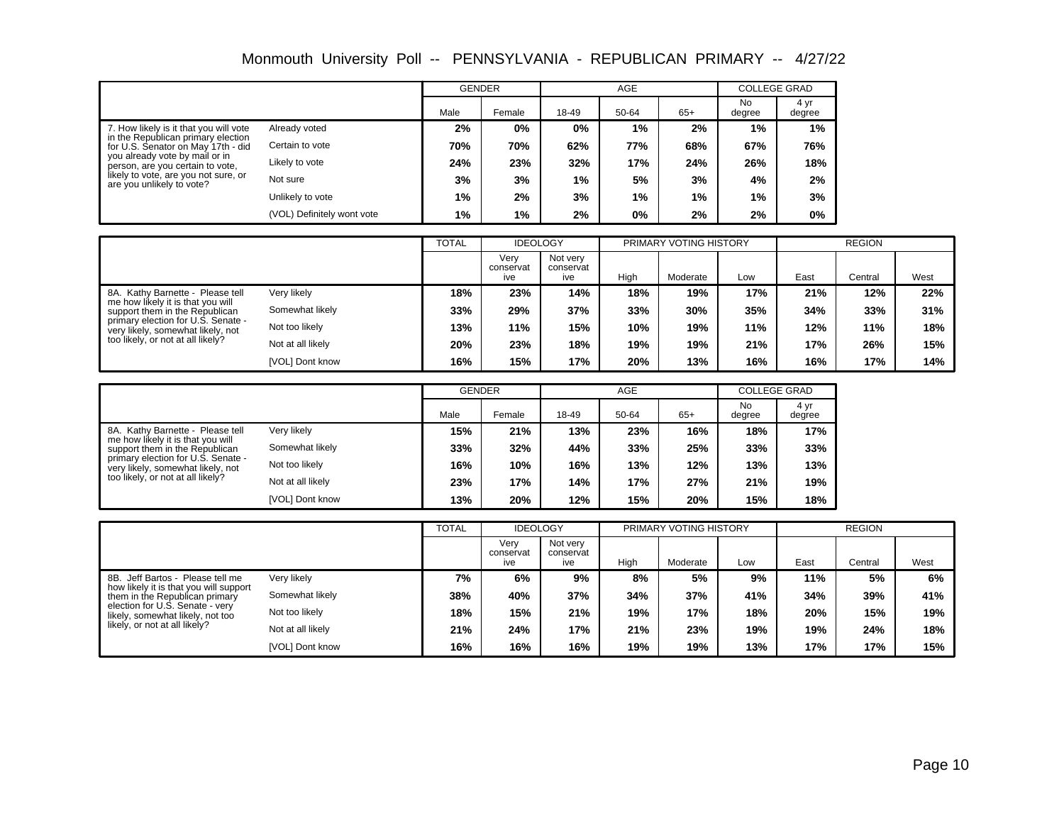# Monmouth University Poll -- PENNSYLVANIA - REPUBLICAN PRIMARY -- 4/27/22

| | | GENDER | | AGE | | | COLLEGE GRAD | |
|---|---|---|---|---|---|---|---|---|
| | | Male | Female | 18-49 | 50-64 | 65+ | No degree | 4 yr degree |
| 7. How likely is it that you will vote in the Republican primary election for U.S. Senator on May 17th - did you already vote by mail or in person, are you certain to vote, likely to vote, are you not sure, or are you unlikely to vote? | Already voted | 2% | 0% | 0% | 1% | 2% | 1% | 1% |
| | Certain to vote | 70% | 70% | 62% | 77% | 68% | 67% | 76% |
| | Likely to vote | 24% | 23% | 32% | 17% | 24% | 26% | 18% |
| | Not sure | 3% | 3% | 1% | 5% | 3% | 4% | 2% |
| | Unlikely to vote | 1% | 2% | 3% | 1% | 1% | 1% | 3% |
| | (VOL) Definitely wont vote | 1% | 1% | 2% | 0% | 2% | 2% | 0% |

| | | TOTAL | IDEOLOGY | | PRIMARY VOTING HISTORY | | | REGION | | |
|---|---|---|---|---|---|---|---|---|---|---|
| | | | Very conservative | Not very conservative | High | Moderate | Low | East | Central | West |
| 8A. Kathy Barnette - Please tell me how likely it is that you will support them in the Republican primary election for U.S. Senate - very likely, somewhat likely, not too likely, or not at all likely? | Very likely | 18% | 23% | 14% | 18% | 19% | 17% | 21% | 12% | 22% |
| | Somewhat likely | 33% | 29% | 37% | 33% | 30% | 35% | 34% | 33% | 31% |
| | Not too likely | 13% | 11% | 15% | 10% | 19% | 11% | 12% | 11% | 18% |
| | Not at all likely | 20% | 23% | 18% | 19% | 19% | 21% | 17% | 26% | 15% |
| | [VOL] Dont know | 16% | 15% | 17% | 20% | 13% | 16% | 16% | 17% | 14% |

| | | GENDER | | AGE | | | COLLEGE GRAD | |
|---|---|---|---|---|---|---|---|---|
| | | Male | Female | 18-49 | 50-64 | 65+ | No degree | 4 yr degree |
| 8A. Kathy Barnette - Please tell me how likely it is that you will support them in the Republican primary election for U.S. Senate - very likely, somewhat likely, not too likely, or not at all likely? | Very likely | 15% | 21% | 13% | 23% | 16% | 18% | 17% |
| | Somewhat likely | 33% | 32% | 44% | 33% | 25% | 33% | 33% |
| | Not too likely | 16% | 10% | 16% | 13% | 12% | 13% | 13% |
| | Not at all likely | 23% | 17% | 14% | 17% | 27% | 21% | 19% |
| | [VOL] Dont know | 13% | 20% | 12% | 15% | 20% | 15% | 18% |

| | | TOTAL | IDEOLOGY | | PRIMARY VOTING HISTORY | | | REGION | | |
|---|---|---|---|---|---|---|---|---|---|---|
| | | | Very conservative | Not very conservative | High | Moderate | Low | East | Central | West |
| 8B. Jeff Bartos - Please tell me how likely it is that you will support them in the Republican primary election for U.S. Senate - very likely, somewhat likely, not too likely, or not at all likely? | Very likely | 7% | 6% | 9% | 8% | 5% | 9% | 11% | 5% | 6% |
| | Somewhat likely | 38% | 40% | 37% | 34% | 37% | 41% | 34% | 39% | 41% |
| | Not too likely | 18% | 15% | 21% | 19% | 17% | 18% | 20% | 15% | 19% |
| | Not at all likely | 21% | 24% | 17% | 21% | 23% | 19% | 19% | 24% | 18% |
| | [VOL] Dont know | 16% | 16% | 16% | 19% | 19% | 13% | 17% | 17% | 15% |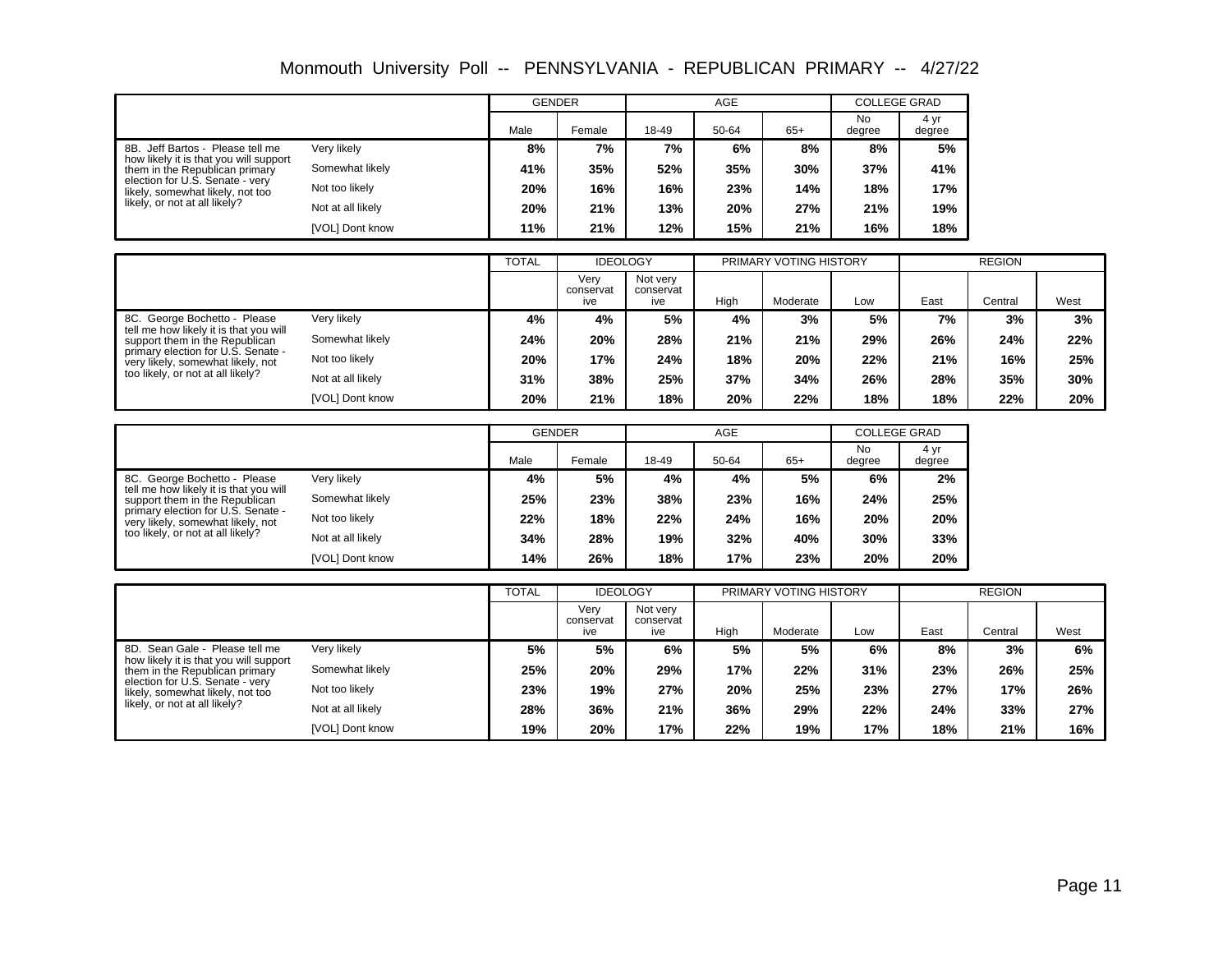# Monmouth University Poll -- PENNSYLVANIA - REPUBLICAN PRIMARY -- 4/27/22

| | | GENDER | | AGE | | | COLLEGE GRAD | |
|---|---|---|---|---|---|---|---|---|
| | | Male | Female | 18-49 | 50-64 | 65+ | No degree | 4 yr degree |
| 8B. Jeff Bartos - Please tell me how likely it is that you will support them in the Republican primary election for U.S. Senate - very likely, somewhat likely, not too likely, or not at all likely? | Very likely | 8% | 7% | 7% | 6% | 8% | 8% | 5% |
| | Somewhat likely | 41% | 35% | 52% | 35% | 30% | 37% | 41% |
| | Not too likely | 20% | 16% | 16% | 23% | 14% | 18% | 17% |
| | Not at all likely | 20% | 21% | 13% | 20% | 27% | 21% | 19% |
| | [VOL] Dont know | 11% | 21% | 12% | 15% | 21% | 16% | 18% |

| | | TOTAL | IDEOLOGY | | PRIMARY VOTING HISTORY | | | REGION | | |
|---|---|---|---|---|---|---|---|---|---|---|
| | | | Very conservative | Not very conservative | High | Moderate | Low | East | Central | West |
| 8C. George Bochetto - Please tell me how likely it is that you will support them in the Republican primary election for U.S. Senate - very likely, somewhat likely, not too likely, or not at all likely? | Very likely | 4% | 4% | 5% | 4% | 3% | 5% | 7% | 3% | 3% |
| | Somewhat likely | 24% | 20% | 28% | 21% | 21% | 29% | 26% | 24% | 22% |
| | Not too likely | 20% | 17% | 24% | 18% | 20% | 22% | 21% | 16% | 25% |
| | Not at all likely | 31% | 38% | 25% | 37% | 34% | 26% | 28% | 35% | 30% |
| | [VOL] Dont know | 20% | 21% | 18% | 20% | 22% | 18% | 18% | 22% | 20% |

| | | GENDER | | AGE | | | COLLEGE GRAD | |
|---|---|---|---|---|---|---|---|---|
| | | Male | Female | 18-49 | 50-64 | 65+ | No degree | 4 yr degree |
| 8C. George Bochetto - Please tell me how likely it is that you will support them in the Republican primary election for U.S. Senate - very likely, somewhat likely, not too likely, or not at all likely? | Very likely | 4% | 5% | 4% | 4% | 5% | 6% | 2% |
| | Somewhat likely | 25% | 23% | 38% | 23% | 16% | 24% | 25% |
| | Not too likely | 22% | 18% | 22% | 24% | 16% | 20% | 20% |
| | Not at all likely | 34% | 28% | 19% | 32% | 40% | 30% | 33% |
| | [VOL] Dont know | 14% | 26% | 18% | 17% | 23% | 20% | 20% |

| | | TOTAL | IDEOLOGY | | PRIMARY VOTING HISTORY | | | REGION | | |
|---|---|---|---|---|---|---|---|---|---|---|
| | | | Very conservative | Not very conservative | High | Moderate | Low | East | Central | West |
| 8D. Sean Gale - Please tell me how likely it is that you will support them in the Republican primary election for U.S. Senate - very likely, somewhat likely, not too likely, or not at all likely? | Very likely | 5% | 5% | 6% | 5% | 5% | 6% | 8% | 3% | 6% |
| | Somewhat likely | 25% | 20% | 29% | 17% | 22% | 31% | 23% | 26% | 25% |
| | Not too likely | 23% | 19% | 27% | 20% | 25% | 23% | 27% | 17% | 26% |
| | Not at all likely | 28% | 36% | 21% | 36% | 29% | 22% | 24% | 33% | 27% |
| | [VOL] Dont know | 19% | 20% | 17% | 22% | 19% | 17% | 18% | 21% | 16% |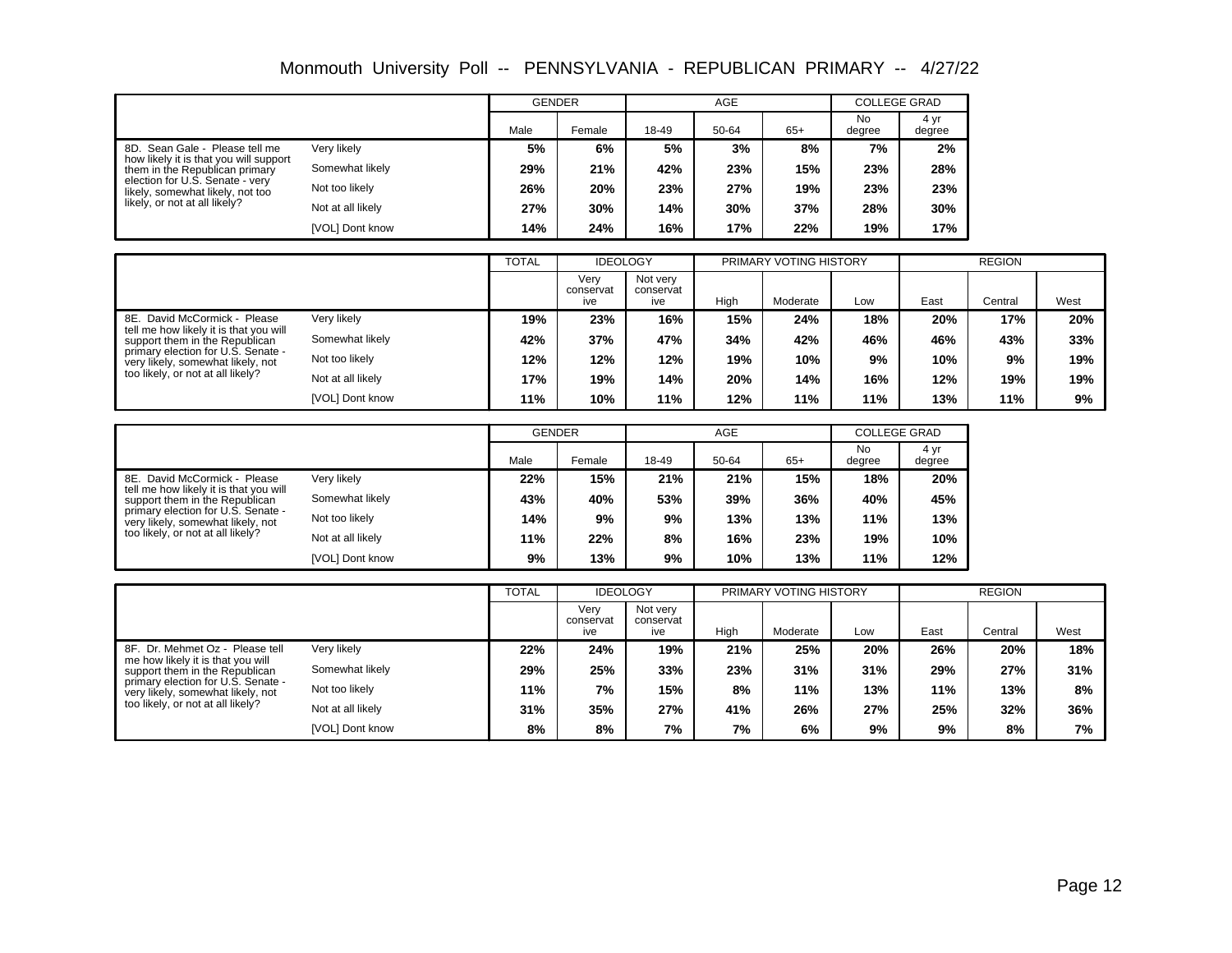# Monmouth University Poll -- PENNSYLVANIA - REPUBLICAN PRIMARY -- 4/27/22

| | | GENDER | | AGE | | | COLLEGE GRAD | |
|---|---|---|---|---|---|---|---|---|
| | | Male | Female | 18-49 | 50-64 | 65+ | No degree | 4 yr degree |
| 8D. Sean Gale - Please tell me how likely it is that you will support them in the Republican primary election for U.S. Senate - very likely, somewhat likely, not too likely, or not at all likely? | Very likely | **5%** | **6%** | **5%** | **3%** | **8%** | **7%** | **2%** |
| | Somewhat likely | **29%** | **21%** | **42%** | **23%** | **15%** | **23%** | **28%** |
| | Not too likely | **26%** | **20%** | **23%** | **27%** | **19%** | **23%** | **23%** |
| | Not at all likely | **27%** | **30%** | **14%** | **30%** | **37%** | **28%** | **30%** |
| | [VOL] Dont know | **14%** | **24%** | **16%** | **17%** | **22%** | **19%** | **17%** |

| | | TOTAL | IDEOLOGY | | PRIMARY VOTING HISTORY | | | REGION | | |
|---|---|---|---|---|---|---|---|---|---|---|
| | | | Very conservative | Not very conservative | High | Moderate | Low | East | Central | West |
| 8E. David McCormick - Please tell me how likely it is that you will support them in the Republican primary election for U.S. Senate - very likely, somewhat likely, not too likely, or not at all likely? | Very likely | **19%** | **23%** | **16%** | **15%** | **24%** | **18%** | **20%** | **17%** | **20%** |
| | Somewhat likely | **42%** | **37%** | **47%** | **34%** | **42%** | **46%** | **46%** | **43%** | **33%** |
| | Not too likely | **12%** | **12%** | **12%** | **19%** | **10%** | **9%** | **10%** | **9%** | **19%** |
| | Not at all likely | **17%** | **19%** | **14%** | **20%** | **14%** | **16%** | **12%** | **19%** | **19%** |
| | [VOL] Dont know | **11%** | **10%** | **11%** | **12%** | **11%** | **11%** | **13%** | **11%** | **9%** |

| | | GENDER | | AGE | | | COLLEGE GRAD | |
|---|---|---|---|---|---|---|---|---|
| | | Male | Female | 18-49 | 50-64 | 65+ | No degree | 4 yr degree |
| 8E. David McCormick - Please tell me how likely it is that you will support them in the Republican primary election for U.S. Senate - very likely, somewhat likely, not too likely, or not at all likely? | Very likely | **22%** | **15%** | **21%** | **21%** | **15%** | **18%** | **20%** |
| | Somewhat likely | **43%** | **40%** | **53%** | **39%** | **36%** | **40%** | **45%** |
| | Not too likely | **14%** | **9%** | **9%** | **13%** | **13%** | **11%** | **13%** |
| | Not at all likely | **11%** | **22%** | **8%** | **16%** | **23%** | **19%** | **10%** |
| | [VOL] Dont know | **9%** | **13%** | **9%** | **10%** | **13%** | **11%** | **12%** |

| | | TOTAL | IDEOLOGY | | PRIMARY VOTING HISTORY | | | REGION | | |
|---|---|---|---|---|---|---|---|---|---|---|
| | | | Very conservative | Not very conservative | High | Moderate | Low | East | Central | West |
| 8F. Dr. Mehmet Oz - Please tell me how likely it is that you will support them in the Republican primary election for U.S. Senate - very likely, somewhat likely, not too likely, or not at all likely? | Very likely | **22%** | **24%** | **19%** | **21%** | **25%** | **20%** | **26%** | **20%** | **18%** |
| | Somewhat likely | **29%** | **25%** | **33%** | **23%** | **31%** | **31%** | **29%** | **27%** | **31%** |
| | Not too likely | **11%** | **7%** | **15%** | **8%** | **11%** | **13%** | **11%** | **13%** | **8%** |
| | Not at all likely | **31%** | **35%** | **27%** | **41%** | **26%** | **27%** | **25%** | **32%** | **36%** |
| | [VOL] Dont know | **8%** | **8%** | **7%** | **7%** | **6%** | **9%** | **9%** | **8%** | **7%** |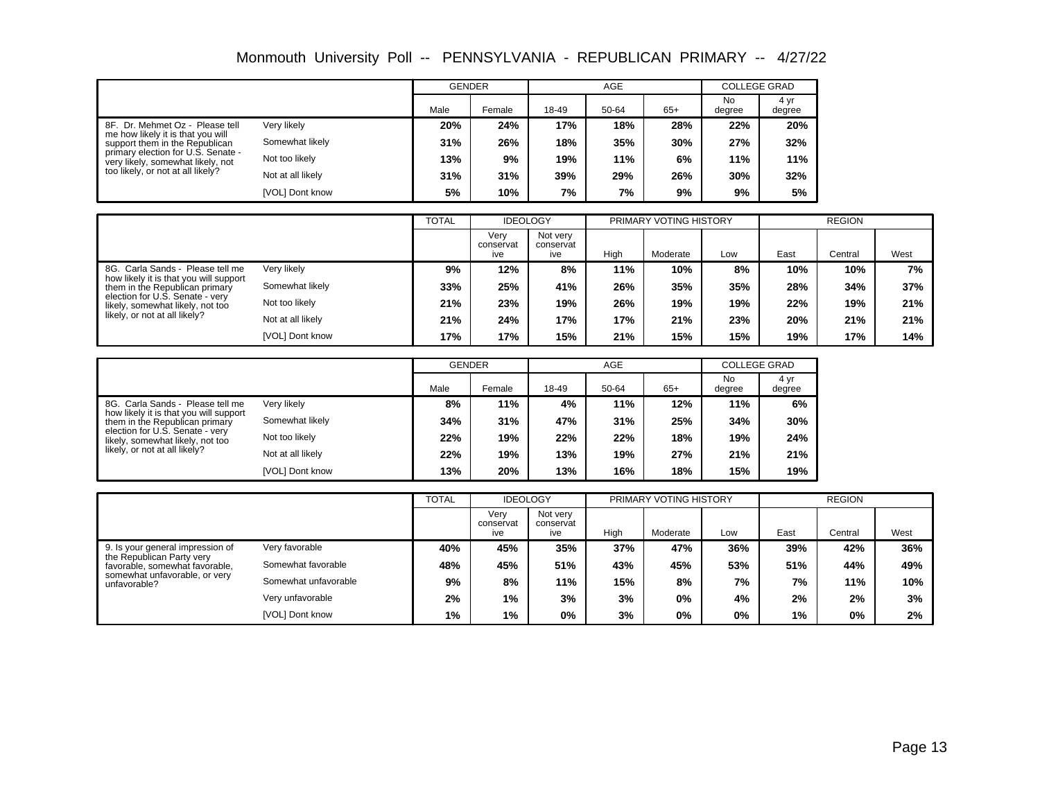# Monmouth University Poll -- PENNSYLVANIA - REPUBLICAN PRIMARY -- 4/27/22

| | | GENDER | | AGE | | | COLLEGE GRAD | |
|---|---|---|---|---|---|---|---|---|
| | | Male | Female | 18-49 | 50-64 | 65+ | No degree | 4 yr degree |
| 8F. Dr. Mehmet Oz - Please tell me how likely it is that you will support them in the Republican primary election for U.S. Senate - very likely, somewhat likely, not too likely, or not at all likely? | Very likely | 20% | 24% | 17% | 18% | 28% | 22% | 20% |
| | Somewhat likely | 31% | 26% | 18% | 35% | 30% | 27% | 32% |
| | Not too likely | 13% | 9% | 19% | 11% | 6% | 11% | 11% |
| | Not at all likely | 31% | 31% | 39% | 29% | 26% | 30% | 32% |
| | [VOL] Dont know | 5% | 10% | 7% | 7% | 9% | 9% | 5% |

| | | TOTAL | IDEOLOGY | | PRIMARY VOTING HISTORY | | | REGION | | |
|---|---|---|---|---|---|---|---|---|---|---|
| | | | Very conservative | Not very conservative | High | Moderate | Low | East | Central | West |
| 8G. Carla Sands - Please tell me how likely it is that you will support them in the Republican primary election for U.S. Senate - very likely, somewhat likely, not too likely, or not at all likely? | Very likely | 9% | 12% | 8% | 11% | 10% | 8% | 10% | 10% | 7% |
| | Somewhat likely | 33% | 25% | 41% | 26% | 35% | 35% | 28% | 34% | 37% |
| | Not too likely | 21% | 23% | 19% | 26% | 19% | 19% | 22% | 19% | 21% |
| | Not at all likely | 21% | 24% | 17% | 17% | 21% | 23% | 20% | 21% | 21% |
| | [VOL] Dont know | 17% | 17% | 15% | 21% | 15% | 15% | 19% | 17% | 14% |

| | | GENDER | | AGE | | | COLLEGE GRAD | |
|---|---|---|---|---|---|---|---|---|
| | | Male | Female | 18-49 | 50-64 | 65+ | No degree | 4 yr degree |
| 8G. Carla Sands - Please tell me how likely it is that you will support them in the Republican primary election for U.S. Senate - very likely, somewhat likely, not too likely, or not at all likely? | Very likely | 8% | 11% | 4% | 11% | 12% | 11% | 6% |
| | Somewhat likely | 34% | 31% | 47% | 31% | 25% | 34% | 30% |
| | Not too likely | 22% | 19% | 22% | 22% | 18% | 19% | 24% |
| | Not at all likely | 22% | 19% | 13% | 19% | 27% | 21% | 21% |
| | [VOL] Dont know | 13% | 20% | 13% | 16% | 18% | 15% | 19% |

| | | TOTAL | IDEOLOGY | | PRIMARY VOTING HISTORY | | | REGION | | |
|---|---|---|---|---|---|---|---|---|---|---|
| | | | Very conservative | Not very conservative | High | Moderate | Low | East | Central | West |
| 9. Is your general impression of the Republican Party very favorable, somewhat favorable, somewhat unfavorable, or very unfavorable? | Very favorable | 40% | 45% | 35% | 37% | 47% | 36% | 39% | 42% | 36% |
| | Somewhat favorable | 48% | 45% | 51% | 43% | 45% | 53% | 51% | 44% | 49% |
| | Somewhat unfavorable | 9% | 8% | 11% | 15% | 8% | 7% | 7% | 11% | 10% |
| | Very unfavorable | 2% | 1% | 3% | 3% | 0% | 4% | 2% | 2% | 3% |
| | [VOL] Dont know | 1% | 1% | 0% | 3% | 0% | 0% | 1% | 0% | 2% |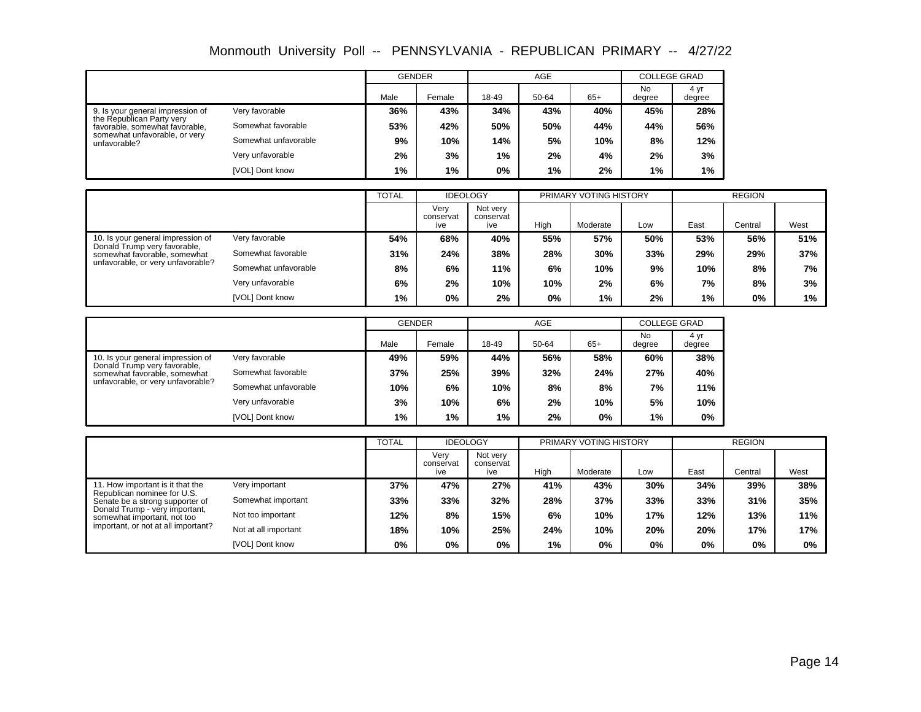# Monmouth University Poll -- PENNSYLVANIA - REPUBLICAN PRIMARY -- 4/27/22

| | | GENDER | | AGE | | | COLLEGE GRAD | |
|---|---|---|---|---|---|---|---|---|
| | | Male | Female | 18-49 | 50-64 | 65+ | No degree | 4 yr degree |
| 9. Is your general impression of the Republican Party very favorable, somewhat favorable, somewhat unfavorable, or very unfavorable? | Very favorable | 36% | 43% | 34% | 43% | 40% | 45% | 28% |
| | Somewhat favorable | 53% | 42% | 50% | 50% | 44% | 44% | 56% |
| | Somewhat unfavorable | 9% | 10% | 14% | 5% | 10% | 8% | 12% |
| | Very unfavorable | 2% | 3% | 1% | 2% | 4% | 2% | 3% |
| | [VOL] Dont know | 1% | 1% | 0% | 1% | 2% | 1% | 1% |

| | | TOTAL | IDEOLOGY | | PRIMARY VOTING HISTORY | | | REGION | | |
|---|---|---|---|---|---|---|---|---|---|---|
| | | | Very conservative | Not very conservative | High | Moderate | Low | East | Central | West |
| 10. Is your general impression of Donald Trump very favorable, somewhat favorable, somewhat unfavorable, or very unfavorable? | Very favorable | 54% | 68% | 40% | 55% | 57% | 50% | 53% | 56% | 51% |
| | Somewhat favorable | 31% | 24% | 38% | 28% | 30% | 33% | 29% | 29% | 37% |
| | Somewhat unfavorable | 8% | 6% | 11% | 6% | 10% | 9% | 10% | 8% | 7% |
| | Very unfavorable | 6% | 2% | 10% | 10% | 2% | 6% | 7% | 8% | 3% |
| | [VOL] Dont know | 1% | 0% | 2% | 0% | 1% | 2% | 1% | 0% | 1% |

| | | GENDER | | AGE | | | COLLEGE GRAD | |
|---|---|---|---|---|---|---|---|---|
| | | Male | Female | 18-49 | 50-64 | 65+ | No degree | 4 yr degree |
| 10. Is your general impression of Donald Trump very favorable, somewhat favorable, somewhat unfavorable, or very unfavorable? | Very favorable | 49% | 59% | 44% | 56% | 58% | 60% | 38% |
| | Somewhat favorable | 37% | 25% | 39% | 32% | 24% | 27% | 40% |
| | Somewhat unfavorable | 10% | 6% | 10% | 8% | 8% | 7% | 11% |
| | Very unfavorable | 3% | 10% | 6% | 2% | 10% | 5% | 10% |
| | [VOL] Dont know | 1% | 1% | 1% | 2% | 0% | 1% | 0% |

| | | TOTAL | IDEOLOGY | | PRIMARY VOTING HISTORY | | | REGION | | |
|---|---|---|---|---|---|---|---|---|---|---|
| | | | Very conservative | Not very conservative | High | Moderate | Low | East | Central | West |
| 11. How important is it that the Republican nominee for U.S. Senate be a strong supporter of Donald Trump - very important, somewhat important, not too important, or not at all important? | Very important | 37% | 47% | 27% | 41% | 43% | 30% | 34% | 39% | 38% |
| | Somewhat important | 33% | 33% | 32% | 28% | 37% | 33% | 33% | 31% | 35% |
| | Not too important | 12% | 8% | 15% | 6% | 10% | 17% | 12% | 13% | 11% |
| | Not at all important | 18% | 10% | 25% | 24% | 10% | 20% | 20% | 17% | 17% |
| | [VOL] Dont know | 0% | 0% | 0% | 1% | 0% | 0% | 0% | 0% | 0% |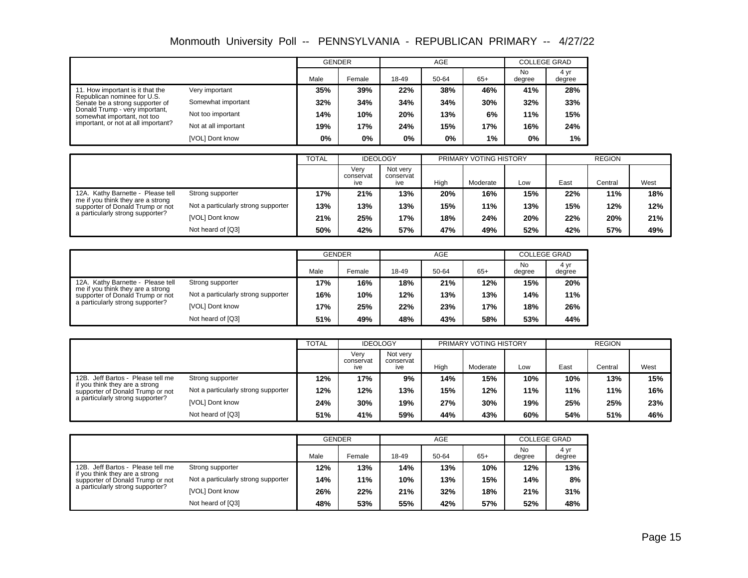# Monmouth University Poll -- PENNSYLVANIA - REPUBLICAN PRIMARY -- 4/27/22

| | | GENDER | | AGE | | | COLLEGE GRAD | |
|---|---|---|---|---|---|---|---|---|
| | | Male | Female | 18-49 | 50-64 | 65+ | No degree | 4 yr degree |
| 11. How important is it that the Republican nominee for U.S. Senate be a strong supporter of Donald Trump - very important, somewhat important, not too important, or not at all important? | Very important | 35% | 39% | 22% | 38% | 46% | 41% | 28% |
| | Somewhat important | 32% | 34% | 34% | 34% | 30% | 32% | 33% |
| | Not too important | 14% | 10% | 20% | 13% | 6% | 11% | 15% |
| | Not at all important | 19% | 17% | 24% | 15% | 17% | 16% | 24% |
| | [VOL] Dont know | 0% | 0% | 0% | 0% | 1% | 0% | 1% |

| | | TOTAL | IDEOLOGY | | PRIMARY VOTING HISTORY | | | REGION | | |
|---|---|---|---|---|---|---|---|---|---|---|
| | | | Very conservative | Not very conservative | High | Moderate | Low | East | Central | West |
| 12A. Kathy Barnette - Please tell me if you think they are a strong supporter of Donald Trump or not a particularly strong supporter? | Strong supporter | 17% | 21% | 13% | 20% | 16% | 15% | 22% | 11% | 18% |
| | Not a particularly strong supporter | 13% | 13% | 13% | 15% | 11% | 13% | 15% | 12% | 12% |
| | [VOL] Dont know | 21% | 25% | 17% | 18% | 24% | 20% | 22% | 20% | 21% |
| | Not heard of [Q3] | 50% | 42% | 57% | 47% | 49% | 52% | 42% | 57% | 49% |

| | | GENDER | | AGE | | | COLLEGE GRAD | |
|---|---|---|---|---|---|---|---|---|
| | | Male | Female | 18-49 | 50-64 | 65+ | No degree | 4 yr degree |
| 12A. Kathy Barnette - Please tell me if you think they are a strong supporter of Donald Trump or not a particularly strong supporter? | Strong supporter | 17% | 16% | 18% | 21% | 12% | 15% | 20% |
| | Not a particularly strong supporter | 16% | 10% | 12% | 13% | 13% | 14% | 11% |
| | [VOL] Dont know | 17% | 25% | 22% | 23% | 17% | 18% | 26% |
| | Not heard of [Q3] | 51% | 49% | 48% | 43% | 58% | 53% | 44% |

| | | TOTAL | IDEOLOGY | | PRIMARY VOTING HISTORY | | | REGION | | |
|---|---|---|---|---|---|---|---|---|---|---|
| | | | Very conservative | Not very conservative | High | Moderate | Low | East | Central | West |
| 12B. Jeff Bartos - Please tell me if you think they are a strong supporter of Donald Trump or not a particularly strong supporter? | Strong supporter | 12% | 17% | 9% | 14% | 15% | 10% | 10% | 13% | 15% |
| | Not a particularly strong supporter | 12% | 12% | 13% | 15% | 12% | 11% | 11% | 11% | 16% |
| | [VOL] Dont know | 24% | 30% | 19% | 27% | 30% | 19% | 25% | 25% | 23% |
| | Not heard of [Q3] | 51% | 41% | 59% | 44% | 43% | 60% | 54% | 51% | 46% |

| | | GENDER | | AGE | | | COLLEGE GRAD | |
|---|---|---|---|---|---|---|---|---|
| | | Male | Female | 18-49 | 50-64 | 65+ | No degree | 4 yr degree |
| 12B. Jeff Bartos - Please tell me if you think they are a strong supporter of Donald Trump or not a particularly strong supporter? | Strong supporter | 12% | 13% | 14% | 13% | 10% | 12% | 13% |
| | Not a particularly strong supporter | 14% | 11% | 10% | 13% | 15% | 14% | 8% |
| | [VOL] Dont know | 26% | 22% | 21% | 32% | 18% | 21% | 31% |
| | Not heard of [Q3] | 48% | 53% | 55% | 42% | 57% | 52% | 48% |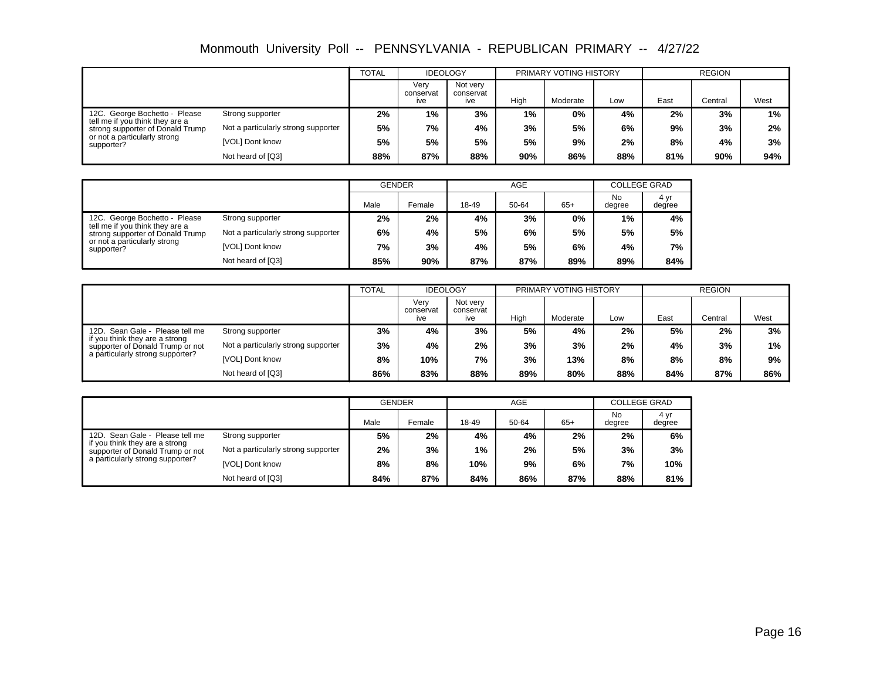# Monmouth University Poll -- PENNSYLVANIA - REPUBLICAN PRIMARY -- 4/27/22

| | | TOTAL | IDEOLOGY | | PRIMARY VOTING HISTORY | | | REGION | | |
|---|---|---|---|---|---|---|---|---|---|---|
| | | | Very conservative | Not very conservative | High | Moderate | Low | East | Central | West |
| 12C. George Bochetto - Please tell me if you think they are a strong supporter of Donald Trump or not a particularly strong supporter? | Strong supporter | **2%** | **1%** | **3%** | **1%** | **0%** | **4%** | **2%** | **3%** | **1%** |
| | Not a particularly strong supporter | **5%** | **7%** | **4%** | **3%** | **5%** | **6%** | **9%** | **3%** | **2%** |
| | [VOL] Dont know | **5%** | **5%** | **5%** | **5%** | **9%** | **2%** | **8%** | **4%** | **3%** |
| | Not heard of [Q3] | **88%** | **87%** | **88%** | **90%** | **86%** | **88%** | **81%** | **90%** | **94%** |

| | | GENDER | | AGE | | | COLLEGE GRAD | |
|---|---|---|---|---|---|---|---|---|
| | | Male | Female | 18-49 | 50-64 | 65+ | No degree | 4 yr degree |
| 12C. George Bochetto - Please tell me if you think they are a strong supporter of Donald Trump or not a particularly strong supporter? | Strong supporter | **2%** | **2%** | **4%** | **3%** | **0%** | **1%** | **4%** |
| | Not a particularly strong supporter | **6%** | **4%** | **5%** | **6%** | **5%** | **5%** | **5%** |
| | [VOL] Dont know | **7%** | **3%** | **4%** | **5%** | **6%** | **4%** | **7%** |
| | Not heard of [Q3] | **85%** | **90%** | **87%** | **87%** | **89%** | **89%** | **84%** |

| | | TOTAL | IDEOLOGY | | PRIMARY VOTING HISTORY | | | REGION | | |
|---|---|---|---|---|---|---|---|---|---|---|
| | | | Very conservative | Not very conservative | High | Moderate | Low | East | Central | West |
| 12D. Sean Gale - Please tell me if you think they are a strong supporter of Donald Trump or not a particularly strong supporter? | Strong supporter | **3%** | **4%** | **3%** | **5%** | **4%** | **2%** | **5%** | **2%** | **3%** |
| | Not a particularly strong supporter | **3%** | **4%** | **2%** | **3%** | **3%** | **2%** | **4%** | **3%** | **1%** |
| | [VOL] Dont know | **8%** | **10%** | **7%** | **3%** | **13%** | **8%** | **8%** | **8%** | **9%** |
| | Not heard of [Q3] | **86%** | **83%** | **88%** | **89%** | **80%** | **88%** | **84%** | **87%** | **86%** |

| | | GENDER | | AGE | | | COLLEGE GRAD | |
|---|---|---|---|---|---|---|---|---|
| | | Male | Female | 18-49 | 50-64 | 65+ | No degree | 4 yr degree |
| 12D. Sean Gale - Please tell me if you think they are a strong supporter of Donald Trump or not a particularly strong supporter? | Strong supporter | **5%** | **2%** | **4%** | **4%** | **2%** | **2%** | **6%** |
| | Not a particularly strong supporter | **2%** | **3%** | **1%** | **2%** | **5%** | **3%** | **3%** |
| | [VOL] Dont know | **8%** | **8%** | **10%** | **9%** | **6%** | **7%** | **10%** |
| | Not heard of [Q3] | **84%** | **87%** | **84%** | **86%** | **87%** | **88%** | **81%** |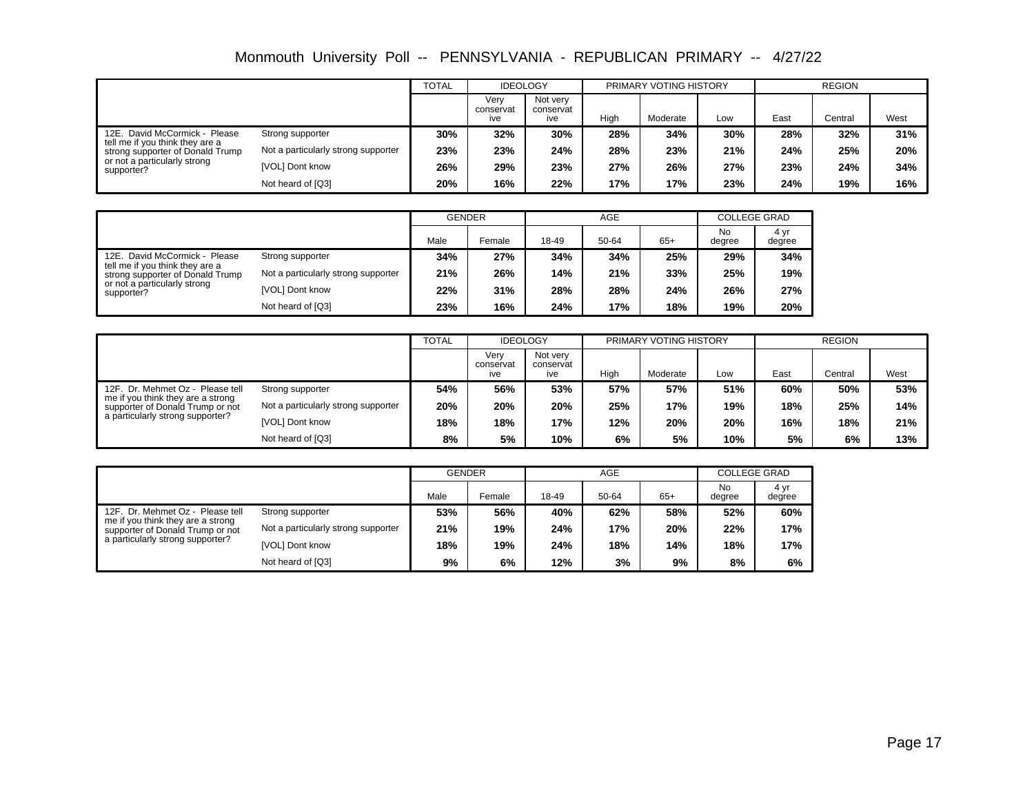# Monmouth University Poll -- PENNSYLVANIA - REPUBLICAN PRIMARY -- 4/27/22

| | | TOTAL | IDEOLOGY | | PRIMARY VOTING HISTORY | | | REGION | | |
|---|---|---|---|---|---|---|---|---|---|---|
| | | | Very conservative | Not very conservative | High | Moderate | Low | East | Central | West |
| 12E. David McCormick - Please tell me if you think they are a strong supporter of Donald Trump or not a particularly strong supporter? | Strong supporter | **30%** | **32%** | **30%** | **28%** | **34%** | **30%** | **28%** | **32%** | **31%** |
| | Not a particularly strong supporter | **23%** | **23%** | **24%** | **28%** | **23%** | **21%** | **24%** | **25%** | **20%** |
| | [VOL] Dont know | **26%** | **29%** | **23%** | **27%** | **26%** | **27%** | **23%** | **24%** | **34%** |
| | Not heard of [Q3] | **20%** | **16%** | **22%** | **17%** | **17%** | **23%** | **24%** | **19%** | **16%** |

| | | GENDER | | AGE | | | COLLEGE GRAD | |
|---|---|---|---|---|---|---|---|---|
| | | Male | Female | 18-49 | 50-64 | 65+ | No degree | 4 yr degree |
| 12E. David McCormick - Please tell me if you think they are a strong supporter of Donald Trump or not a particularly strong supporter? | Strong supporter | **34%** | **27%** | **34%** | **34%** | **25%** | **29%** | **34%** |
| | Not a particularly strong supporter | **21%** | **26%** | **14%** | **21%** | **33%** | **25%** | **19%** |
| | [VOL] Dont know | **22%** | **31%** | **28%** | **28%** | **24%** | **26%** | **27%** |
| | Not heard of [Q3] | **23%** | **16%** | **24%** | **17%** | **18%** | **19%** | **20%** |

| | | TOTAL | IDEOLOGY | | PRIMARY VOTING HISTORY | | | REGION | | |
|---|---|---|---|---|---|---|---|---|---|---|
| | | | Very conservative | Not very conservative | High | Moderate | Low | East | Central | West |
| 12F. Dr. Mehmet Oz - Please tell me if you think they are a strong supporter of Donald Trump or not a particularly strong supporter? | Strong supporter | **54%** | **56%** | **53%** | **57%** | **57%** | **51%** | **60%** | **50%** | **53%** |
| | Not a particularly strong supporter | **20%** | **20%** | **20%** | **25%** | **17%** | **19%** | **18%** | **25%** | **14%** |
| | [VOL] Dont know | **18%** | **18%** | **17%** | **12%** | **20%** | **20%** | **16%** | **18%** | **21%** |
| | Not heard of [Q3] | **8%** | **5%** | **10%** | **6%** | **5%** | **10%** | **5%** | **6%** | **13%** |

| | | GENDER | | AGE | | | COLLEGE GRAD | |
|---|---|---|---|---|---|---|---|---|
| | | Male | Female | 18-49 | 50-64 | 65+ | No degree | 4 yr degree |
| 12F. Dr. Mehmet Oz - Please tell me if you think they are a strong supporter of Donald Trump or not a particularly strong supporter? | Strong supporter | **53%** | **56%** | **40%** | **62%** | **58%** | **52%** | **60%** |
| | Not a particularly strong supporter | **21%** | **19%** | **24%** | **17%** | **20%** | **22%** | **17%** |
| | [VOL] Dont know | **18%** | **19%** | **24%** | **18%** | **14%** | **18%** | **17%** |
| | Not heard of [Q3] | **9%** | **6%** | **12%** | **3%** | **9%** | **8%** | **6%** |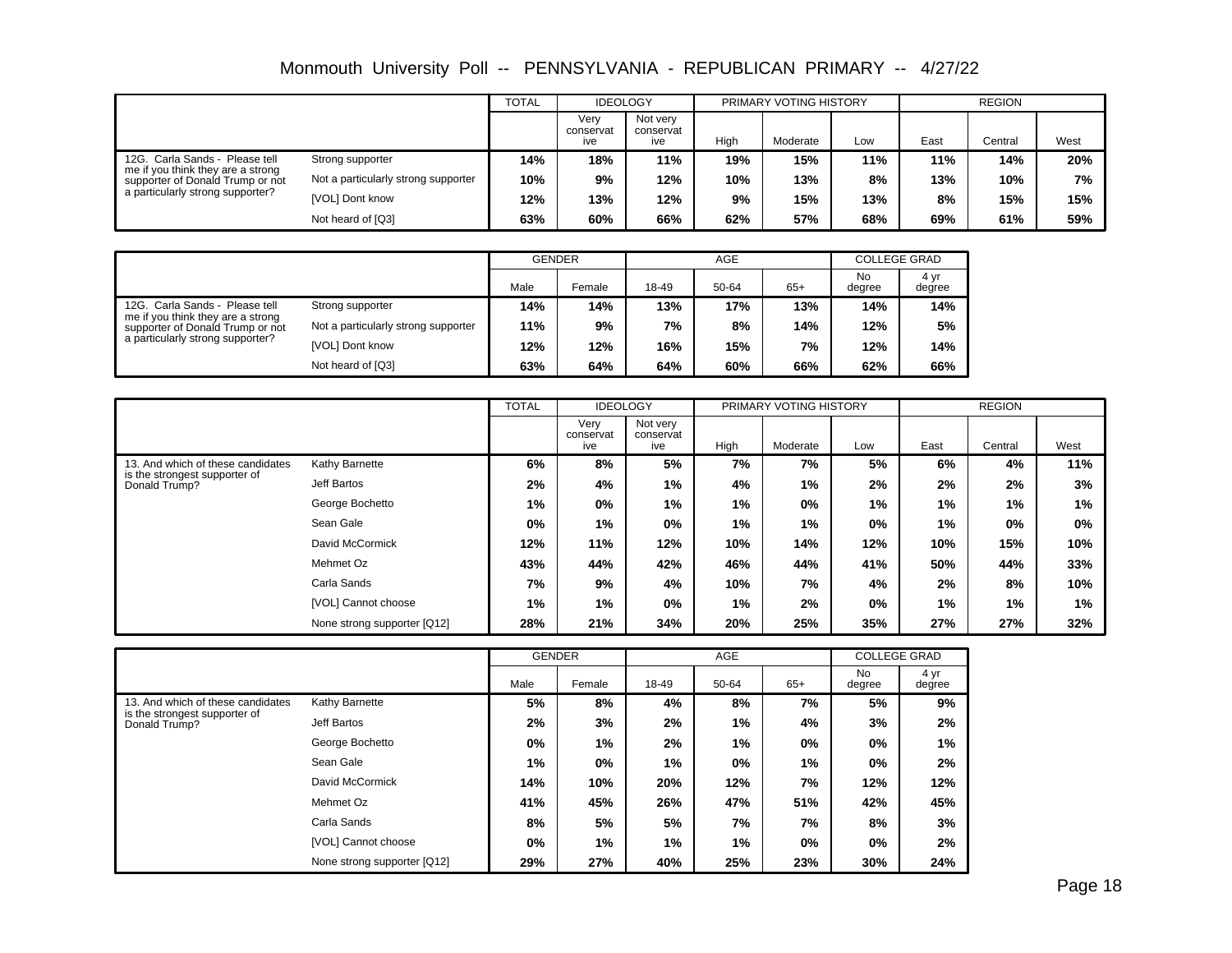# Monmouth University Poll -- PENNSYLVANIA - REPUBLICAN PRIMARY -- 4/27/22

| | | TOTAL | IDEOLOGY | | PRIMARY VOTING HISTORY | | | REGION | | |
|---|---|---|---|---|---|---|---|---|---|---|
| | | | Very conservative | Not very conservative | High | Moderate | Low | East | Central | West |
| 12G. Carla Sands - Please tell me if you think they are a strong supporter of Donald Trump or not a particularly strong supporter? | Strong supporter | **14%** | **18%** | **11%** | **19%** | **15%** | **11%** | **11%** | **14%** | **20%** |
| | Not a particularly strong supporter | **10%** | **9%** | **12%** | **10%** | **13%** | **8%** | **13%** | **10%** | **7%** |
| | [VOL] Dont know | **12%** | **13%** | **12%** | **9%** | **15%** | **13%** | **8%** | **15%** | **15%** |
| | Not heard of [Q3] | **63%** | **60%** | **66%** | **62%** | **57%** | **68%** | **69%** | **61%** | **59%** |

| | | GENDER | | AGE | | | COLLEGE GRAD | |
|---|---|---|---|---|---|---|---|---|
| | | Male | Female | 18-49 | 50-64 | 65+ | No degree | 4 yr degree |
| 12G. Carla Sands - Please tell me if you think they are a strong supporter of Donald Trump or not a particularly strong supporter? | Strong supporter | **14%** | **14%** | **13%** | **17%** | **13%** | **14%** | **14%** |
| | Not a particularly strong supporter | **11%** | **9%** | **7%** | **8%** | **14%** | **12%** | **5%** |
| | [VOL] Dont know | **12%** | **12%** | **16%** | **15%** | **7%** | **12%** | **14%** |
| | Not heard of [Q3] | **63%** | **64%** | **64%** | **60%** | **66%** | **62%** | **66%** |

| | | TOTAL | IDEOLOGY | | PRIMARY VOTING HISTORY | | | REGION | | |
|---|---|---|---|---|---|---|---|---|---|---|
| | | | Very conservative | Not very conservative | High | Moderate | Low | East | Central | West |
| 13. And which of these candidates is the strongest supporter of Donald Trump? | Kathy Barnette | **6%** | **8%** | **5%** | **7%** | **7%** | **5%** | **6%** | **4%** | **11%** |
| | Jeff Bartos | **2%** | **4%** | **1%** | **4%** | **1%** | **2%** | **2%** | **2%** | **3%** |
| | George Bochetto | **1%** | **0%** | **1%** | **1%** | **0%** | **1%** | **1%** | **1%** | **1%** |
| | Sean Gale | **0%** | **1%** | **0%** | **1%** | **1%** | **0%** | **1%** | **0%** | **0%** |
| | David McCormick | **12%** | **11%** | **12%** | **10%** | **14%** | **12%** | **10%** | **15%** | **10%** |
| | Mehmet Oz | **43%** | **44%** | **42%** | **46%** | **44%** | **41%** | **50%** | **44%** | **33%** |
| | Carla Sands | **7%** | **9%** | **4%** | **10%** | **7%** | **4%** | **2%** | **8%** | **10%** |
| | [VOL] Cannot choose | **1%** | **1%** | **0%** | **1%** | **2%** | **0%** | **1%** | **1%** | **1%** |
| | None strong supporter [Q12] | **28%** | **21%** | **34%** | **20%** | **25%** | **35%** | **27%** | **27%** | **32%** |

| | | GENDER | | AGE | | | COLLEGE GRAD | |
|---|---|---|---|---|---|---|---|---|
| | | Male | Female | 18-49 | 50-64 | 65+ | No degree | 4 yr degree |
| 13. And which of these candidates is the strongest supporter of Donald Trump? | Kathy Barnette | **5%** | **8%** | **4%** | **8%** | **7%** | **5%** | **9%** |
| | Jeff Bartos | **2%** | **3%** | **2%** | **1%** | **4%** | **3%** | **2%** |
| | George Bochetto | **0%** | **1%** | **2%** | **1%** | **0%** | **0%** | **1%** |
| | Sean Gale | **1%** | **0%** | **1%** | **0%** | **1%** | **0%** | **2%** |
| | David McCormick | **14%** | **10%** | **20%** | **12%** | **7%** | **12%** | **12%** |
| | Mehmet Oz | **41%** | **45%** | **26%** | **47%** | **51%** | **42%** | **45%** |
| | Carla Sands | **8%** | **5%** | **5%** | **7%** | **7%** | **8%** | **3%** |
| | [VOL] Cannot choose | **0%** | **1%** | **1%** | **1%** | **0%** | **0%** | **2%** |
| | None strong supporter [Q12] | **29%** | **27%** | **40%** | **25%** | **23%** | **30%** | **24%** |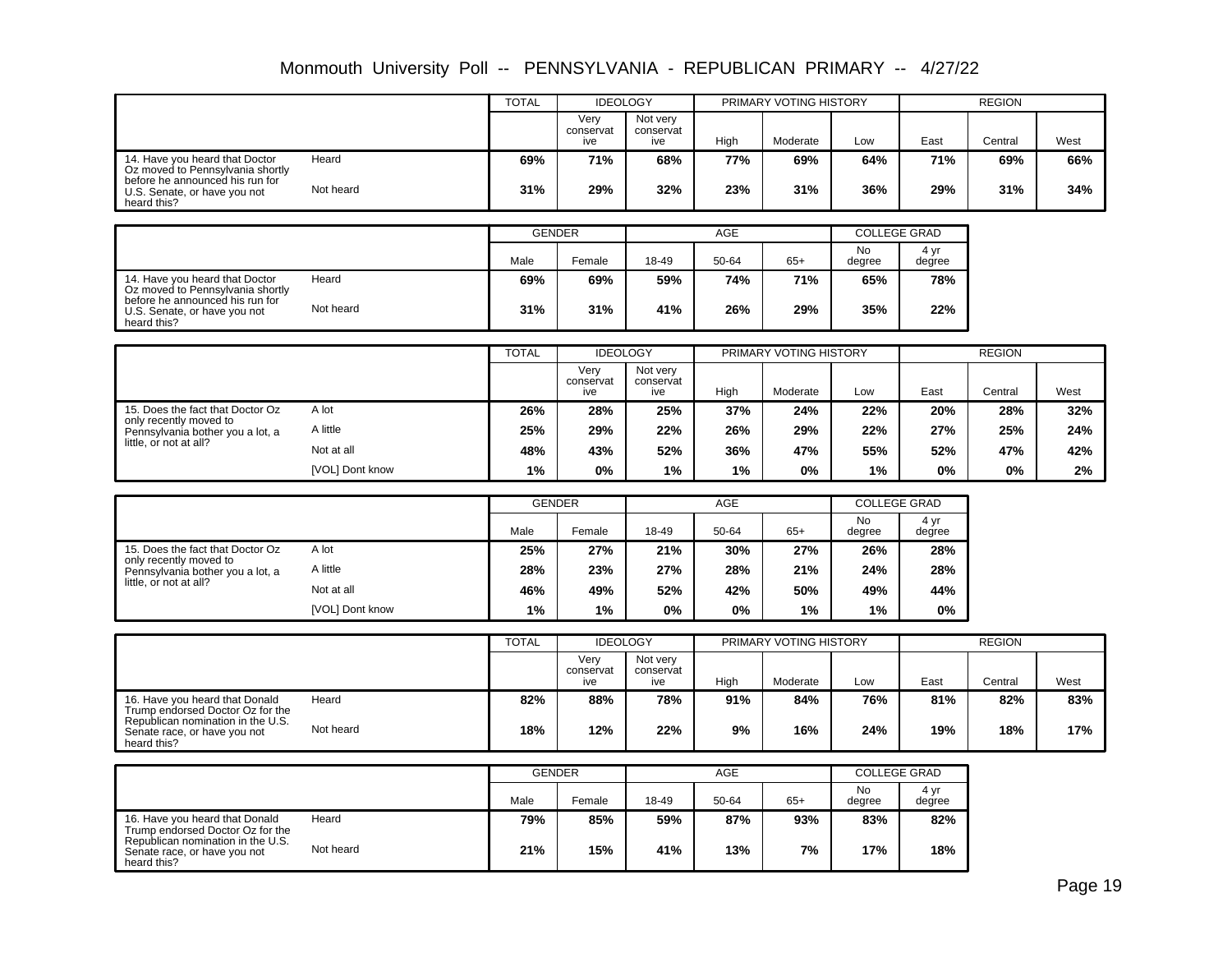# Monmouth University Poll -- PENNSYLVANIA - REPUBLICAN PRIMARY -- 4/27/22

| | | TOTAL | IDEOLOGY | | PRIMARY VOTING HISTORY | | | REGION | | |
|---|---|---|---|---|---|---|---|---|---|---|
| | | | Very conservative | Not very conservative | High | Moderate | Low | East | Central | West |
| 14. Have you heard that Doctor Oz moved to Pennsylvania shortly before he announced his run for U.S. Senate, or have you not heard this? | Heard | **69%** | **71%** | **68%** | **77%** | **69%** | **64%** | **71%** | **69%** | **66%** |
| | Not heard | **31%** | **29%** | **32%** | **23%** | **31%** | **36%** | **29%** | **31%** | **34%** |

| | | GENDER | | AGE | | | COLLEGE GRAD | |
|---|---|---|---|---|---|---|---|---|
| | | Male | Female | 18-49 | 50-64 | 65+ | No degree | 4 yr degree |
| 14. Have you heard that Doctor Oz moved to Pennsylvania shortly before he announced his run for U.S. Senate, or have you not heard this? | Heard | **69%** | **69%** | **59%** | **74%** | **71%** | **65%** | **78%** |
| | Not heard | **31%** | **31%** | **41%** | **26%** | **29%** | **35%** | **22%** |

| | | TOTAL | IDEOLOGY | | PRIMARY VOTING HISTORY | | | REGION | | |
|---|---|---|---|---|---|---|---|---|---|---|
| | | | Very conservative | Not very conservative | High | Moderate | Low | East | Central | West |
| 15. Does the fact that Doctor Oz only recently moved to Pennsylvania bother you a lot, a little, or not at all? | A lot | **26%** | **28%** | **25%** | **37%** | **24%** | **22%** | **20%** | **28%** | **32%** |
| | A little | **25%** | **29%** | **22%** | **26%** | **29%** | **22%** | **27%** | **25%** | **24%** |
| | Not at all | **48%** | **43%** | **52%** | **36%** | **47%** | **55%** | **52%** | **47%** | **42%** |
| | [VOL] Dont know | **1%** | **0%** | **1%** | **1%** | **0%** | **1%** | **0%** | **0%** | **2%** |

| | | GENDER | | AGE | | | COLLEGE GRAD | |
|---|---|---|---|---|---|---|---|---|
| | | Male | Female | 18-49 | 50-64 | 65+ | No degree | 4 yr degree |
| 15. Does the fact that Doctor Oz only recently moved to Pennsylvania bother you a lot, a little, or not at all? | A lot | **25%** | **27%** | **21%** | **30%** | **27%** | **26%** | **28%** |
| | A little | **28%** | **23%** | **27%** | **28%** | **21%** | **24%** | **28%** |
| | Not at all | **46%** | **49%** | **52%** | **42%** | **50%** | **49%** | **44%** |
| | [VOL] Dont know | **1%** | **1%** | **0%** | **0%** | **1%** | **1%** | **0%** |

| | | TOTAL | IDEOLOGY | | PRIMARY VOTING HISTORY | | | REGION | | |
|---|---|---|---|---|---|---|---|---|---|---|
| | | | Very conservative | Not very conservative | High | Moderate | Low | East | Central | West |
| 16. Have you heard that Donald Trump endorsed Doctor Oz for the Republican nomination in the U.S. Senate race, or have you not heard this? | Heard | **82%** | **88%** | **78%** | **91%** | **84%** | **76%** | **81%** | **82%** | **83%** |
| | Not heard | **18%** | **12%** | **22%** | **9%** | **16%** | **24%** | **19%** | **18%** | **17%** |

| | | GENDER | | AGE | | | COLLEGE GRAD | |
|---|---|---|---|---|---|---|---|---|
| | | Male | Female | 18-49 | 50-64 | 65+ | No degree | 4 yr degree |
| 16. Have you heard that Donald Trump endorsed Doctor Oz for the Republican nomination in the U.S. Senate race, or have you not heard this? | Heard | **79%** | **85%** | **59%** | **87%** | **93%** | **83%** | **82%** |
| | Not heard | **21%** | **15%** | **41%** | **13%** | **7%** | **17%** | **18%** |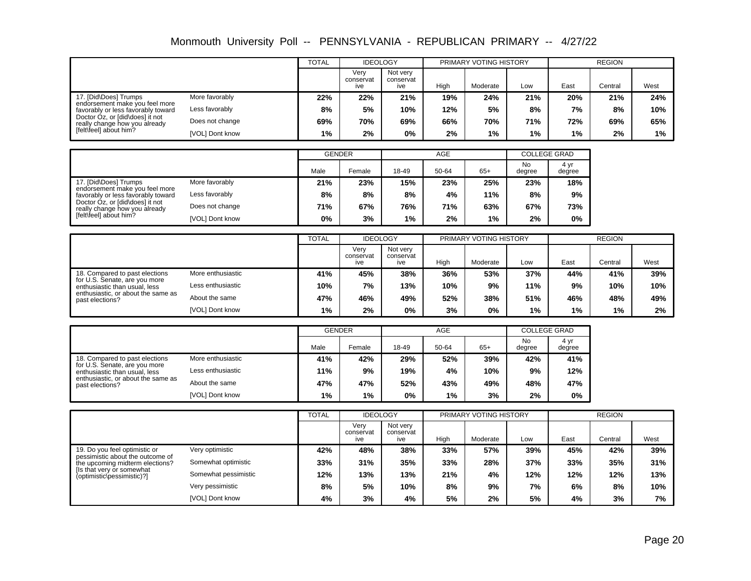# Monmouth University Poll -- PENNSYLVANIA - REPUBLICAN PRIMARY -- 4/27/22

| | | TOTAL | IDEOLOGY | | PRIMARY VOTING HISTORY | | | REGION | | |
|---|---|---|---|---|---|---|---|---|---|---|
| | | | Very conservative | Not very conservative | High | Moderate | Low | East | Central | West |
| 17. [Did\Does] Trumps endorsement make you feel more favorably or less favorably toward Doctor Oz, or [did\does] it not really change how you already [felt\feel] about him? | More favorably | 22% | 22% | 21% | 19% | 24% | 21% | 20% | 21% | 24% |
| | Less favorably | 8% | 5% | 10% | 12% | 5% | 8% | 7% | 8% | 10% |
| | Does not change | 69% | 70% | 69% | 66% | 70% | 71% | 72% | 69% | 65% |
| | [VOL] Dont know | 1% | 2% | 0% | 2% | 1% | 1% | 1% | 2% | 1% |

| | | GENDER | | AGE | | | COLLEGE GRAD | |
|---|---|---|---|---|---|---|---|---|
| | | Male | Female | 18-49 | 50-64 | 65+ | No degree | 4 yr degree |
| 17. [Did\Does] Trumps endorsement make you feel more favorably or less favorably toward Doctor Oz, or [did\does] it not really change how you already [felt\feel] about him? | More favorably | 21% | 23% | 15% | 23% | 25% | 23% | 18% |
| | Less favorably | 8% | 8% | 8% | 4% | 11% | 8% | 9% |
| | Does not change | 71% | 67% | 76% | 71% | 63% | 67% | 73% |
| | [VOL] Dont know | 0% | 3% | 1% | 2% | 1% | 2% | 0% |

| | | TOTAL | IDEOLOGY | | PRIMARY VOTING HISTORY | | | REGION | | |
|---|---|---|---|---|---|---|---|---|---|---|
| | | | Very conservative | Not very conservative | High | Moderate | Low | East | Central | West |
| 18. Compared to past elections for U.S. Senate, are you more enthusiastic than usual, less enthusiastic, or about the same as past elections? | More enthusiastic | 41% | 45% | 38% | 36% | 53% | 37% | 44% | 41% | 39% |
| | Less enthusiastic | 10% | 7% | 13% | 10% | 9% | 11% | 9% | 10% | 10% |
| | About the same | 47% | 46% | 49% | 52% | 38% | 51% | 46% | 48% | 49% |
| | [VOL] Dont know | 1% | 2% | 0% | 3% | 0% | 1% | 1% | 1% | 2% |

| | | GENDER | | AGE | | | COLLEGE GRAD | |
|---|---|---|---|---|---|---|---|---|
| | | Male | Female | 18-49 | 50-64 | 65+ | No degree | 4 yr degree |
| 18. Compared to past elections for U.S. Senate, are you more enthusiastic than usual, less enthusiastic, or about the same as past elections? | More enthusiastic | 41% | 42% | 29% | 52% | 39% | 42% | 41% |
| | Less enthusiastic | 11% | 9% | 19% | 4% | 10% | 9% | 12% |
| | About the same | 47% | 47% | 52% | 43% | 49% | 48% | 47% |
| | [VOL] Dont know | 1% | 1% | 0% | 1% | 3% | 2% | 0% |

| | | TOTAL | IDEOLOGY | | PRIMARY VOTING HISTORY | | | REGION | | |
|---|---|---|---|---|---|---|---|---|---|---|
| | | | Very conservative | Not very conservative | High | Moderate | Low | East | Central | West |
| 19. Do you feel optimistic or pessimistic about the outcome of the upcoming midterm elections? [Is that very or somewhat (optimistic\pessimistic)?] | Very optimistic | 42% | 48% | 38% | 33% | 57% | 39% | 45% | 42% | 39% |
| | Somewhat optimistic | 33% | 31% | 35% | 33% | 28% | 37% | 33% | 35% | 31% |
| | Somewhat pessimistic | 12% | 13% | 13% | 21% | 4% | 12% | 12% | 12% | 13% |
| | Very pessimistic | 8% | 5% | 10% | 8% | 9% | 7% | 6% | 8% | 10% |
| | [VOL] Dont know | 4% | 3% | 4% | 5% | 2% | 5% | 4% | 3% | 7% |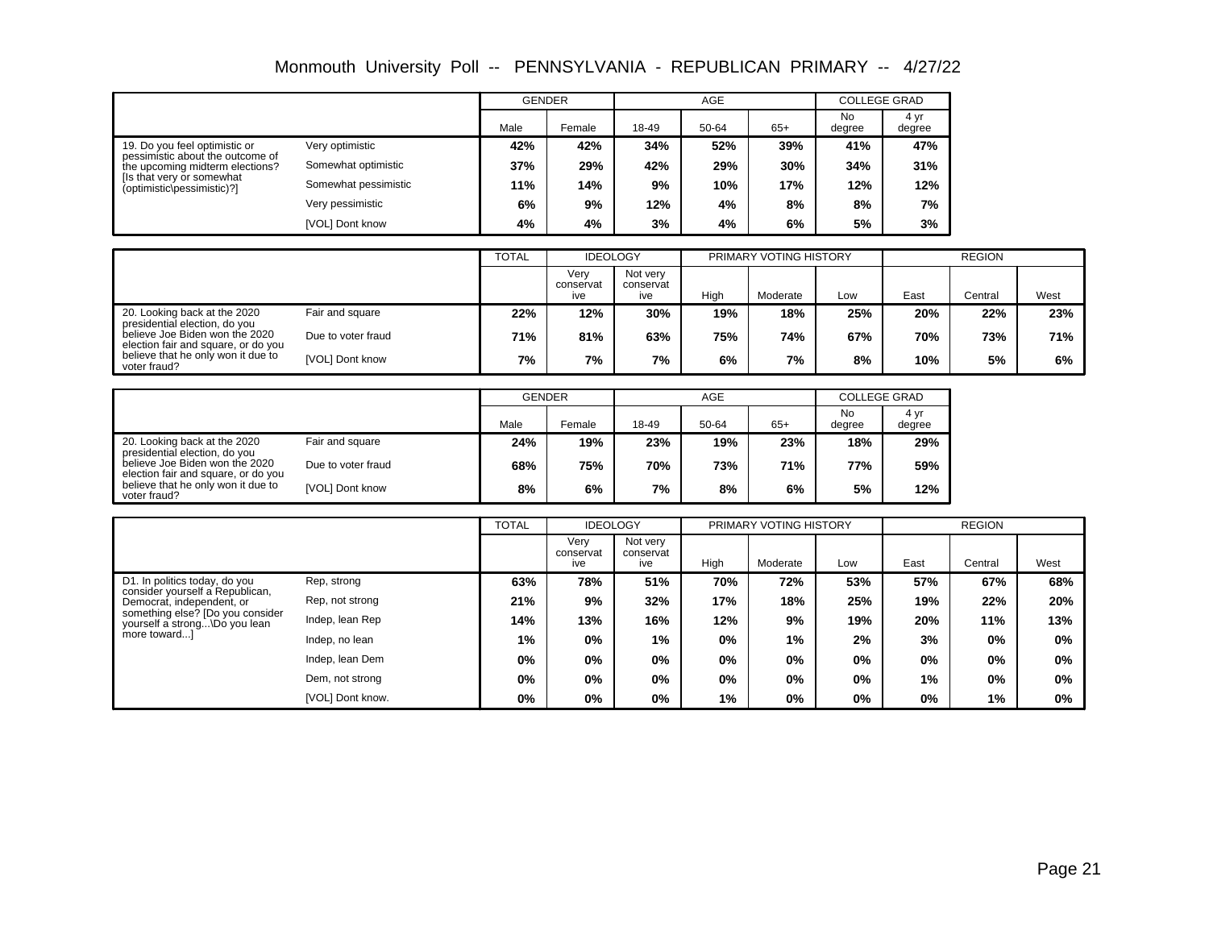# Monmouth University Poll -- PENNSYLVANIA - REPUBLICAN PRIMARY -- 4/27/22

| | | GENDER | | AGE | | | COLLEGE GRAD | |
|---|---|---|---|---|---|---|---|---|
| | | Male | Female | 18-49 | 50-64 | 65+ | No degree | 4 yr degree |
| 19. Do you feel optimistic or pessimistic about the outcome of the upcoming midterm elections? [Is that very or somewhat (optimistic\pessimistic)?] | Very optimistic | 42% | 42% | 34% | 52% | 39% | 41% | 47% |
| | Somewhat optimistic | 37% | 29% | 42% | 29% | 30% | 34% | 31% |
| | Somewhat pessimistic | 11% | 14% | 9% | 10% | 17% | 12% | 12% |
| | Very pessimistic | 6% | 9% | 12% | 4% | 8% | 8% | 7% |
| | [VOL] Dont know | 4% | 4% | 3% | 4% | 6% | 5% | 3% |

| | | TOTAL | IDEOLOGY | | PRIMARY VOTING HISTORY | | | REGION | | |
|---|---|---|---|---|---|---|---|---|---|---|
| | | | Very conservative | Not very conservative | High | Moderate | Low | East | Central | West |
| 20. Looking back at the 2020 presidential election, do you believe Joe Biden won the 2020 election fair and square, or do you believe that he only won it due to voter fraud? | Fair and square | 22% | 12% | 30% | 19% | 18% | 25% | 20% | 22% | 23% |
| | Due to voter fraud | 71% | 81% | 63% | 75% | 74% | 67% | 70% | 73% | 71% |
| | [VOL] Dont know | 7% | 7% | 7% | 6% | 7% | 8% | 10% | 5% | 6% |

| | | GENDER | | AGE | | | COLLEGE GRAD | |
|---|---|---|---|---|---|---|---|---|
| | | Male | Female | 18-49 | 50-64 | 65+ | No degree | 4 yr degree |
| 20. Looking back at the 2020 presidential election, do you believe Joe Biden won the 2020 election fair and square, or do you believe that he only won it due to voter fraud? | Fair and square | 24% | 19% | 23% | 19% | 23% | 18% | 29% |
| | Due to voter fraud | 68% | 75% | 70% | 73% | 71% | 77% | 59% |
| | [VOL] Dont know | 8% | 6% | 7% | 8% | 6% | 5% | 12% |

| | | TOTAL | IDEOLOGY | | PRIMARY VOTING HISTORY | | | REGION | | |
|---|---|---|---|---|---|---|---|---|---|---|
| | | | Very conservative | Not very conservative | High | Moderate | Low | East | Central | West |
| D1. In politics today, do you consider yourself a Republican, Democrat, independent, or something else? [Do you consider yourself a strong...\Do you lean more toward...] | Rep, strong | 63% | 78% | 51% | 70% | 72% | 53% | 57% | 67% | 68% |
| | Rep, not strong | 21% | 9% | 32% | 17% | 18% | 25% | 19% | 22% | 20% |
| | Indep, lean Rep | 14% | 13% | 16% | 12% | 9% | 19% | 20% | 11% | 13% |
| | Indep, no lean | 1% | 0% | 1% | 0% | 1% | 2% | 3% | 0% | 0% |
| | Indep, lean Dem | 0% | 0% | 0% | 0% | 0% | 0% | 0% | 0% | 0% |
| | Dem, not strong | 0% | 0% | 0% | 0% | 0% | 0% | 1% | 0% | 0% |
| | [VOL] Dont know. | 0% | 0% | 0% | 1% | 0% | 0% | 0% | 1% | 0% |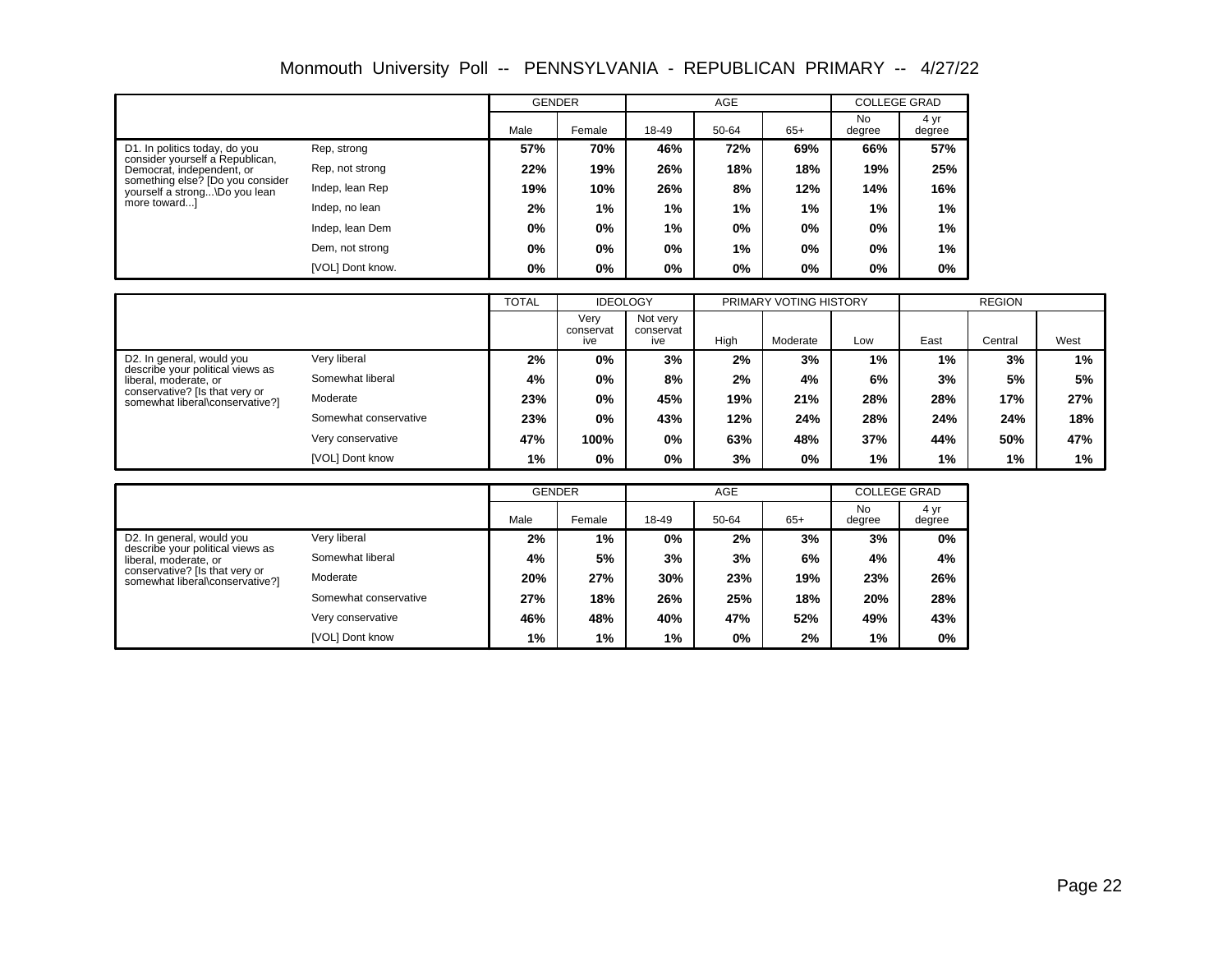# Monmouth University Poll -- PENNSYLVANIA - REPUBLICAN PRIMARY -- 4/27/22

| | | GENDER | | AGE | | | COLLEGE GRAD | |
|---|---|---|---|---|---|---|---|---|
| | | Male | Female | 18-49 | 50-64 | 65+ | No degree | 4 yr degree |
| D1. In politics today, do you consider yourself a Republican, Democrat, independent, or something else? [Do you consider yourself a strong...\Do you lean more toward...] | Rep, strong | 57% | 70% | 46% | 72% | 69% | 66% | 57% |
| | Rep, not strong | 22% | 19% | 26% | 18% | 18% | 19% | 25% |
| | Indep, lean Rep | 19% | 10% | 26% | 8% | 12% | 14% | 16% |
| | Indep, no lean | 2% | 1% | 1% | 1% | 1% | 1% | 1% |
| | Indep, lean Dem | 0% | 0% | 1% | 0% | 0% | 0% | 1% |
| | Dem, not strong | 0% | 0% | 0% | 1% | 0% | 0% | 1% |
| | [VOL] Dont know. | 0% | 0% | 0% | 0% | 0% | 0% | 0% |

| | | TOTAL | IDEOLOGY | | PRIMARY VOTING HISTORY | | | REGION | | |
|---|---|---|---|---|---|---|---|---|---|---|
| | | | Very conservat ive | Not very conservat ive | High | Moderate | Low | East | Central | West |
| D2. In general, would you describe your political views as liberal, moderate, or conservative? [Is that very or somewhat liberal\conservative?] | Very liberal | 2% | 0% | 3% | 2% | 3% | 1% | 1% | 3% | 1% |
| | Somewhat liberal | 4% | 0% | 8% | 2% | 4% | 6% | 3% | 5% | 5% |
| | Moderate | 23% | 0% | 45% | 19% | 21% | 28% | 28% | 17% | 27% |
| | Somewhat conservative | 23% | 0% | 43% | 12% | 24% | 28% | 24% | 24% | 18% |
| | Very conservative | 47% | 100% | 0% | 63% | 48% | 37% | 44% | 50% | 47% |
| | [VOL] Dont know | 1% | 0% | 0% | 3% | 0% | 1% | 1% | 1% | 1% |

| | | GENDER | | AGE | | | COLLEGE GRAD | |
|---|---|---|---|---|---|---|---|---|
| | | Male | Female | 18-49 | 50-64 | 65+ | No degree | 4 yr degree |
| D2. In general, would you describe your political views as liberal, moderate, or conservative? [Is that very or somewhat liberal\conservative?] | Very liberal | 2% | 1% | 0% | 2% | 3% | 3% | 0% |
| | Somewhat liberal | 4% | 5% | 3% | 3% | 6% | 4% | 4% |
| | Moderate | 20% | 27% | 30% | 23% | 19% | 23% | 26% |
| | Somewhat conservative | 27% | 18% | 26% | 25% | 18% | 20% | 28% |
| | Very conservative | 46% | 48% | 40% | 47% | 52% | 49% | 43% |
| | [VOL] Dont know | 1% | 1% | 1% | 0% | 2% | 1% | 0% |